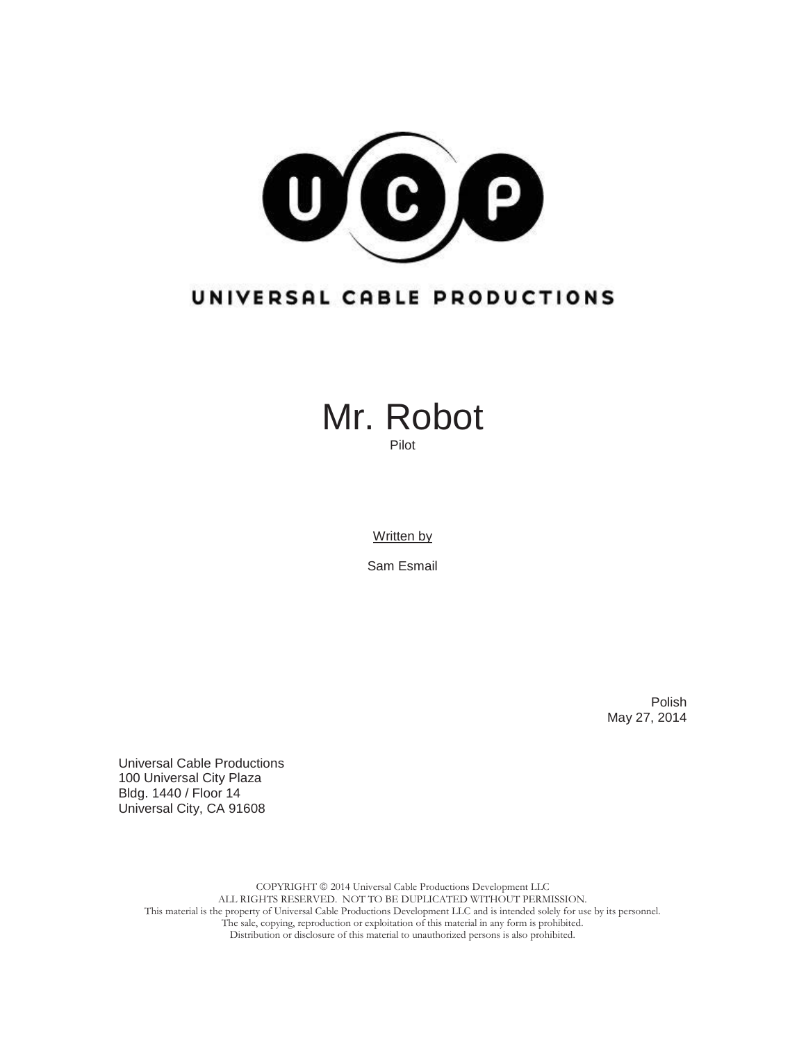UNIVERSAL CABLE PRODUCTIONS

# Mr. Robot

Pilot

Written by

Sam Esmail

Polish
May 27, 2014

Universal Cable Productions
100 Universal City Plaza
Bldg. 1440 / Floor 14
Universal City, CA 91608

COPYRIGHT © 2014 Universal Cable Productions Development LLC
ALL RIGHTS RESERVED. NOT TO BE DUPLICATED WITHOUT PERMISSION.
This material is the property of Universal Cable Productions Development LLC and is intended solely for use by its personnel.
The sale, copying, reproduction or exploitation of this material in any form is prohibited.
Distribution or disclosure of this material to unauthorized persons is also prohibited.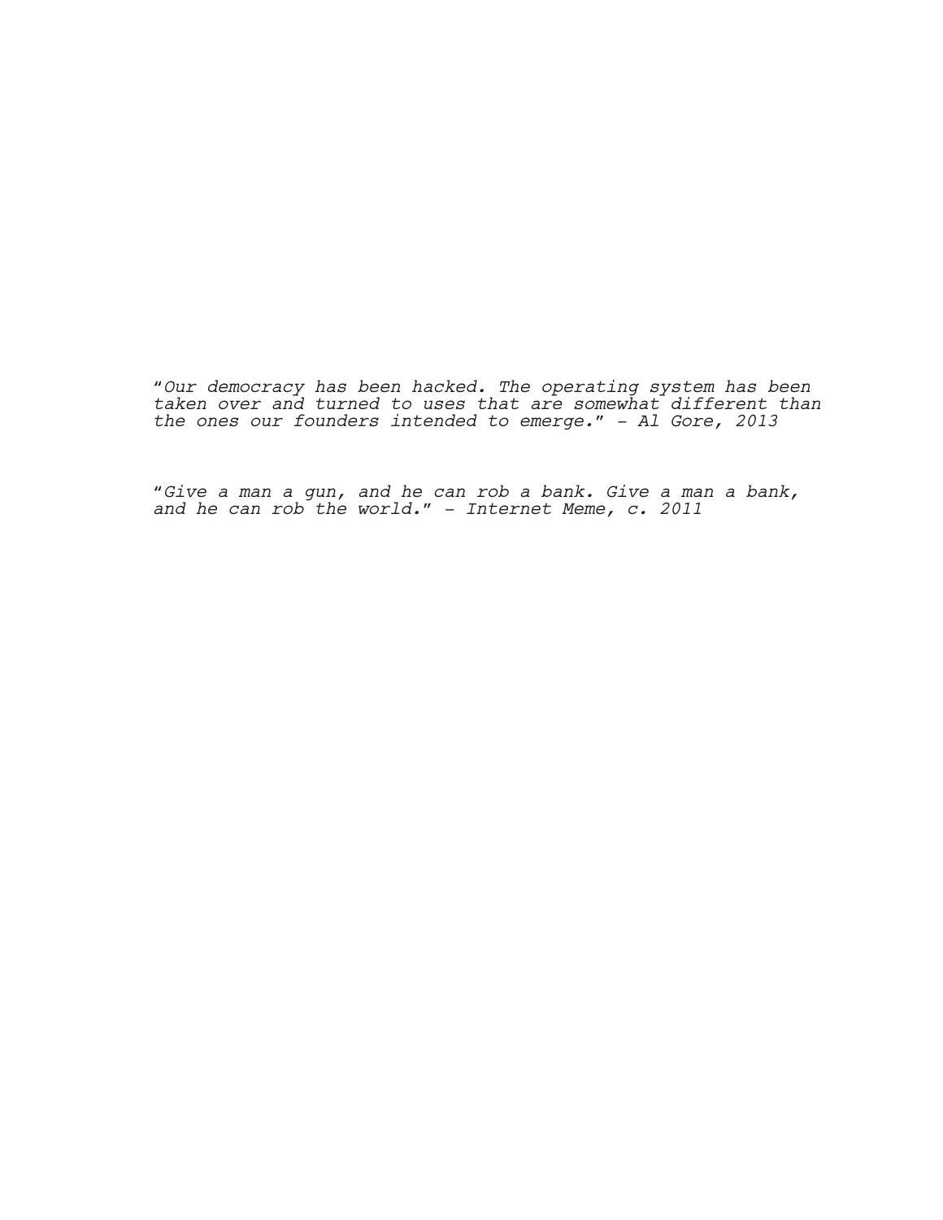*"Our democracy has been hacked. The operating system has been taken over and turned to uses that are somewhat different than the ones our founders intended to emerge." - Al Gore, 2013*

*"Give a man a gun, and he can rob a bank. Give a man a bank, and he can rob the world." - Internet Meme, c. 2011*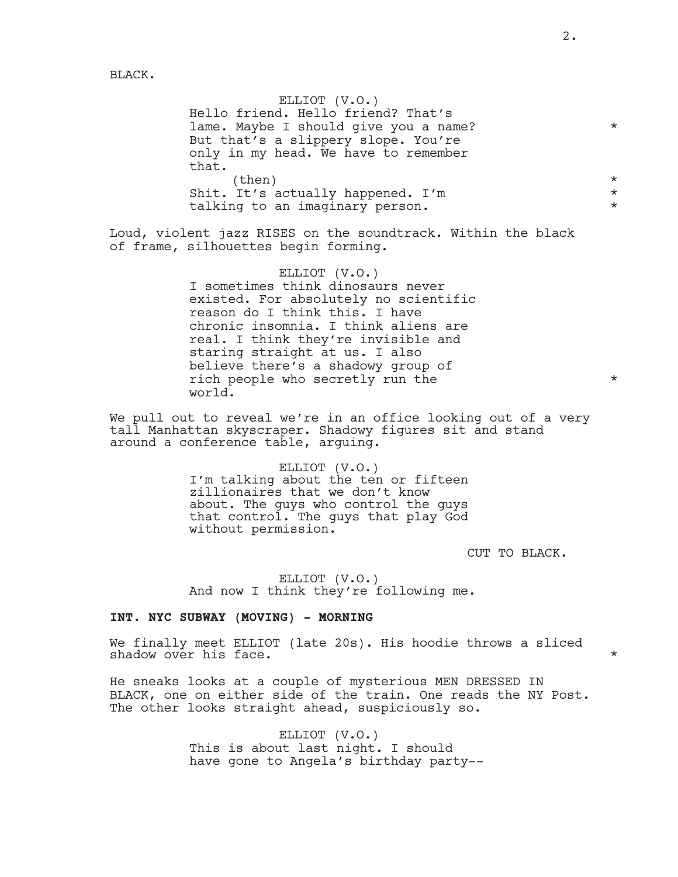BLACK.

ELLIOT (V.O.)
Hello friend. Hello friend? That's lame. Maybe I should give you a name? *
But that's a slippery slope. You're only in my head. We have to remember that.
(then) *
Shit. It's actually happened. I'm *
talking to an imaginary person. *

Loud, violent jazz RISES on the soundtrack. Within the black of frame, silhouettes begin forming.

ELLIOT (V.O.)
I sometimes think dinosaurs never existed. For absolutely no scientific reason do I think this. I have chronic insomnia. I think aliens are real. I think they're invisible and staring straight at us. I also believe there's a shadowy group of rich people who secretly run the *
world.

We pull out to reveal we're in an office looking out of a very tall Manhattan skyscraper. Shadowy figures sit and stand around a conference table, arguing.

ELLIOT (V.O.)
I'm talking about the ten or fifteen zillionaires that we don't know about. The guys who control the guys that control. The guys that play God without permission.

CUT TO BLACK.

ELLIOT (V.O.)
And now I think they're following me.

**INT. NYC SUBWAY (MOVING) - MORNING**

We finally meet ELLIOT (late 20s). His hoodie throws a sliced shadow over his face. *

He sneaks looks at a couple of mysterious MEN DRESSED IN BLACK, one on either side of the train. One reads the NY Post. The other looks straight ahead, suspiciously so.

ELLIOT (V.O.)
This is about last night. I should have gone to Angela's birthday party--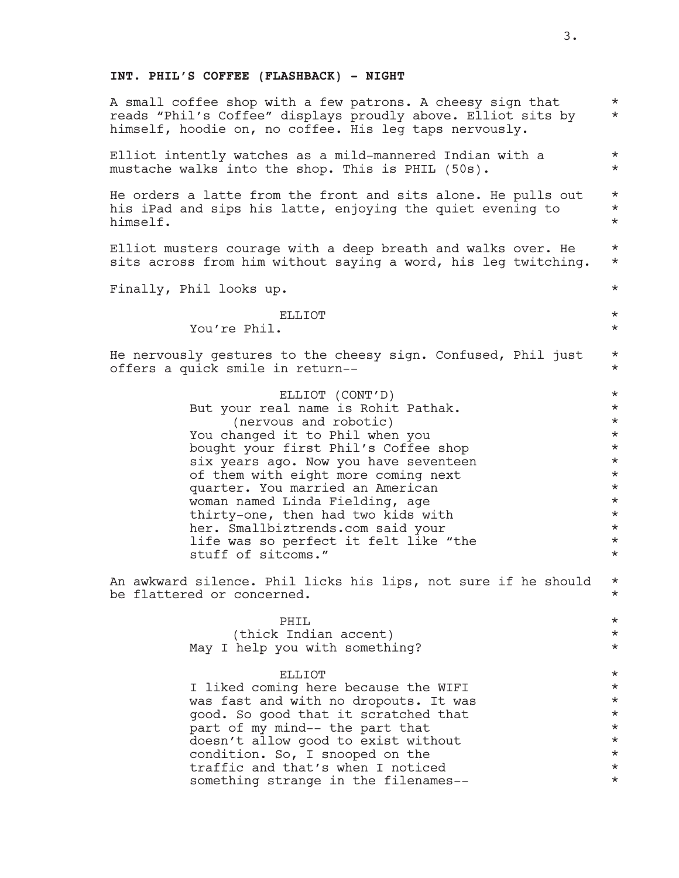**INT. PHIL'S COFFEE (FLASHBACK) - NIGHT**

A small coffee shop with a few patrons. A cheesy sign that reads "Phil's Coffee" displays proudly above. Elliot sits by himself, hoodie on, no coffee. His leg taps nervously.

Elliot intently watches as a mild-mannered Indian with a mustache walks into the shop. This is PHIL (50s).

He orders a latte from the front and sits alone. He pulls out his iPad and sips his latte, enjoying the quiet evening to himself.

Elliot musters courage with a deep breath and walks over. He sits across from him without saying a word, his leg twitching.

Finally, Phil looks up.

ELLIOT
You're Phil.

He nervously gestures to the cheesy sign. Confused, Phil just offers a quick smile in return--

ELLIOT (CONT'D)
But your real name is Rohit Pathak.
(nervous and robotic)
You changed it to Phil when you bought your first Phil's Coffee shop six years ago. Now you have seventeen of them with eight more coming next quarter. You married an American woman named Linda Fielding, age thirty-one, then had two kids with her. Smallbiztrends.com said your life was so perfect it felt like "the stuff of sitcoms."

An awkward silence. Phil licks his lips, not sure if he should be flattered or concerned.

PHIL
(thick Indian accent)
May I help you with something?

ELLIOT
I liked coming here because the WIFI was fast and with no dropouts. It was good. So good that it scratched that part of my mind-- the part that doesn't allow good to exist without condition. So, I snooped on the traffic and that's when I noticed something strange in the filenames--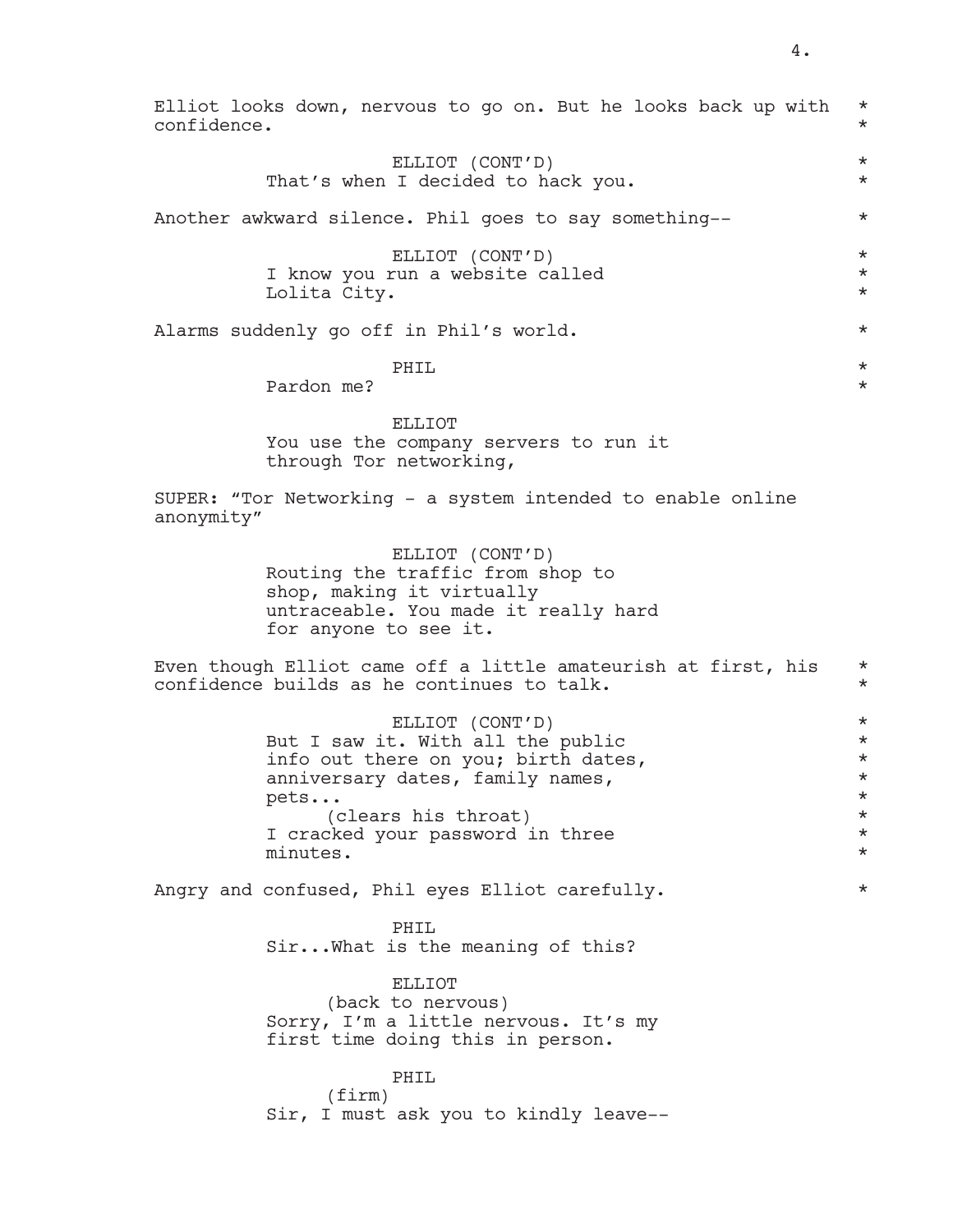Elliot looks down, nervous to go on. But he looks back up with confidence. *

ELLIOT (CONT'D)
That's when I decided to hack you. *

Another awkward silence. Phil goes to say something-- *

ELLIOT (CONT'D)
I know you run a website called Lolita City. *

Alarms suddenly go off in Phil's world. *

PHIL
Pardon me? *

ELLIOT
You use the company servers to run it through Tor networking,

SUPER: "Tor Networking - a system intended to enable online anonymity"

ELLIOT (CONT'D)
Routing the traffic from shop to shop, making it virtually untraceable. You made it really hard for anyone to see it.

Even though Elliot came off a little amateurish at first, his confidence builds as he continues to talk. *

ELLIOT (CONT'D)
But I saw it. With all the public info out there on you; birth dates, anniversary dates, family names, pets...
(clears his throat)
I cracked your password in three minutes. *

Angry and confused, Phil eyes Elliot carefully. *

PHIL
Sir...What is the meaning of this?

ELLIOT
(back to nervous)
Sorry, I'm a little nervous. It's my first time doing this in person.

PHIL
(firm)
Sir, I must ask you to kindly leave--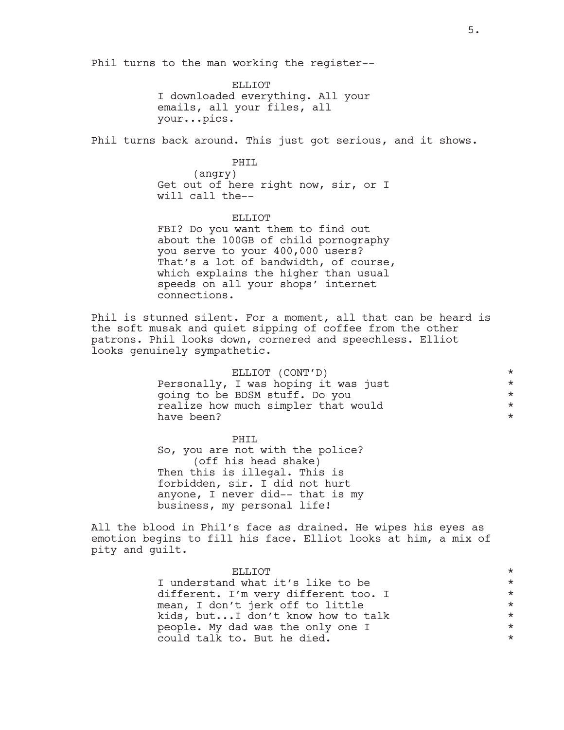Phil turns to the man working the register--

ELLIOT
I downloaded everything. All your emails, all your files, all your...pics.

Phil turns back around. This just got serious, and it shows.

PHIL
(angry)
Get out of here right now, sir, or I will call the--

ELLIOT
FBI? Do you want them to find out about the 100GB of child pornography you serve to your 400,000 users? That's a lot of bandwidth, of course, which explains the higher than usual speeds on all your shops' internet connections.

Phil is stunned silent. For a moment, all that can be heard is the soft musak and quiet sipping of coffee from the other patrons. Phil looks down, cornered and speechless. Elliot looks genuinely sympathetic.

ELLIOT (CONT'D)
Personally, I was hoping it was just going to be BDSM stuff. Do you realize how much simpler that would have been?

PHIL
So, you are not with the police?
(off his head shake)
Then this is illegal. This is forbidden, sir. I did not hurt anyone, I never did-- that is my business, my personal life!

All the blood in Phil's face as drained. He wipes his eyes as emotion begins to fill his face. Elliot looks at him, a mix of pity and guilt.

ELLIOT
I understand what it's like to be different. I'm very different too. I mean, I don't jerk off to little kids, but...I don't know how to talk people. My dad was the only one I could talk to. But he died.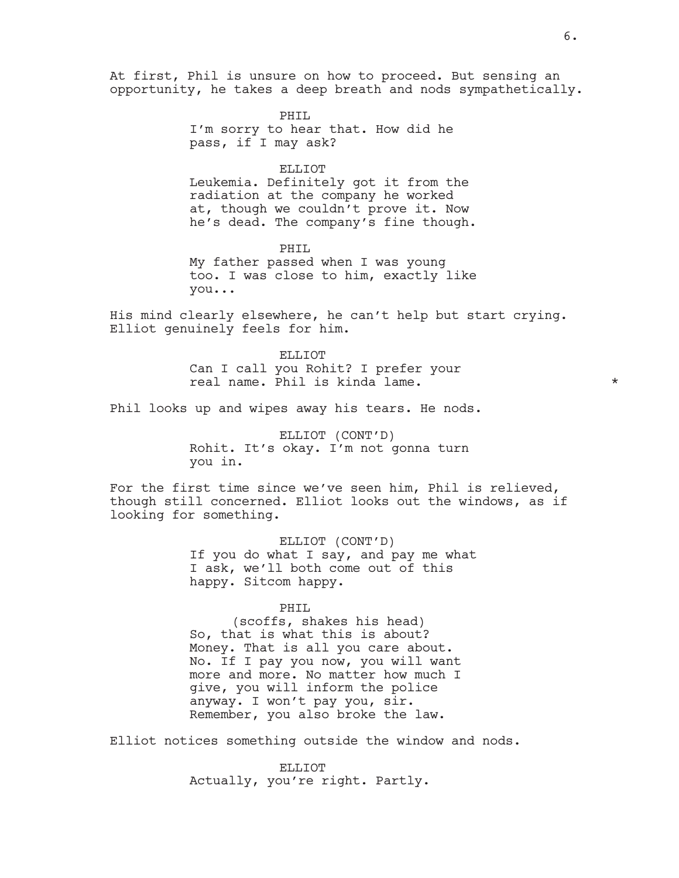At first, Phil is unsure on how to proceed. But sensing an opportunity, he takes a deep breath and nods sympathetically.

PHIL
I'm sorry to hear that. How did he pass, if I may ask?

ELLIOT
Leukemia. Definitely got it from the radiation at the company he worked at, though we couldn't prove it. Now he's dead. The company's fine though.

PHIL
My father passed when I was young too. I was close to him, exactly like you...

His mind clearly elsewhere, he can't help but start crying. Elliot genuinely feels for him.

ELLIOT
Can I call you Rohit? I prefer your real name. Phil is kinda lame. *

Phil looks up and wipes away his tears. He nods.

ELLIOT (CONT'D)
Rohit. It's okay. I'm not gonna turn you in.

For the first time since we've seen him, Phil is relieved, though still concerned. Elliot looks out the windows, as if looking for something.

ELLIOT (CONT'D)
If you do what I say, and pay me what I ask, we'll both come out of this happy. Sitcom happy.

PHIL
(scoffs, shakes his head)
So, that is what this is about? Money. That is all you care about. No. If I pay you now, you will want more and more. No matter how much I give, you will inform the police anyway. I won't pay you, sir. Remember, you also broke the law.

Elliot notices something outside the window and nods.

ELLIOT
Actually, you're right. Partly.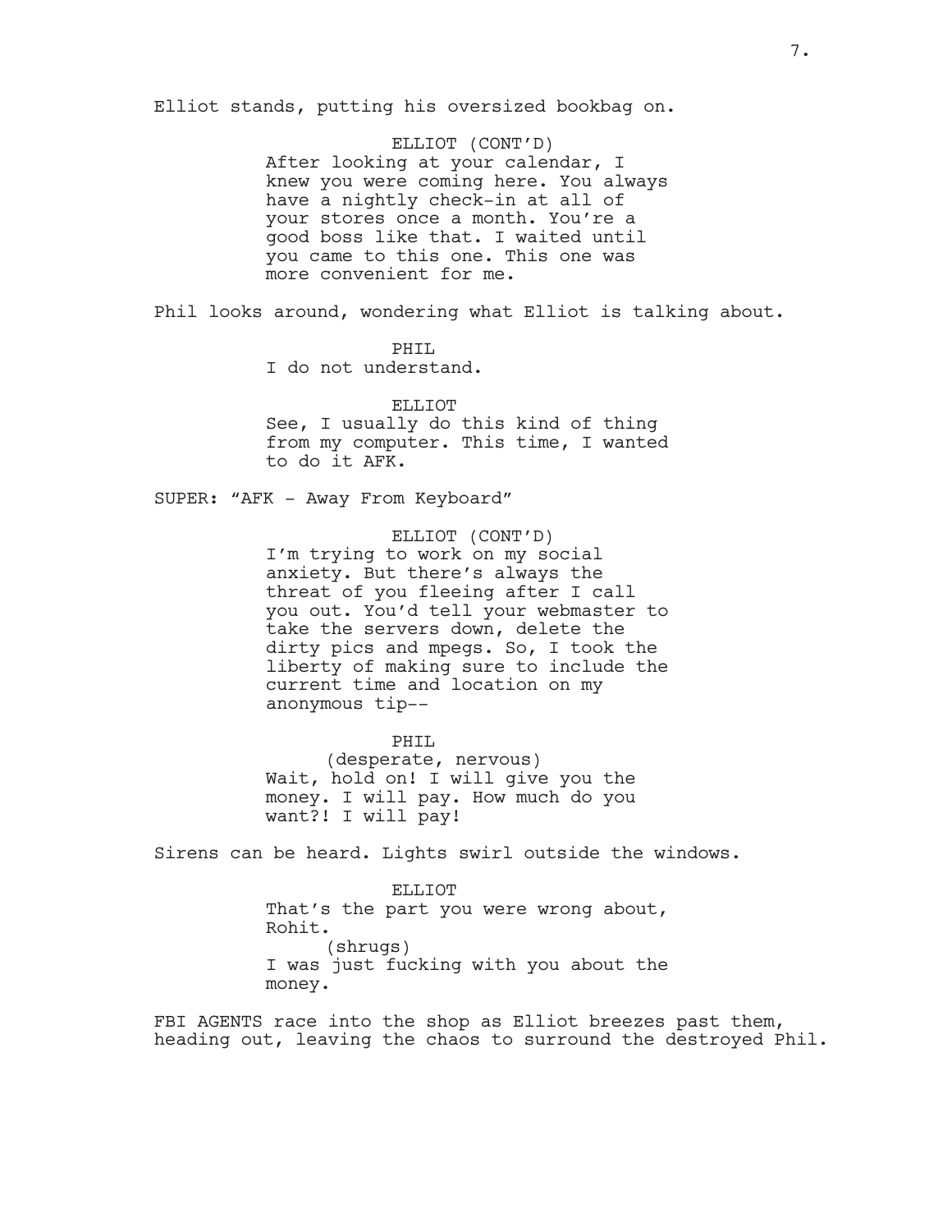Elliot stands, putting his oversized bookbag on.

ELLIOT (CONT'D)
After looking at your calendar, I knew you were coming here. You always have a nightly check-in at all of your stores once a month. You're a good boss like that. I waited until you came to this one. This one was more convenient for me.

Phil looks around, wondering what Elliot is talking about.

PHIL
I do not understand.

ELLIOT
See, I usually do this kind of thing from my computer. This time, I wanted to do it AFK.

SUPER: "AFK - Away From Keyboard"

ELLIOT (CONT'D)
I'm trying to work on my social anxiety. But there's always the threat of you fleeing after I call you out. You'd tell your webmaster to take the servers down, delete the dirty pics and mpegs. So, I took the liberty of making sure to include the current time and location on my anonymous tip--

PHIL
(desperate, nervous)
Wait, hold on! I will give you the money. I will pay. How much do you want?! I will pay!

Sirens can be heard. Lights swirl outside the windows.

ELLIOT
That's the part you were wrong about, Rohit.
(shrugs)
I was just fucking with you about the money.

FBI AGENTS race into the shop as Elliot breezes past them, heading out, leaving the chaos to surround the destroyed Phil.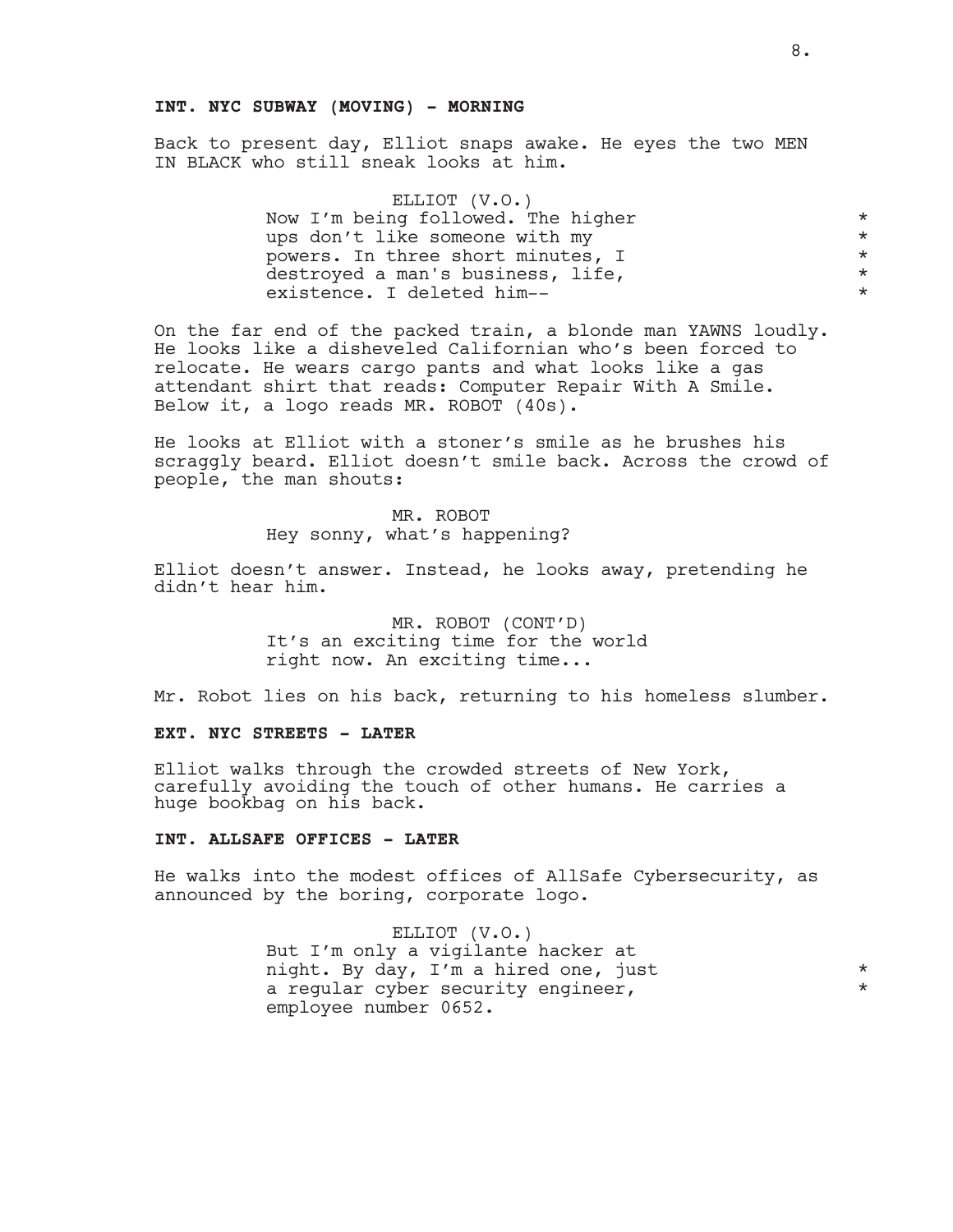**INT. NYC SUBWAY (MOVING) - MORNING**

Back to present day, Elliot snaps awake. He eyes the two MEN IN BLACK who still sneak looks at him.

ELLIOT (V.O.)
Now I'm being followed. The higher ups don't like someone with my powers. In three short minutes, I destroyed a man's business, life, existence. I deleted him-- *

On the far end of the packed train, a blonde man YAWNS loudly. He looks like a disheveled Californian who's been forced to relocate. He wears cargo pants and what looks like a gas attendant shirt that reads: Computer Repair With A Smile. Below it, a logo reads MR. ROBOT (40s).

He looks at Elliot with a stoner's smile as he brushes his scraggly beard. Elliot doesn't smile back. Across the crowd of people, the man shouts:

MR. ROBOT
Hey sonny, what's happening?

Elliot doesn't answer. Instead, he looks away, pretending he didn't hear him.

MR. ROBOT (CONT'D)
It's an exciting time for the world right now. An exciting time...

Mr. Robot lies on his back, returning to his homeless slumber.

**EXT. NYC STREETS - LATER**

Elliot walks through the crowded streets of New York, carefully avoiding the touch of other humans. He carries a huge bookbag on his back.

**INT. ALLSAFE OFFICES - LATER**

He walks into the modest offices of AllSafe Cybersecurity, as announced by the boring, corporate logo.

ELLIOT (V.O.)
But I'm only a vigilante hacker at night. By day, I'm a hired one, just a regular cyber security engineer, employee number 0652. *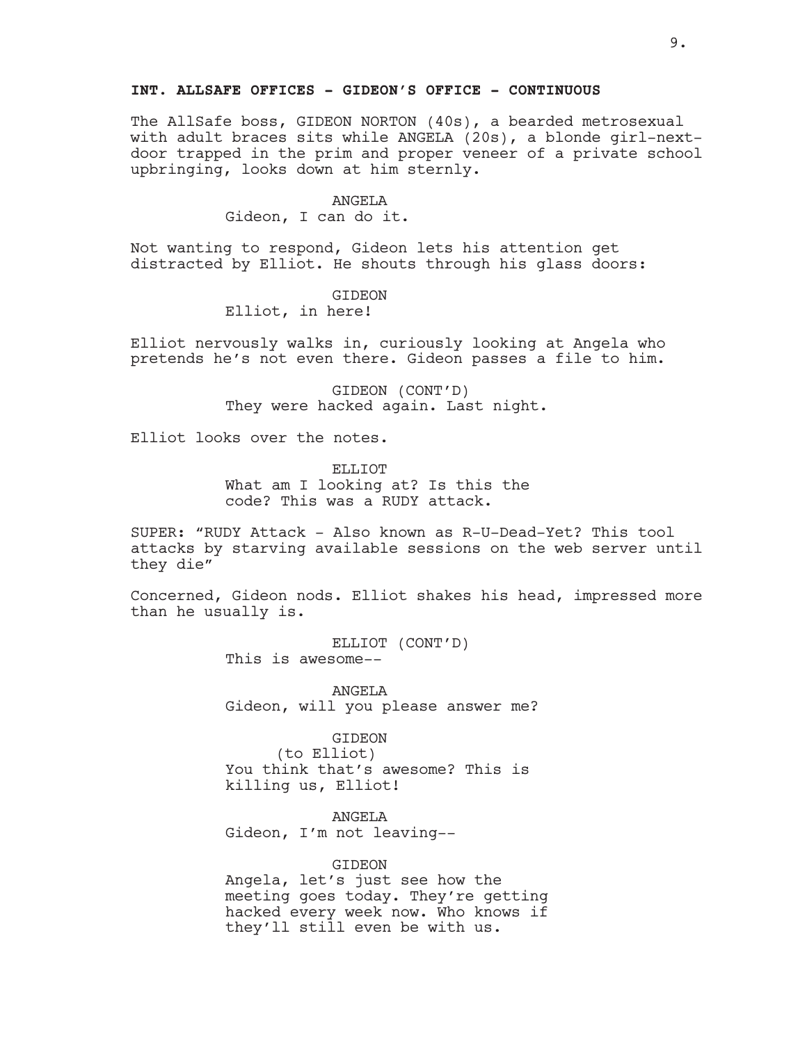**INT. ALLSAFE OFFICES - GIDEON'S OFFICE - CONTINUOUS**

The AllSafe boss, GIDEON NORTON (40s), a bearded metrosexual with adult braces sits while ANGELA (20s), a blonde girl-next-door trapped in the prim and proper veneer of a private school upbringing, looks down at him sternly.

ANGELA
Gideon, I can do it.

Not wanting to respond, Gideon lets his attention get distracted by Elliot. He shouts through his glass doors:

GIDEON
Elliot, in here!

Elliot nervously walks in, curiously looking at Angela who pretends he's not even there. Gideon passes a file to him.

GIDEON (CONT'D)
They were hacked again. Last night.

Elliot looks over the notes.

ELLIOT
What am I looking at? Is this the code? This was a RUDY attack.

SUPER: "RUDY Attack - Also known as R-U-Dead-Yet? This tool attacks by starving available sessions on the web server until they die"

Concerned, Gideon nods. Elliot shakes his head, impressed more than he usually is.

ELLIOT (CONT'D)
This is awesome--

ANGELA
Gideon, will you please answer me?

GIDEON
(to Elliot)
You think that's awesome? This is killing us, Elliot!

ANGELA
Gideon, I'm not leaving--

GIDEON
Angela, let's just see how the meeting goes today. They're getting hacked every week now. Who knows if they'll still even be with us.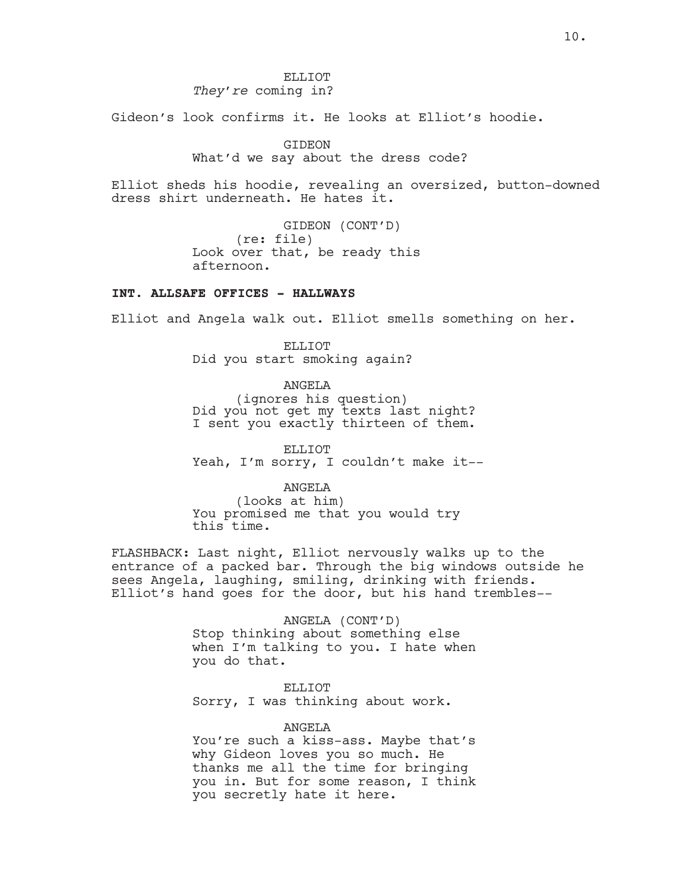ELLIOT
*They're* coming in?

Gideon's look confirms it. He looks at Elliot's hoodie.

GIDEON
What'd we say about the dress code?

Elliot sheds his hoodie, revealing an oversized, button-downed dress shirt underneath. He hates it.

GIDEON (CONT'D)
(re: file)
Look over that, be ready this afternoon.

**INT. ALLSAFE OFFICES - HALLWAYS**

Elliot and Angela walk out. Elliot smells something on her.

ELLIOT
Did you start smoking again?

ANGELA
(ignores his question)
Did you not get my texts last night? I sent you exactly thirteen of them.

ELLIOT
Yeah, I'm sorry, I couldn't make it--

ANGELA
(looks at him)
You promised me that you would try this time.

FLASHBACK: Last night, Elliot nervously walks up to the entrance of a packed bar. Through the big windows outside he sees Angela, laughing, smiling, drinking with friends. Elliot's hand goes for the door, but his hand trembles--

ANGELA (CONT'D)
Stop thinking about something else when I'm talking to you. I hate when you do that.

ELLIOT
Sorry, I was thinking about work.

ANGELA
You're such a kiss-ass. Maybe that's why Gideon loves you so much. He thanks me all the time for bringing you in. But for some reason, I think you secretly hate it here.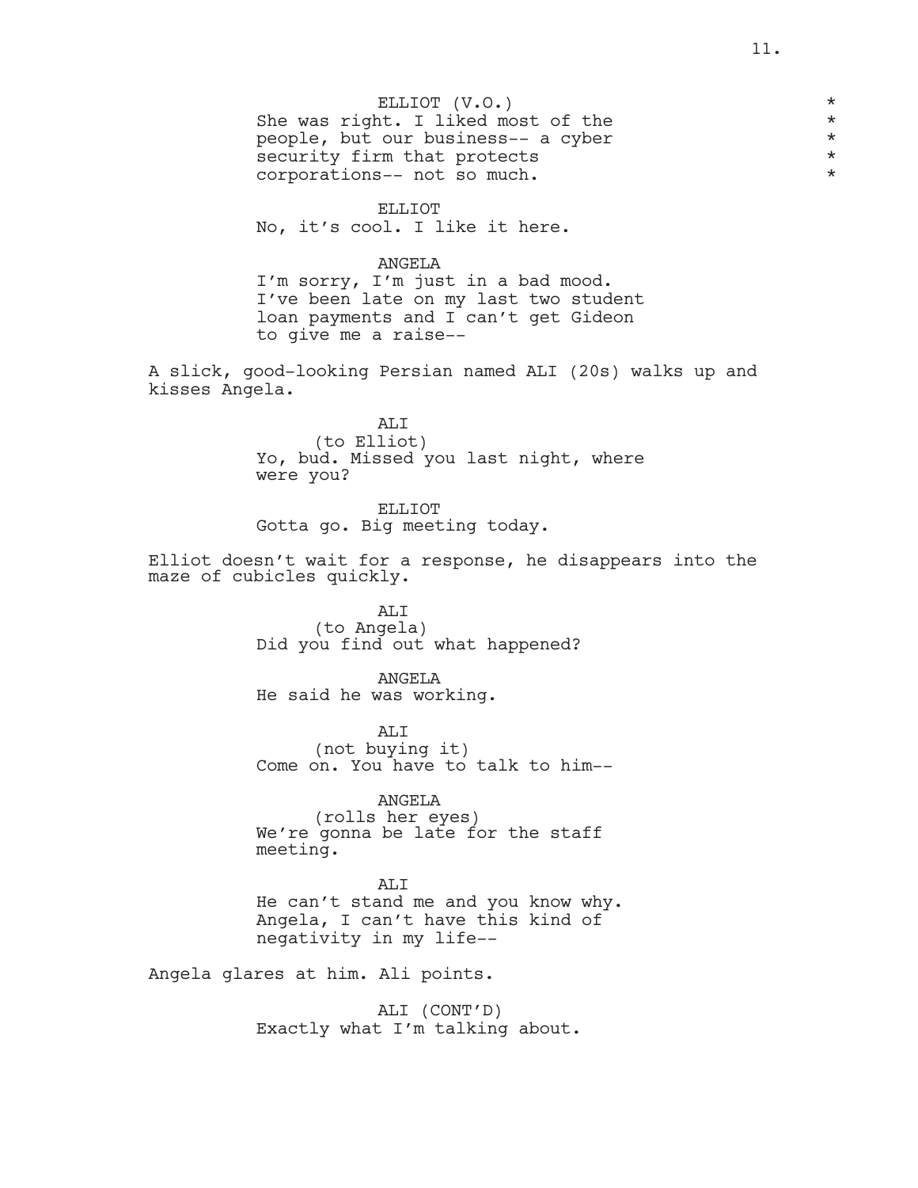ELLIOT (V.O.)
She was right. I liked most of the people, but our business-- a cyber security firm that protects corporations-- not so much.

ELLIOT
No, it's cool. I like it here.

ANGELA
I'm sorry, I'm just in a bad mood. I've been late on my last two student loan payments and I can't get Gideon to give me a raise--

A slick, good-looking Persian named ALI (20s) walks up and kisses Angela.

ALI
(to Elliot)
Yo, bud. Missed you last night, where were you?

ELLIOT
Gotta go. Big meeting today.

Elliot doesn't wait for a response, he disappears into the maze of cubicles quickly.

ALI
(to Angela)
Did you find out what happened?

ANGELA
He said he was working.

ALI
(not buying it)
Come on. You have to talk to him--

ANGELA
(rolls her eyes)
We're gonna be late for the staff meeting.

ALI
He can't stand me and you know why. Angela, I can't have this kind of negativity in my life--

Angela glares at him. Ali points.

ALI (CONT'D)
Exactly what I'm talking about.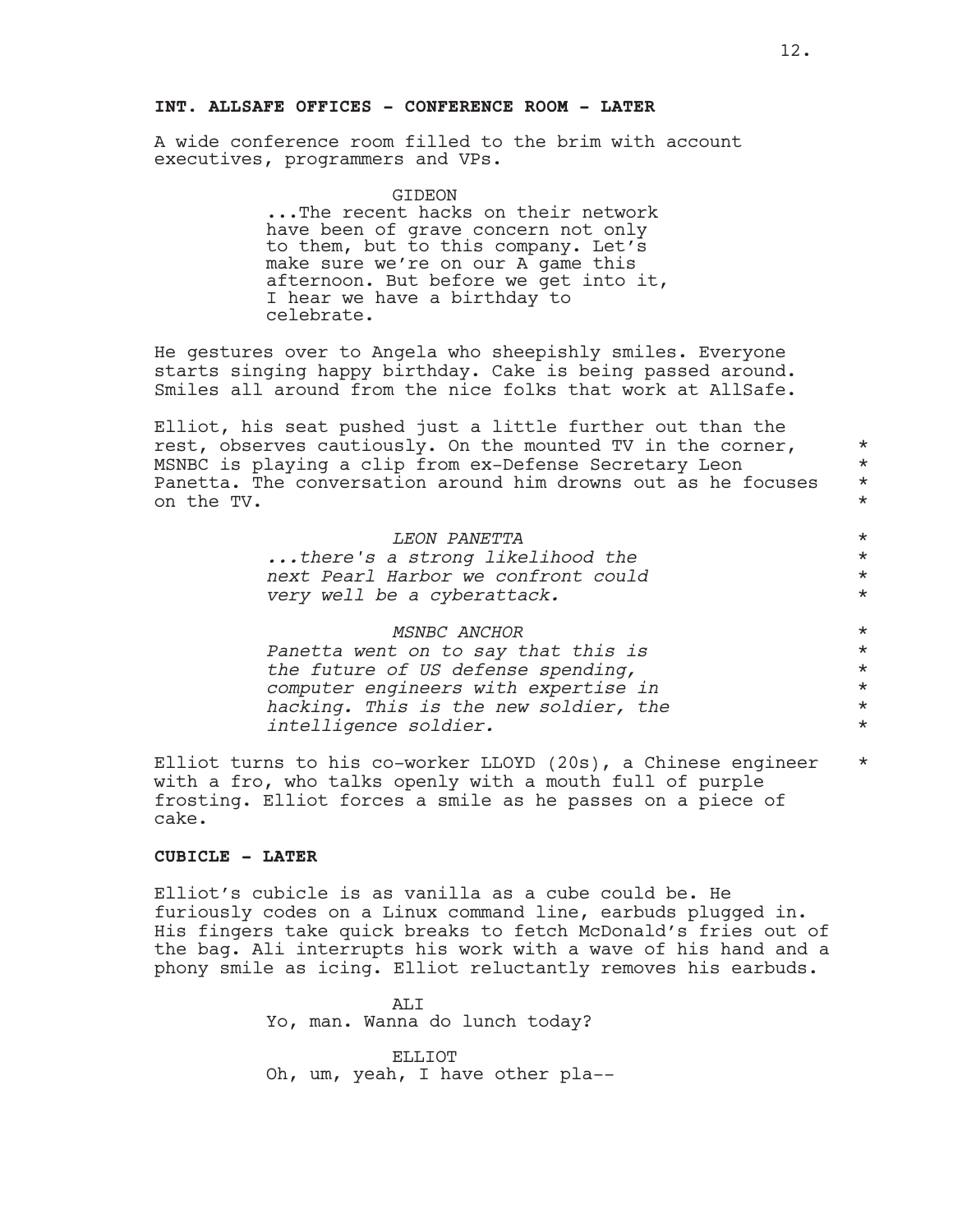**INT. ALLSAFE OFFICES - CONFERENCE ROOM - LATER**

A wide conference room filled to the brim with account executives, programmers and VPs.

GIDEON
...The recent hacks on their network have been of grave concern not only to them, but to this company. Let's make sure we're on our A game this afternoon. But before we get into it, I hear we have a birthday to celebrate.

He gestures over to Angela who sheepishly smiles. Everyone starts singing happy birthday. Cake is being passed around. Smiles all around from the nice folks that work at AllSafe.

Elliot, his seat pushed just a little further out than the rest, observes cautiously. On the mounted TV in the corner, MSNBC is playing a clip from ex-Defense Secretary Leon Panetta. The conversation around him drowns out as he focuses on the TV. *

*LEON PANETTA*
*...there's a strong likelihood the next Pearl Harbor we confront could very well be a cyberattack.* *

*MSNBC ANCHOR*
*Panetta went on to say that this is the future of US defense spending, computer engineers with expertise in hacking. This is the new soldier, the intelligence soldier.* *

Elliot turns to his co-worker LLOYD (20s), a Chinese engineer with a fro, who talks openly with a mouth full of purple frosting. Elliot forces a smile as he passes on a piece of cake. *

**CUBICLE - LATER**

Elliot's cubicle is as vanilla as a cube could be. He furiously codes on a Linux command line, earbuds plugged in. His fingers take quick breaks to fetch McDonald's fries out of the bag. Ali interrupts his work with a wave of his hand and a phony smile as icing. Elliot reluctantly removes his earbuds.

ALI
Yo, man. Wanna do lunch today?

ELLIOT
Oh, um, yeah, I have other pla--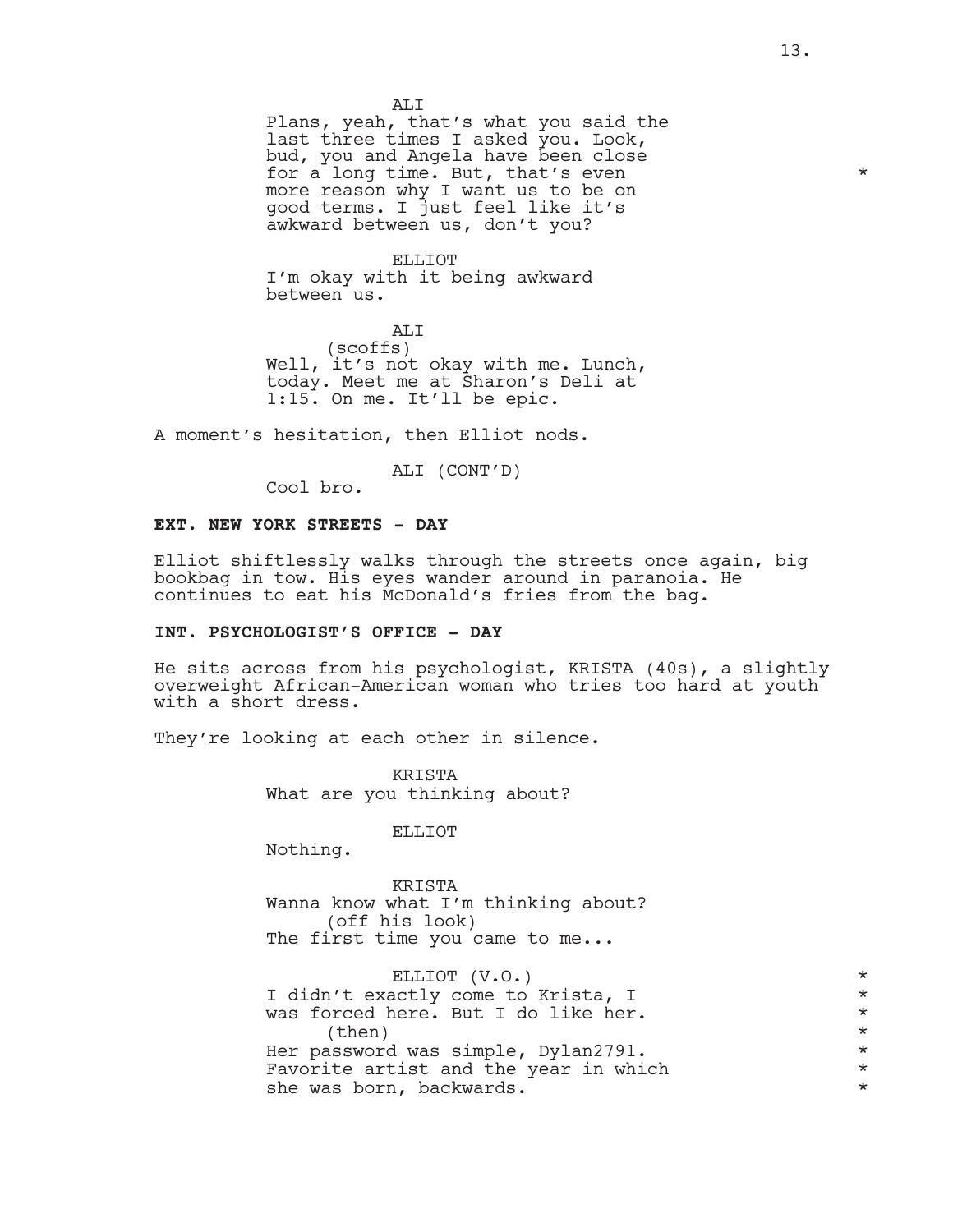ALI

Plans, yeah, that's what you said the last three times I asked you. Look, bud, you and Angela have been close for a long time. But, that's even more reason why I want us to be on good terms. I just feel like it's awkward between us, don't you? *

ELLIOT

I'm okay with it being awkward between us.

ALI

(scoffs)

Well, it's not okay with me. Lunch, today. Meet me at Sharon's Deli at 1:15. On me. It'll be epic.

A moment's hesitation, then Elliot nods.

ALI (CONT'D)

Cool bro.

**EXT. NEW YORK STREETS - DAY**

Elliot shiftlessly walks through the streets once again, big bookbag in tow. His eyes wander around in paranoia. He continues to eat his McDonald's fries from the bag.

**INT. PSYCHOLOGIST'S OFFICE - DAY**

He sits across from his psychologist, KRISTA (40s), a slightly overweight African-American woman who tries too hard at youth with a short dress.

They're looking at each other in silence.

KRISTA

What are you thinking about?

ELLIOT

Nothing.

KRISTA

Wanna know what I'm thinking about?

(off his look)

The first time you came to me...

ELLIOT (V.O.) *

I didn't exactly come to Krista, I *
was forced here. But I do like her. *

(then) *

Her password was simple, Dylan2791. *
Favorite artist and the year in which *
she was born, backwards. *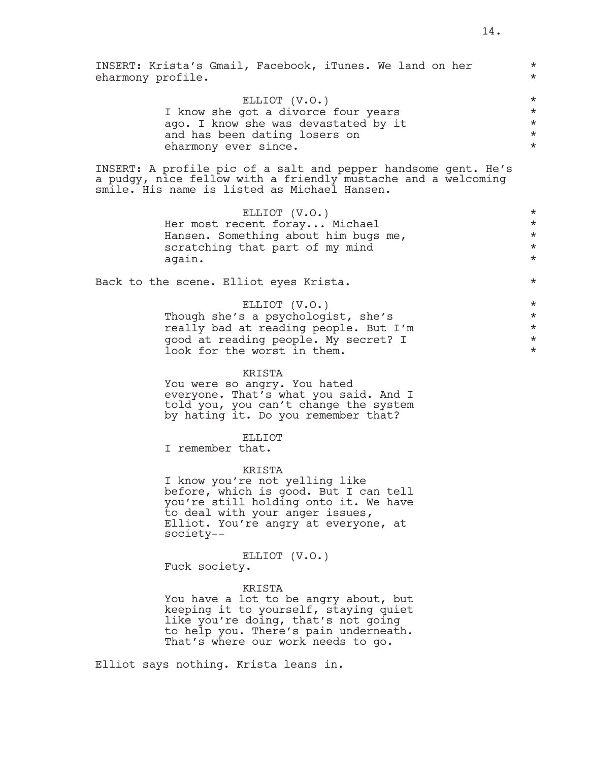INSERT: Krista's Gmail, Facebook, iTunes. We land on her eharmony profile. *

ELLIOT (V.O.)
I know she got a divorce four years ago. I know she was devastated by it and has been dating losers on eharmony ever since. *

INSERT: A profile pic of a salt and pepper handsome gent. He's a pudgy, nice fellow with a friendly mustache and a welcoming smile. His name is listed as Michael Hansen.

ELLIOT (V.O.)
Her most recent foray... Michael Hansen. Something about him bugs me, scratching that part of my mind again. *

Back to the scene. Elliot eyes Krista. *

ELLIOT (V.O.)
Though she's a psychologist, she's really bad at reading people. But I'm good at reading people. My secret? I look for the worst in them. *

KRISTA
You were so angry. You hated everyone. That's what you said. And I told you, you can't change the system by hating it. Do you remember that?

ELLIOT
I remember that.

KRISTA
I know you're not yelling like before, which is good. But I can tell you're still holding onto it. We have to deal with your anger issues, Elliot. You're angry at everyone, at society--

ELLIOT (V.O.)
Fuck society.

KRISTA
You have a lot to be angry about, but keeping it to yourself, staying quiet like you're doing, that's not going to help you. There's pain underneath. That's where our work needs to go.

Elliot says nothing. Krista leans in.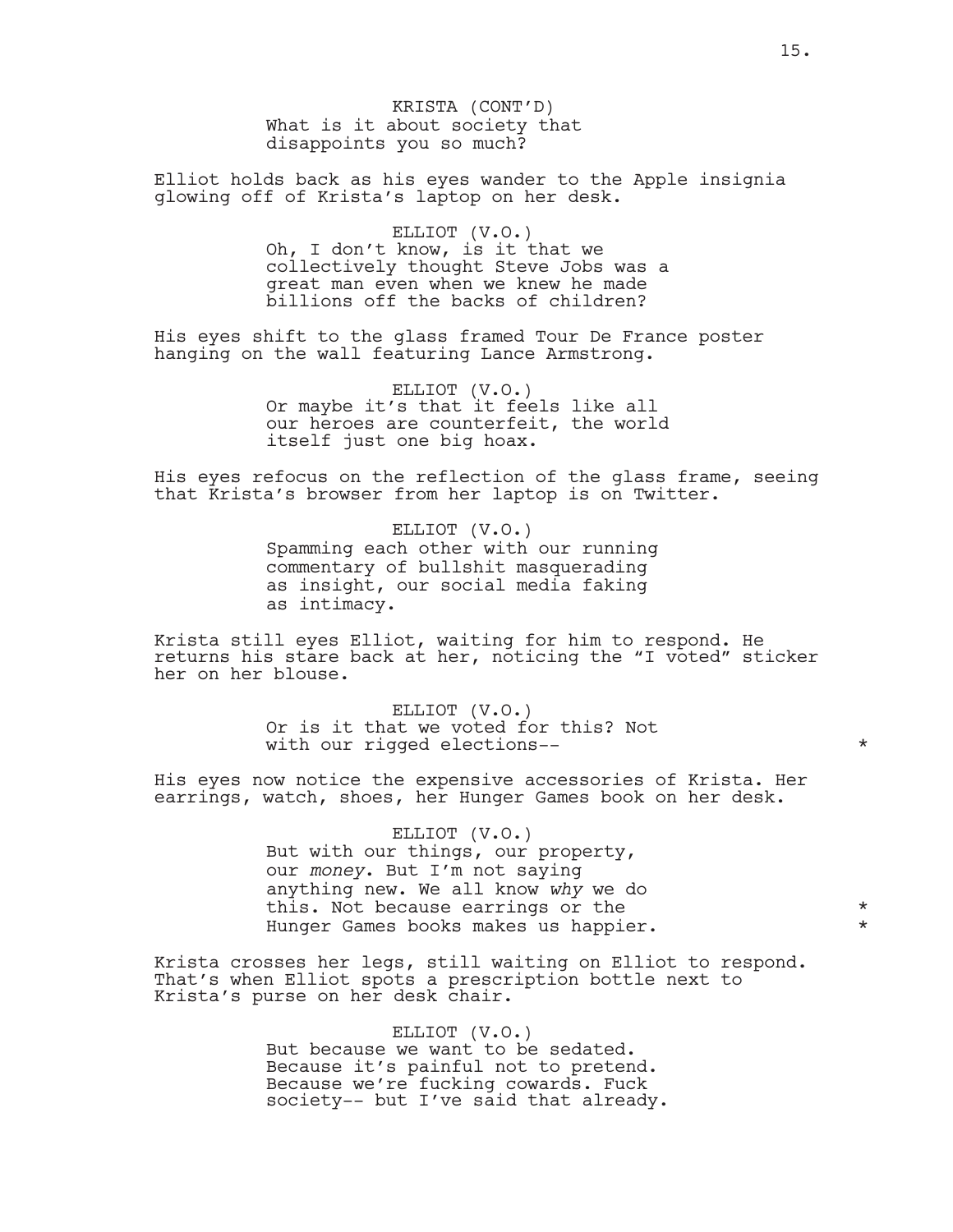KRISTA (CONT'D)
What is it about society that disappoints you so much?

Elliot holds back as his eyes wander to the Apple insignia glowing off of Krista's laptop on her desk.

ELLIOT (V.O.)
Oh, I don't know, is it that we collectively thought Steve Jobs was a great man even when we knew he made billions off the backs of children?

His eyes shift to the glass framed Tour De France poster hanging on the wall featuring Lance Armstrong.

ELLIOT (V.O.)
Or maybe it's that it feels like all our heroes are counterfeit, the world itself just one big hoax.

His eyes refocus on the reflection of the glass frame, seeing that Krista's browser from her laptop is on Twitter.

ELLIOT (V.O.)
Spamming each other with our running commentary of bullshit masquerading as insight, our social media faking as intimacy.

Krista still eyes Elliot, waiting for him to respond. He returns his stare back at her, noticing the "I voted" sticker her on her blouse.

ELLIOT (V.O.)
Or is it that we voted for this? Not with our rigged elections-- *

His eyes now notice the expensive accessories of Krista. Her earrings, watch, shoes, her Hunger Games book on her desk.

ELLIOT (V.O.)
But with our things, our property, our *money*. But I'm not saying anything new. We all know *why* we do this. Not because earrings or the Hunger Games books makes us happier. *

Krista crosses her legs, still waiting on Elliot to respond. That's when Elliot spots a prescription bottle next to Krista's purse on her desk chair.

ELLIOT (V.O.)
But because we want to be sedated. Because it's painful not to pretend. Because we're fucking cowards. Fuck society-- but I've said that already.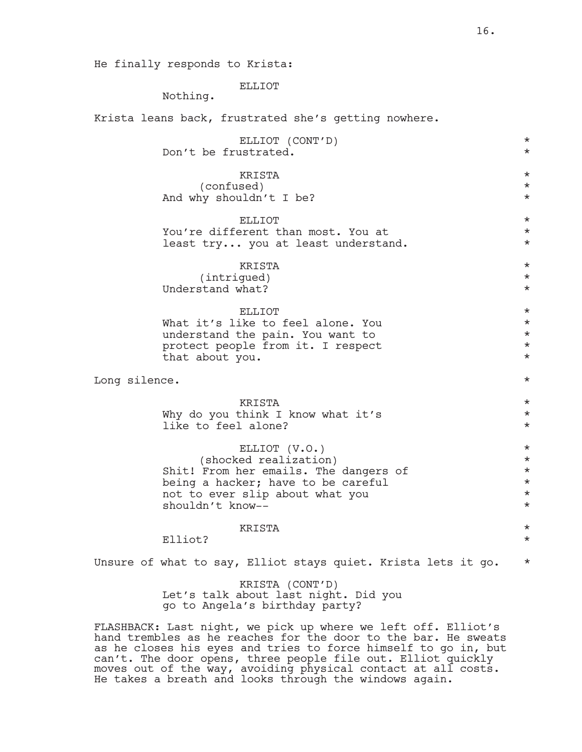He finally responds to Krista:

ELLIOT
Nothing.

Krista leans back, frustrated she's getting nowhere.

ELLIOT (CONT'D) *
Don't be frustrated. *

KRISTA *
(confused) *
And why shouldn't I be? *

ELLIOT *
You're different than most. You at *
least try... you at least understand. *

KRISTA *
(intrigued) *
Understand what? *

ELLIOT *
What it's like to feel alone. You *
understand the pain. You want to *
protect people from it. I respect *
that about you. *

Long silence. *

KRISTA *
Why do you think I know what it's *
like to feel alone? *

ELLIOT (V.O.) *
(shocked realization) *
Shit! From her emails. The dangers of *
being a hacker; have to be careful *
not to ever slip about what you *
shouldn't know-- *

KRISTA *
Elliot? *

Unsure of what to say, Elliot stays quiet. Krista lets it go. *

KRISTA (CONT'D)
Let's talk about last night. Did you
go to Angela's birthday party?

FLASHBACK: Last night, we pick up where we left off. Elliot's hand trembles as he reaches for the door to the bar. He sweats as he closes his eyes and tries to force himself to go in, but can't. The door opens, three people file out. Elliot quickly moves out of the way, avoiding physical contact at all costs. He takes a breath and looks through the windows again.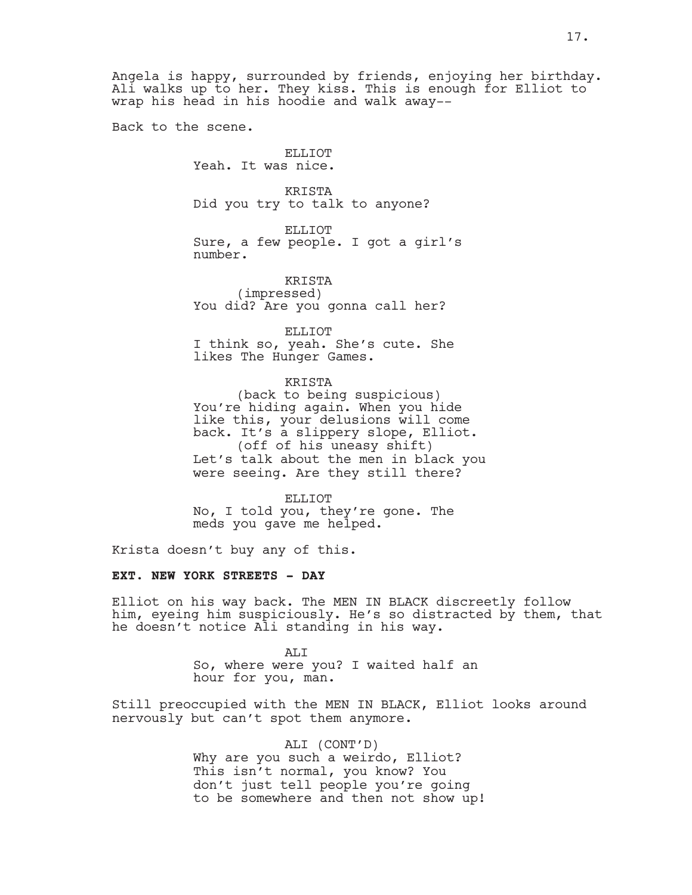Angela is happy, surrounded by friends, enjoying her birthday. Ali walks up to her. They kiss. This is enough for Elliot to wrap his head in his hoodie and walk away--

Back to the scene.

ELLIOT
Yeah. It was nice.

KRISTA
Did you try to talk to anyone?

ELLIOT
Sure, a few people. I got a girl's number.

KRISTA
(impressed)
You did? Are you gonna call her?

ELLIOT
I think so, yeah. She's cute. She likes The Hunger Games.

KRISTA
(back to being suspicious)
You're hiding again. When you hide like this, your delusions will come back. It's a slippery slope, Elliot.
(off of his uneasy shift)
Let's talk about the men in black you were seeing. Are they still there?

ELLIOT
No, I told you, they're gone. The meds you gave me helped.

Krista doesn't buy any of this.

**EXT. NEW YORK STREETS - DAY**

Elliot on his way back. The MEN IN BLACK discreetly follow him, eyeing him suspiciously. He's so distracted by them, that he doesn't notice Ali standing in his way.

ALI
So, where were you? I waited half an hour for you, man.

Still preoccupied with the MEN IN BLACK, Elliot looks around nervously but can't spot them anymore.

ALI (CONT'D)
Why are you such a weirdo, Elliot? This isn't normal, you know? You don't just tell people you're going to be somewhere and then not show up!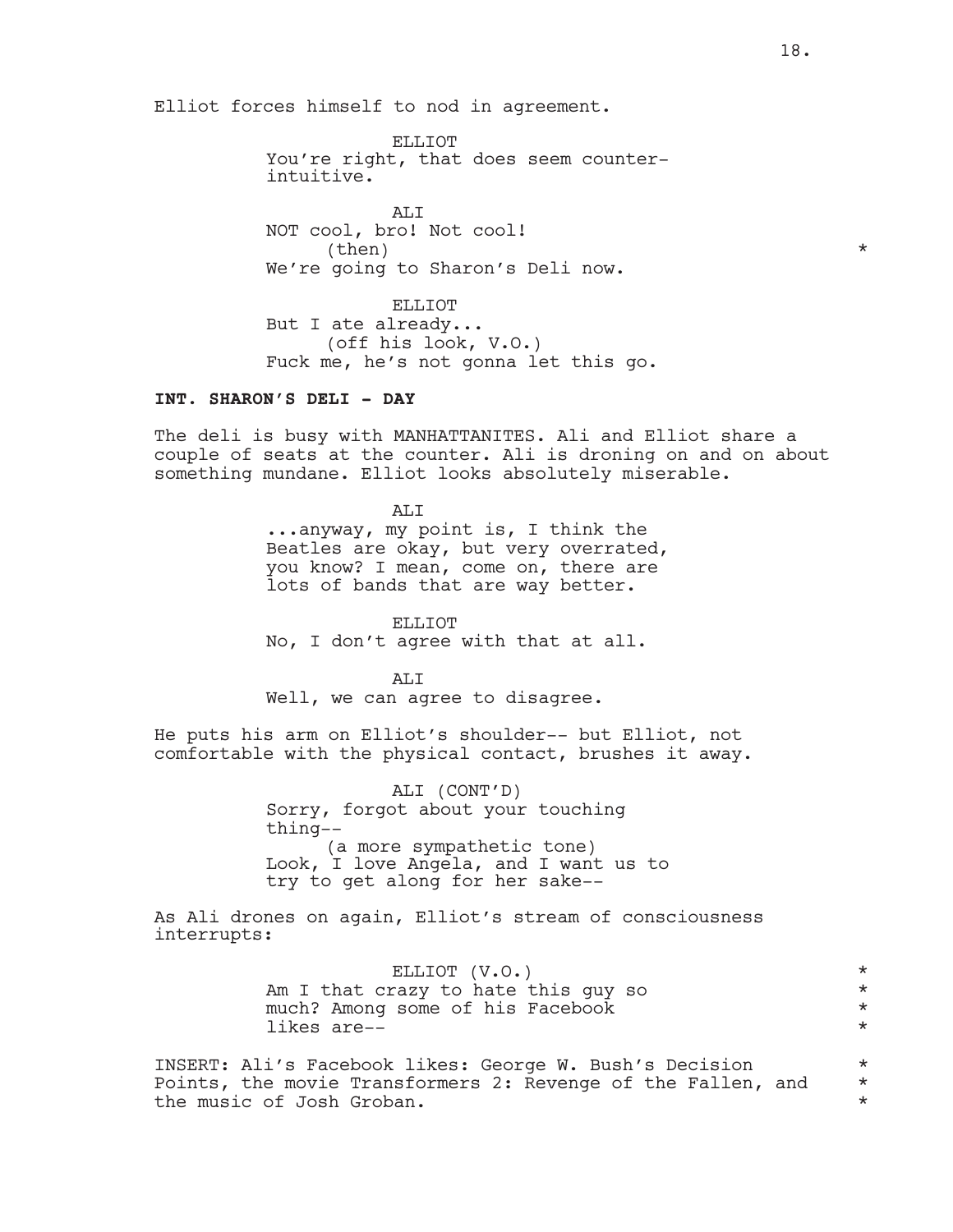Elliot forces himself to nod in agreement.

ELLIOT
You're right, that does seem counter-intuitive.

ALI
NOT cool, bro! Not cool!
(then) *
We're going to Sharon's Deli now.

ELLIOT
But I ate already...
(off his look, V.O.)
Fuck me, he's not gonna let this go.

**INT. SHARON'S DELI - DAY**

The deli is busy with MANHATTANITES. Ali and Elliot share a couple of seats at the counter. Ali is droning on and on about something mundane. Elliot looks absolutely miserable.

ALI
...anyway, my point is, I think the Beatles are okay, but very overrated, you know? I mean, come on, there are lots of bands that are way better.

ELLIOT
No, I don't agree with that at all.

ALI
Well, we can agree to disagree.

He puts his arm on Elliot's shoulder-- but Elliot, not comfortable with the physical contact, brushes it away.

ALI (CONT'D)
Sorry, forgot about your touching thing--
(a more sympathetic tone)
Look, I love Angela, and I want us to try to get along for her sake--

As Ali drones on again, Elliot's stream of consciousness interrupts:

ELLIOT (V.O.) *
Am I that crazy to hate this guy so *
much? Among some of his Facebook *
likes are-- *

INSERT: Ali's Facebook likes: George W. Bush's Decision *
Points, the movie Transformers 2: Revenge of the Fallen, and *
the music of Josh Groban. *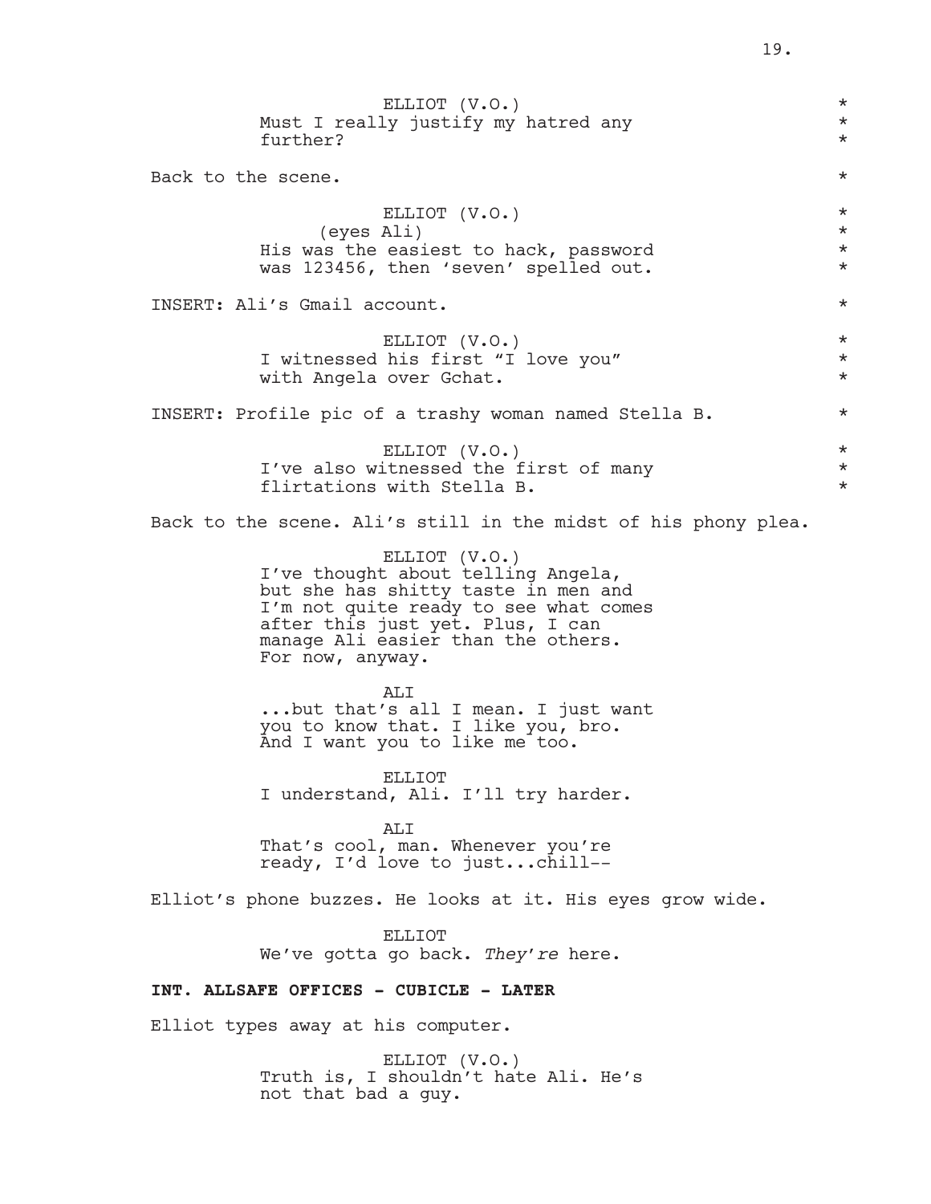ELLIOT (V.O.)
Must I really justify my hatred any further?

Back to the scene.

ELLIOT (V.O.)
(eyes Ali)
His was the easiest to hack, password was 123456, then 'seven' spelled out.

INSERT: Ali's Gmail account.

ELLIOT (V.O.)
I witnessed his first "I love you" with Angela over Gchat.

INSERT: Profile pic of a trashy woman named Stella B.

ELLIOT (V.O.)
I've also witnessed the first of many flirtations with Stella B.

Back to the scene. Ali's still in the midst of his phony plea.

ELLIOT (V.O.)
I've thought about telling Angela, but she has shitty taste in men and I'm not quite ready to see what comes after this just yet. Plus, I can manage Ali easier than the others. For now, anyway.

ALI
...but that's all I mean. I just want you to know that. I like you, bro. And I want you to like me too.

ELLIOT
I understand, Ali. I'll try harder.

ALI
That's cool, man. Whenever you're ready, I'd love to just...chill--

Elliot's phone buzzes. He looks at it. His eyes grow wide.

ELLIOT
We've gotta go back. *They're* here.

**INT. ALLSAFE OFFICES - CUBICLE - LATER**

Elliot types away at his computer.

ELLIOT (V.O.)
Truth is, I shouldn't hate Ali. He's not that bad a guy.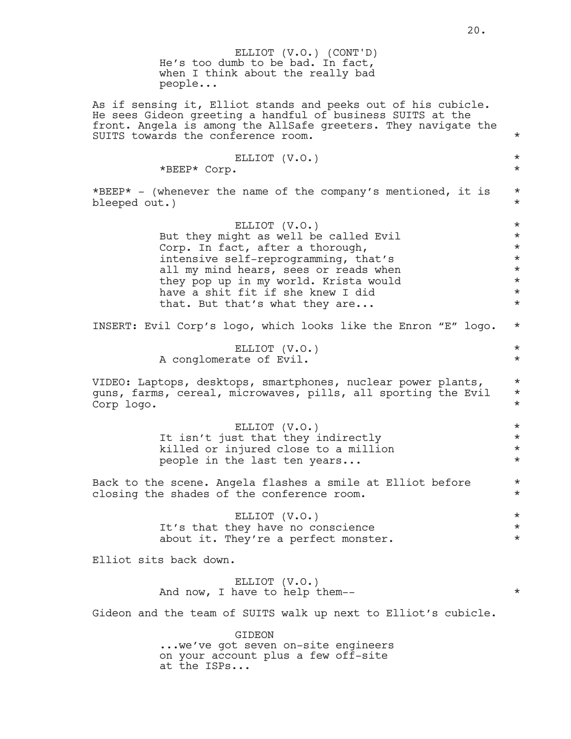ELLIOT (V.O.) (CONT'D)
He's too dumb to be bad. In fact, when I think about the really bad people...

As if sensing it, Elliot stands and peeks out of his cubicle. He sees Gideon greeting a handful of business SUITS at the front. Angela is among the AllSafe greeters. They navigate the SUITS towards the conference room. *

ELLIOT (V.O.) *
*BEEP* Corp. *

*BEEP* - (whenever the name of the company's mentioned, it is bleeped out.) *

ELLIOT (V.O.) *
But they might as well be called Evil Corp. In fact, after a thorough, intensive self-reprogramming, that's all my mind hears, sees or reads when they pop up in my world. Krista would have a shit fit if she knew I did that. But that's what they are... *

INSERT: Evil Corp's logo, which looks like the Enron "E" logo. *

ELLIOT (V.O.) *
A conglomerate of Evil. *

VIDEO: Laptops, desktops, smartphones, nuclear power plants, guns, farms, cereal, microwaves, pills, all sporting the Evil Corp logo. *

ELLIOT (V.O.) *
It isn't just that they indirectly killed or injured close to a million people in the last ten years... *

Back to the scene. Angela flashes a smile at Elliot before closing the shades of the conference room. *

ELLIOT (V.O.) *
It's that they have no conscience about it. They're a perfect monster. *

Elliot sits back down.

ELLIOT (V.O.)
And now, I have to help them-- *

Gideon and the team of SUITS walk up next to Elliot's cubicle.

GIDEON
...we've got seven on-site engineers on your account plus a few off-site at the ISPs...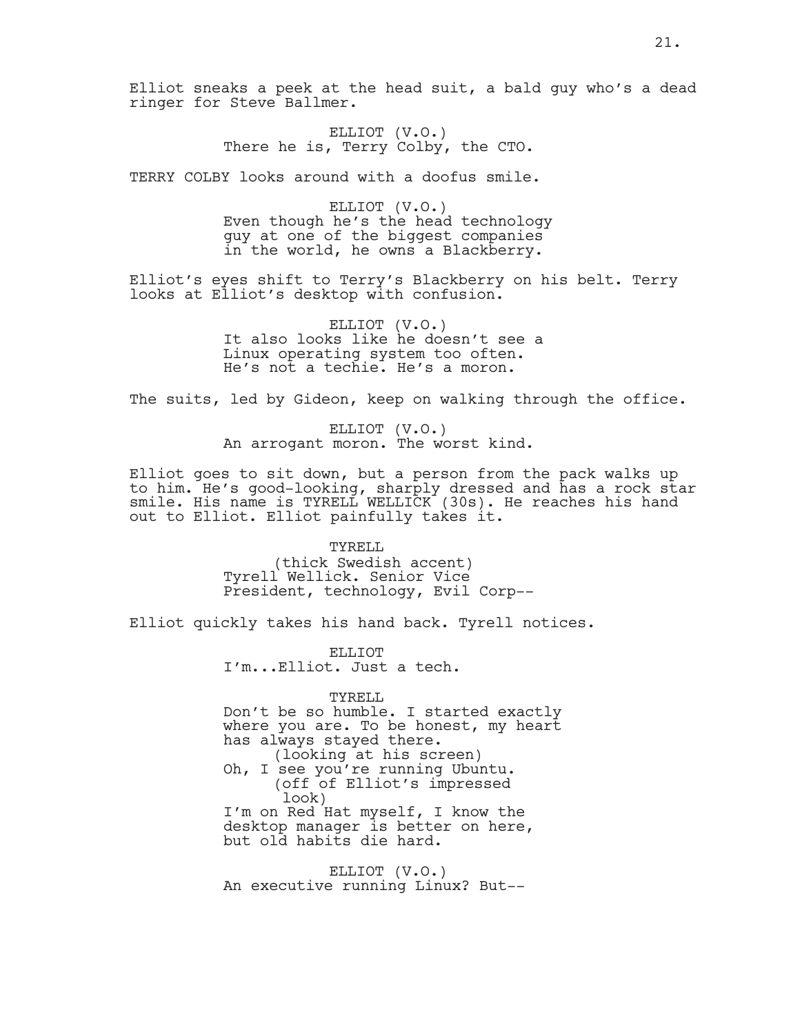Elliot sneaks a peek at the head suit, a bald guy who's a dead ringer for Steve Ballmer.

ELLIOT (V.O.)
There he is, Terry Colby, the CTO.

TERRY COLBY looks around with a doofus smile.

ELLIOT (V.O.)
Even though he's the head technology guy at one of the biggest companies in the world, he owns a Blackberry.

Elliot's eyes shift to Terry's Blackberry on his belt. Terry looks at Elliot's desktop with confusion.

ELLIOT (V.O.)
It also looks like he doesn't see a Linux operating system too often. He's not a techie. He's a moron.

The suits, led by Gideon, keep on walking through the office.

ELLIOT (V.O.)
An arrogant moron. The worst kind.

Elliot goes to sit down, but a person from the pack walks up to him. He's good-looking, sharply dressed and has a rock star smile. His name is TYRELL WELLICK (30s). He reaches his hand out to Elliot. Elliot painfully takes it.

TYRELL
(thick Swedish accent)
Tyrell Wellick. Senior Vice President, technology, Evil Corp--

Elliot quickly takes his hand back. Tyrell notices.

ELLIOT
I'm...Elliot. Just a tech.

TYRELL
Don't be so humble. I started exactly where you are. To be honest, my heart has always stayed there.
(looking at his screen)
Oh, I see you're running Ubuntu.
(off of Elliot's impressed look)
I'm on Red Hat myself, I know the desktop manager is better on here, but old habits die hard.

ELLIOT (V.O.)
An executive running Linux? But--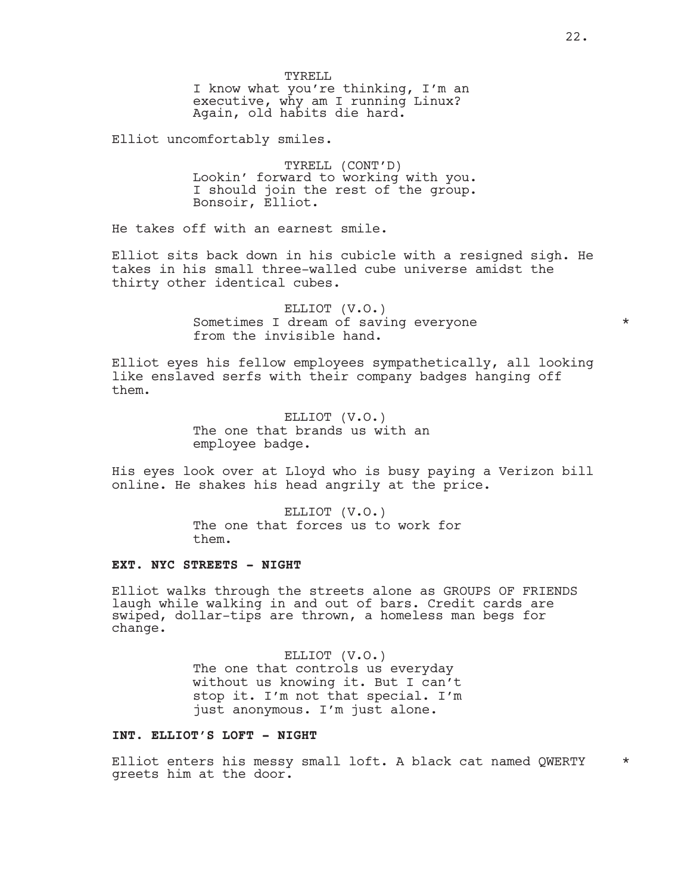TYRELL
I know what you're thinking, I'm an executive, why am I running Linux? Again, old habits die hard.

Elliot uncomfortably smiles.

TYRELL (CONT'D)
Lookin' forward to working with you. I should join the rest of the group. Bonsoir, Elliot.

He takes off with an earnest smile.

Elliot sits back down in his cubicle with a resigned sigh. He takes in his small three-walled cube universe amidst the thirty other identical cubes.

ELLIOT (V.O.)
Sometimes I dream of saving everyone from the invisible hand. *

Elliot eyes his fellow employees sympathetically, all looking like enslaved serfs with their company badges hanging off them.

ELLIOT (V.O.)
The one that brands us with an employee badge.

His eyes look over at Lloyd who is busy paying a Verizon bill online. He shakes his head angrily at the price.

ELLIOT (V.O.)
The one that forces us to work for them.

**EXT. NYC STREETS - NIGHT**

Elliot walks through the streets alone as GROUPS OF FRIENDS laugh while walking in and out of bars. Credit cards are swiped, dollar-tips are thrown, a homeless man begs for change.

ELLIOT (V.O.)
The one that controls us everyday without us knowing it. But I can't stop it. I'm not that special. I'm just anonymous. I'm just alone.

**INT. ELLIOT'S LOFT - NIGHT**

Elliot enters his messy small loft. A black cat named QWERTY greets him at the door. *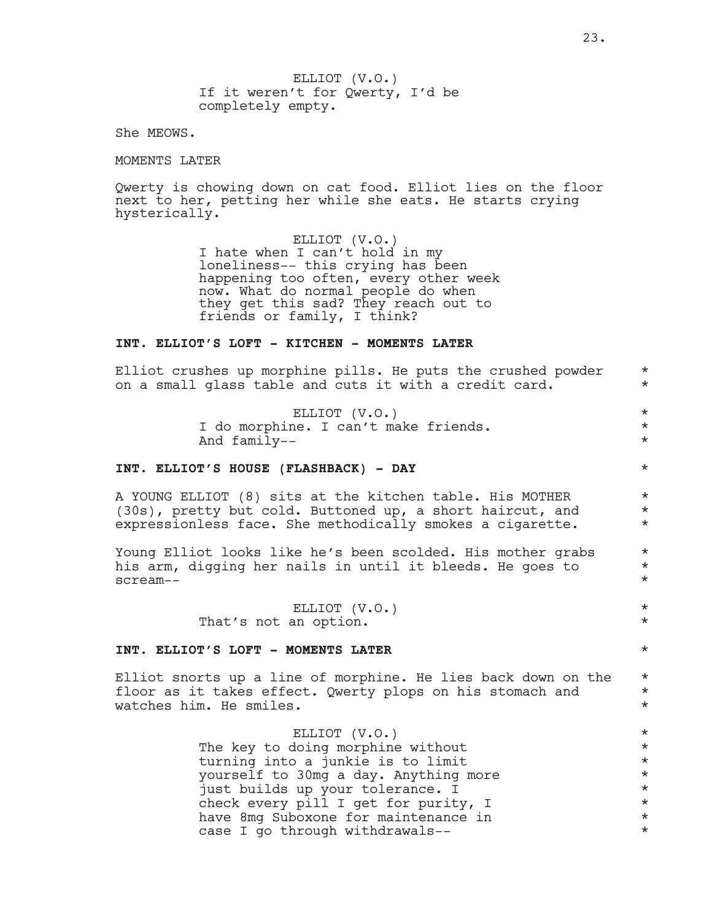ELLIOT (V.O.)
If it weren't for Qwerty, I'd be completely empty.

She MEOWS.

MOMENTS LATER

Qwerty is chowing down on cat food. Elliot lies on the floor next to her, petting her while she eats. He starts crying hysterically.

ELLIOT (V.O.)
I hate when I can't hold in my loneliness-- this crying has been happening too often, every other week now. What do normal people do when they get this sad? They reach out to friends or family, I think?

**INT. ELLIOT'S LOFT - KITCHEN - MOMENTS LATER**

Elliot crushes up morphine pills. He puts the crushed powder on a small glass table and cuts it with a credit card. *

ELLIOT (V.O.)
I do morphine. I can't make friends. And family-- *

**INT. ELLIOT'S HOUSE (FLASHBACK) - DAY** *

A YOUNG ELLIOT (8) sits at the kitchen table. His MOTHER (30s), pretty but cold. Buttoned up, a short haircut, and expressionless face. She methodically smokes a cigarette. *

Young Elliot looks like he's been scolded. His mother grabs his arm, digging her nails in until it bleeds. He goes to scream-- *

ELLIOT (V.O.)
That's not an option. *

**INT. ELLIOT'S LOFT - MOMENTS LATER** *

Elliot snorts up a line of morphine. He lies back down on the floor as it takes effect. Qwerty plops on his stomach and watches him. He smiles. *

ELLIOT (V.O.)
The key to doing morphine without turning into a junkie is to limit yourself to 30mg a day. Anything more just builds up your tolerance. I check every pill I get for purity, I have 8mg Suboxone for maintenance in case I go through withdrawals-- *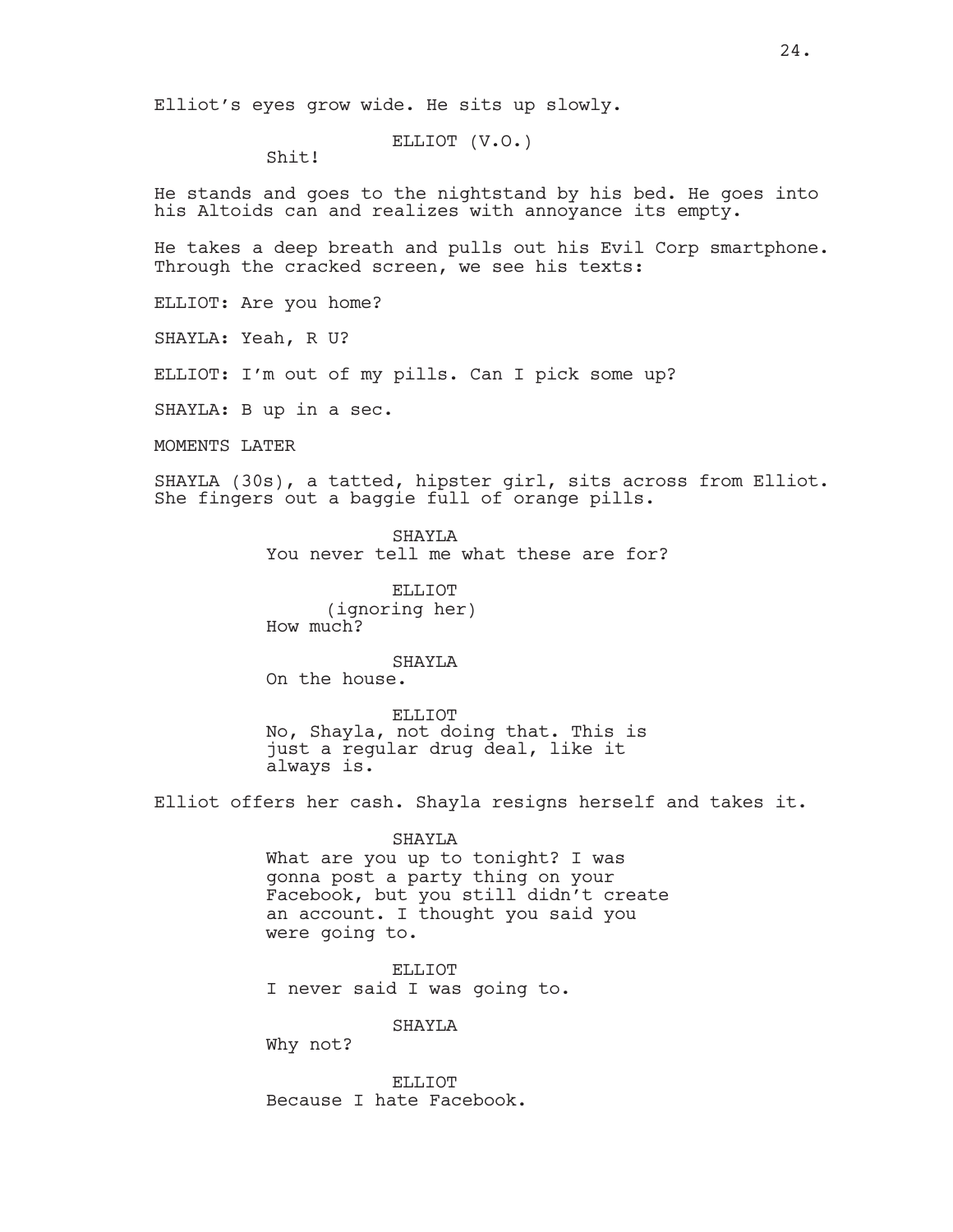Elliot's eyes grow wide. He sits up slowly.

ELLIOT (V.O.)
Shit!

He stands and goes to the nightstand by his bed. He goes into his Altoids can and realizes with annoyance its empty.

He takes a deep breath and pulls out his Evil Corp smartphone. Through the cracked screen, we see his texts:

ELLIOT: Are you home?

SHAYLA: Yeah, R U?

ELLIOT: I'm out of my pills. Can I pick some up?

SHAYLA: B up in a sec.

MOMENTS LATER

SHAYLA (30s), a tatted, hipster girl, sits across from Elliot. She fingers out a baggie full of orange pills.

SHAYLA
You never tell me what these are for?

ELLIOT
(ignoring her)
How much?

SHAYLA
On the house.

ELLIOT
No, Shayla, not doing that. This is just a regular drug deal, like it always is.

Elliot offers her cash. Shayla resigns herself and takes it.

SHAYLA
What are you up to tonight? I was gonna post a party thing on your Facebook, but you still didn't create an account. I thought you said you were going to.

ELLIOT
I never said I was going to.

SHAYLA
Why not?

ELLIOT
Because I hate Facebook.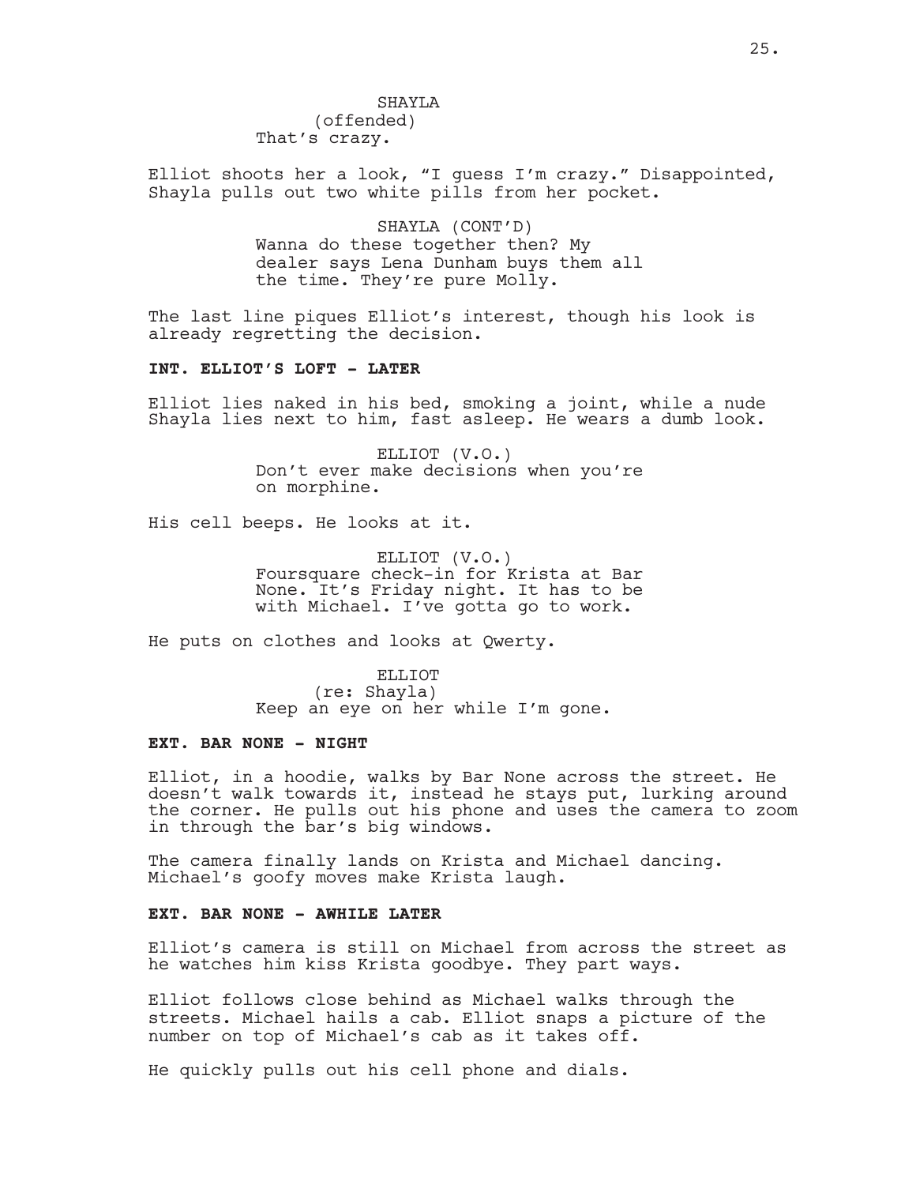SHAYLA
(offended)
That's crazy.

Elliot shoots her a look, "I guess I'm crazy." Disappointed, Shayla pulls out two white pills from her pocket.

SHAYLA (CONT'D)
Wanna do these together then? My dealer says Lena Dunham buys them all the time. They're pure Molly.

The last line piques Elliot's interest, though his look is already regretting the decision.

**INT. ELLIOT'S LOFT - LATER**

Elliot lies naked in his bed, smoking a joint, while a nude Shayla lies next to him, fast asleep. He wears a dumb look.

ELLIOT (V.O.)
Don't ever make decisions when you're on morphine.

His cell beeps. He looks at it.

ELLIOT (V.O.)
Foursquare check-in for Krista at Bar None. It's Friday night. It has to be with Michael. I've gotta go to work.

He puts on clothes and looks at Qwerty.

ELLIOT
(re: Shayla)
Keep an eye on her while I'm gone.

**EXT. BAR NONE - NIGHT**

Elliot, in a hoodie, walks by Bar None across the street. He doesn't walk towards it, instead he stays put, lurking around the corner. He pulls out his phone and uses the camera to zoom in through the bar's big windows.

The camera finally lands on Krista and Michael dancing. Michael's goofy moves make Krista laugh.

**EXT. BAR NONE - AWHILE LATER**

Elliot's camera is still on Michael from across the street as he watches him kiss Krista goodbye. They part ways.

Elliot follows close behind as Michael walks through the streets. Michael hails a cab. Elliot snaps a picture of the number on top of Michael's cab as it takes off.

He quickly pulls out his cell phone and dials.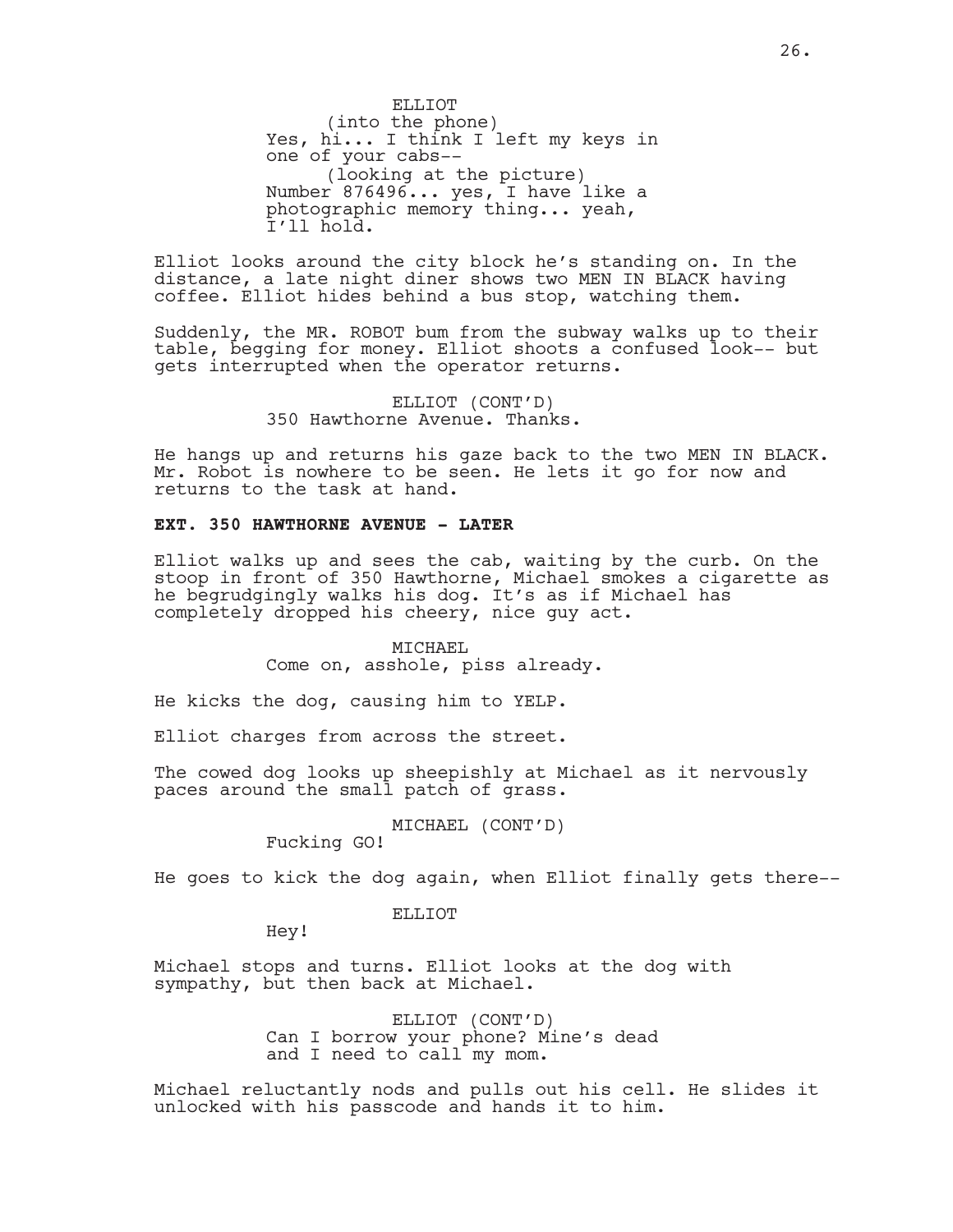ELLIOT
(into the phone)
Yes, hi... I think I left my keys in one of your cabs--
(looking at the picture)
Number 876496... yes, I have like a photographic memory thing... yeah, I'll hold.

Elliot looks around the city block he's standing on. In the distance, a late night diner shows two MEN IN BLACK having coffee. Elliot hides behind a bus stop, watching them.

Suddenly, the MR. ROBOT bum from the subway walks up to their table, begging for money. Elliot shoots a confused look-- but gets interrupted when the operator returns.

ELLIOT (CONT'D)
350 Hawthorne Avenue. Thanks.

He hangs up and returns his gaze back to the two MEN IN BLACK. Mr. Robot is nowhere to be seen. He lets it go for now and returns to the task at hand.

**EXT. 350 HAWTHORNE AVENUE - LATER**

Elliot walks up and sees the cab, waiting by the curb. On the stoop in front of 350 Hawthorne, Michael smokes a cigarette as he begrudgingly walks his dog. It's as if Michael has completely dropped his cheery, nice guy act.

MICHAEL
Come on, asshole, piss already.

He kicks the dog, causing him to YELP.

Elliot charges from across the street.

The cowed dog looks up sheepishly at Michael as it nervously paces around the small patch of grass.

MICHAEL (CONT'D)
Fucking GO!

He goes to kick the dog again, when Elliot finally gets there--

ELLIOT
Hey!

Michael stops and turns. Elliot looks at the dog with sympathy, but then back at Michael.

ELLIOT (CONT'D)
Can I borrow your phone? Mine's dead and I need to call my mom.

Michael reluctantly nods and pulls out his cell. He slides it unlocked with his passcode and hands it to him.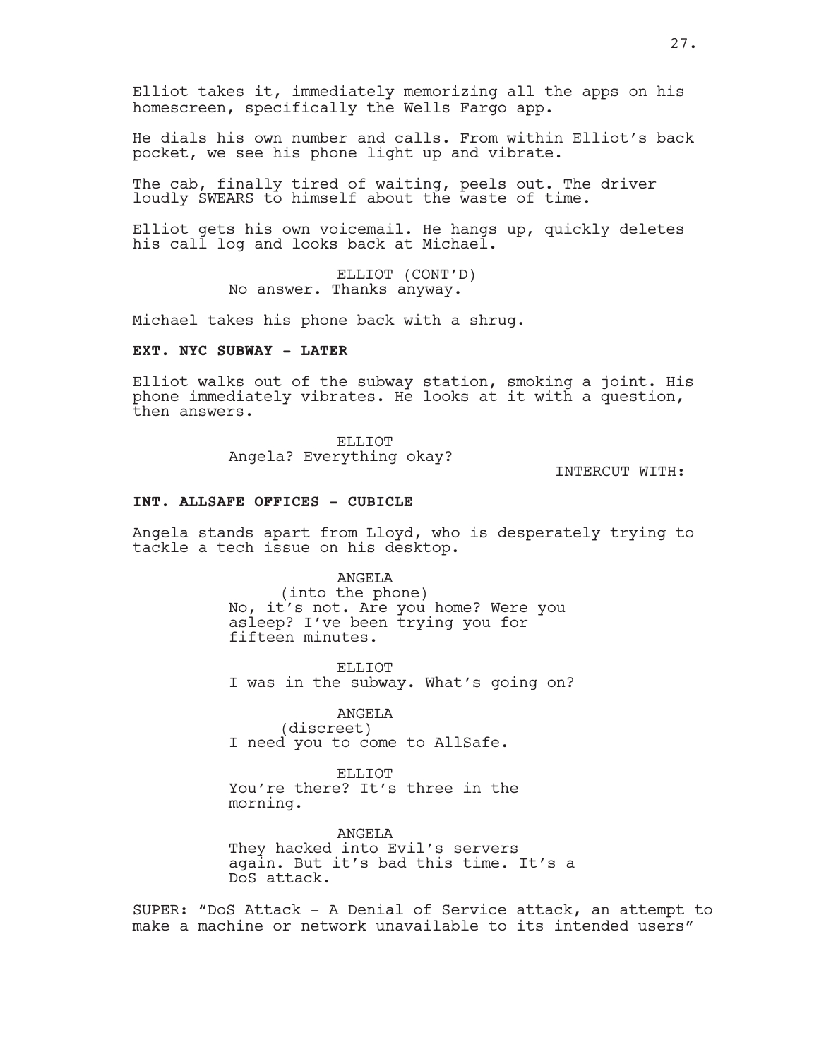Elliot takes it, immediately memorizing all the apps on his homescreen, specifically the Wells Fargo app.

He dials his own number and calls. From within Elliot's back pocket, we see his phone light up and vibrate.

The cab, finally tired of waiting, peels out. The driver loudly SWEARS to himself about the waste of time.

Elliot gets his own voicemail. He hangs up, quickly deletes his call log and looks back at Michael.

ELLIOT (CONT'D)
No answer. Thanks anyway.

Michael takes his phone back with a shrug.

**EXT. NYC SUBWAY - LATER**

Elliot walks out of the subway station, smoking a joint. His phone immediately vibrates. He looks at it with a question, then answers.

ELLIOT
Angela? Everything okay?

INTERCUT WITH:

**INT. ALLSAFE OFFICES - CUBICLE**

Angela stands apart from Lloyd, who is desperately trying to tackle a tech issue on his desktop.

ANGELA
(into the phone)
No, it's not. Are you home? Were you asleep? I've been trying you for fifteen minutes.

ELLIOT
I was in the subway. What's going on?

ANGELA
(discreet)
I need you to come to AllSafe.

ELLIOT
You're there? It's three in the morning.

ANGELA
They hacked into Evil's servers again. But it's bad this time. It's a DoS attack.

SUPER: "DoS Attack - A Denial of Service attack, an attempt to make a machine or network unavailable to its intended users"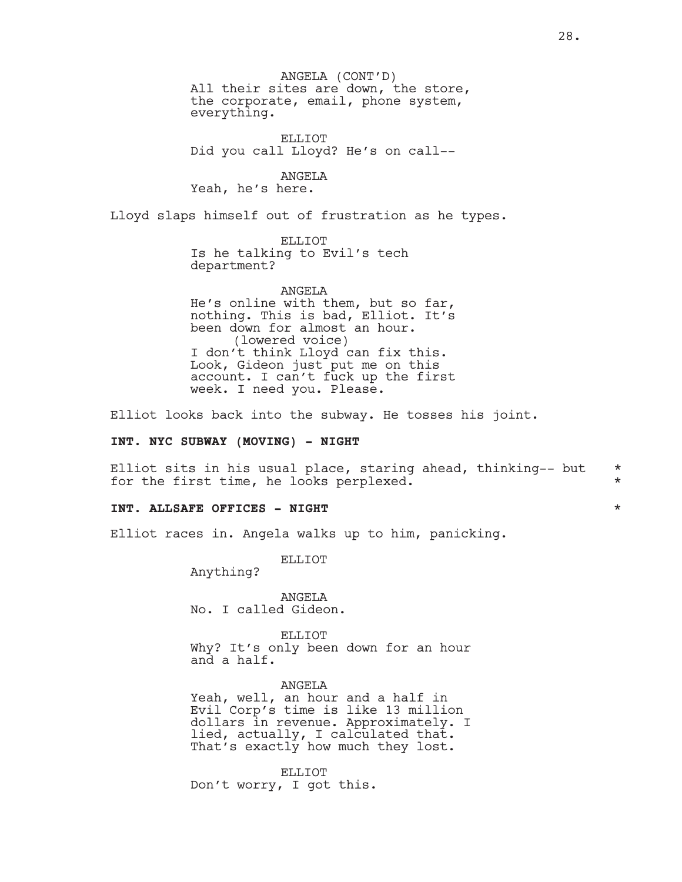ANGELA (CONT'D)
All their sites are down, the store, the corporate, email, phone system, everything.

ELLIOT
Did you call Lloyd? He's on call--

ANGELA
Yeah, he's here.

Lloyd slaps himself out of frustration as he types.

ELLIOT
Is he talking to Evil's tech department?

ANGELA
He's online with them, but so far, nothing. This is bad, Elliot. It's been down for almost an hour.
(lowered voice)
I don't think Lloyd can fix this. Look, Gideon just put me on this account. I can't fuck up the first week. I need you. Please.

Elliot looks back into the subway. He tosses his joint.

**INT. NYC SUBWAY (MOVING) - NIGHT**

Elliot sits in his usual place, staring ahead, thinking-- but for the first time, he looks perplexed. *

**INT. ALLSAFE OFFICES - NIGHT** *

Elliot races in. Angela walks up to him, panicking.

ELLIOT
Anything?

ANGELA
No. I called Gideon.

ELLIOT
Why? It's only been down for an hour and a half.

ANGELA
Yeah, well, an hour and a half in Evil Corp's time is like 13 million dollars in revenue. Approximately. I lied, actually, I calculated that. That's exactly how much they lost.

ELLIOT
Don't worry, I got this.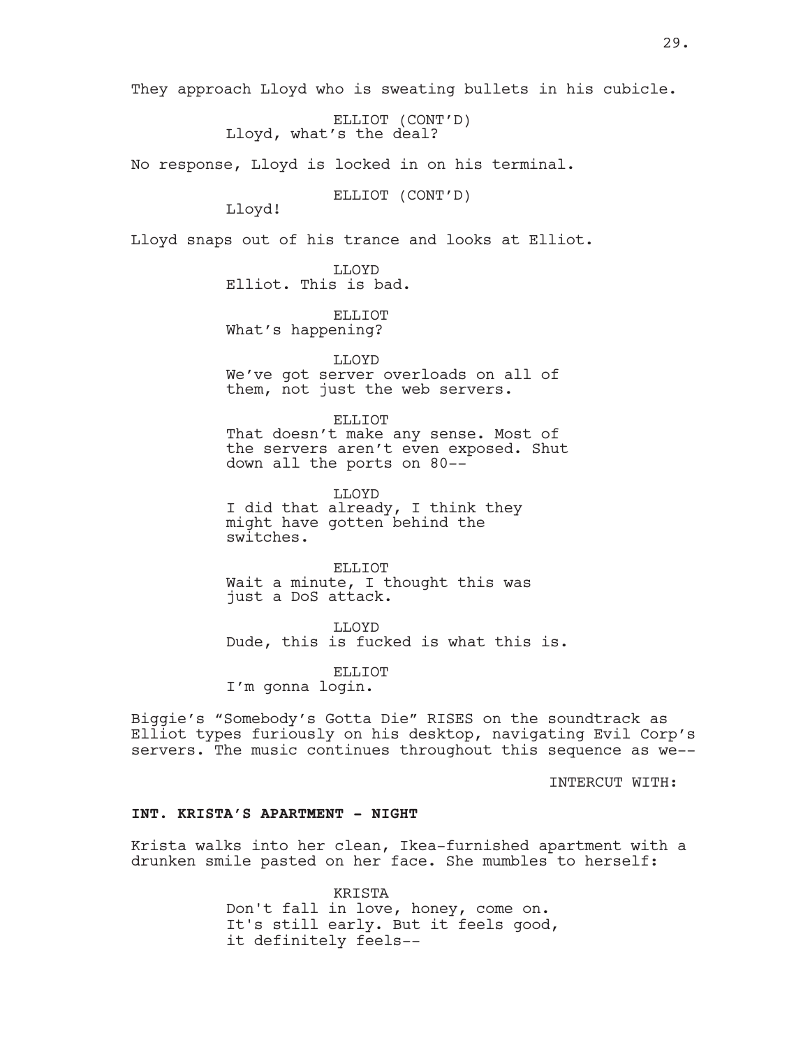They approach Lloyd who is sweating bullets in his cubicle.

ELLIOT (CONT'D)
Lloyd, what's the deal?

No response, Lloyd is locked in on his terminal.

ELLIOT (CONT'D)
Lloyd!

Lloyd snaps out of his trance and looks at Elliot.

LLOYD
Elliot. This is bad.

ELLIOT
What's happening?

LLOYD
We've got server overloads on all of them, not just the web servers.

ELLIOT
That doesn't make any sense. Most of the servers aren't even exposed. Shut down all the ports on 80--

LLOYD
I did that already, I think they might have gotten behind the switches.

ELLIOT
Wait a minute, I thought this was just a DoS attack.

LLOYD
Dude, this is fucked is what this is.

ELLIOT
I'm gonna login.

Biggie's "Somebody's Gotta Die" RISES on the soundtrack as Elliot types furiously on his desktop, navigating Evil Corp's servers. The music continues throughout this sequence as we--

INTERCUT WITH:

**INT. KRISTA'S APARTMENT - NIGHT**

Krista walks into her clean, Ikea-furnished apartment with a drunken smile pasted on her face. She mumbles to herself:

KRISTA
Don't fall in love, honey, come on. It's still early. But it feels good, it definitely feels--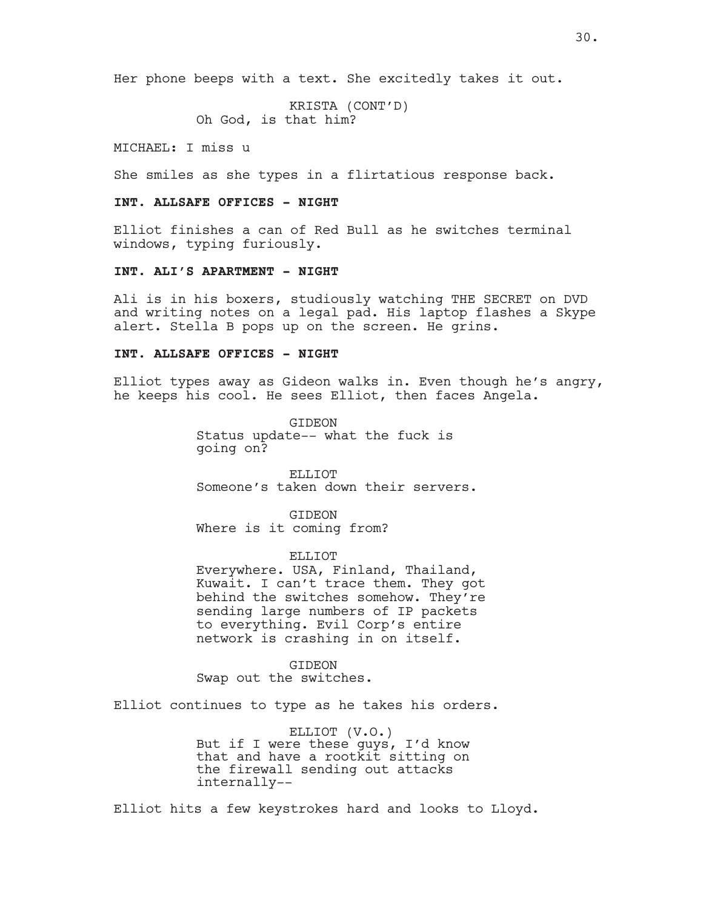Her phone beeps with a text. She excitedly takes it out.

KRISTA (CONT'D)
Oh God, is that him?

MICHAEL: I miss u

She smiles as she types in a flirtatious response back.

**INT. ALLSAFE OFFICES - NIGHT**

Elliot finishes a can of Red Bull as he switches terminal windows, typing furiously.

**INT. ALI'S APARTMENT - NIGHT**

Ali is in his boxers, studiously watching THE SECRET on DVD and writing notes on a legal pad. His laptop flashes a Skype alert. Stella B pops up on the screen. He grins.

**INT. ALLSAFE OFFICES - NIGHT**

Elliot types away as Gideon walks in. Even though he's angry, he keeps his cool. He sees Elliot, then faces Angela.

GIDEON
Status update-- what the fuck is going on?

ELLIOT
Someone's taken down their servers.

GIDEON
Where is it coming from?

ELLIOT
Everywhere. USA, Finland, Thailand, Kuwait. I can't trace them. They got behind the switches somehow. They're sending large numbers of IP packets to everything. Evil Corp's entire network is crashing in on itself.

GIDEON
Swap out the switches.

Elliot continues to type as he takes his orders.

ELLIOT (V.O.)
But if I were these guys, I'd know that and have a rootkit sitting on the firewall sending out attacks internally--

Elliot hits a few keystrokes hard and looks to Lloyd.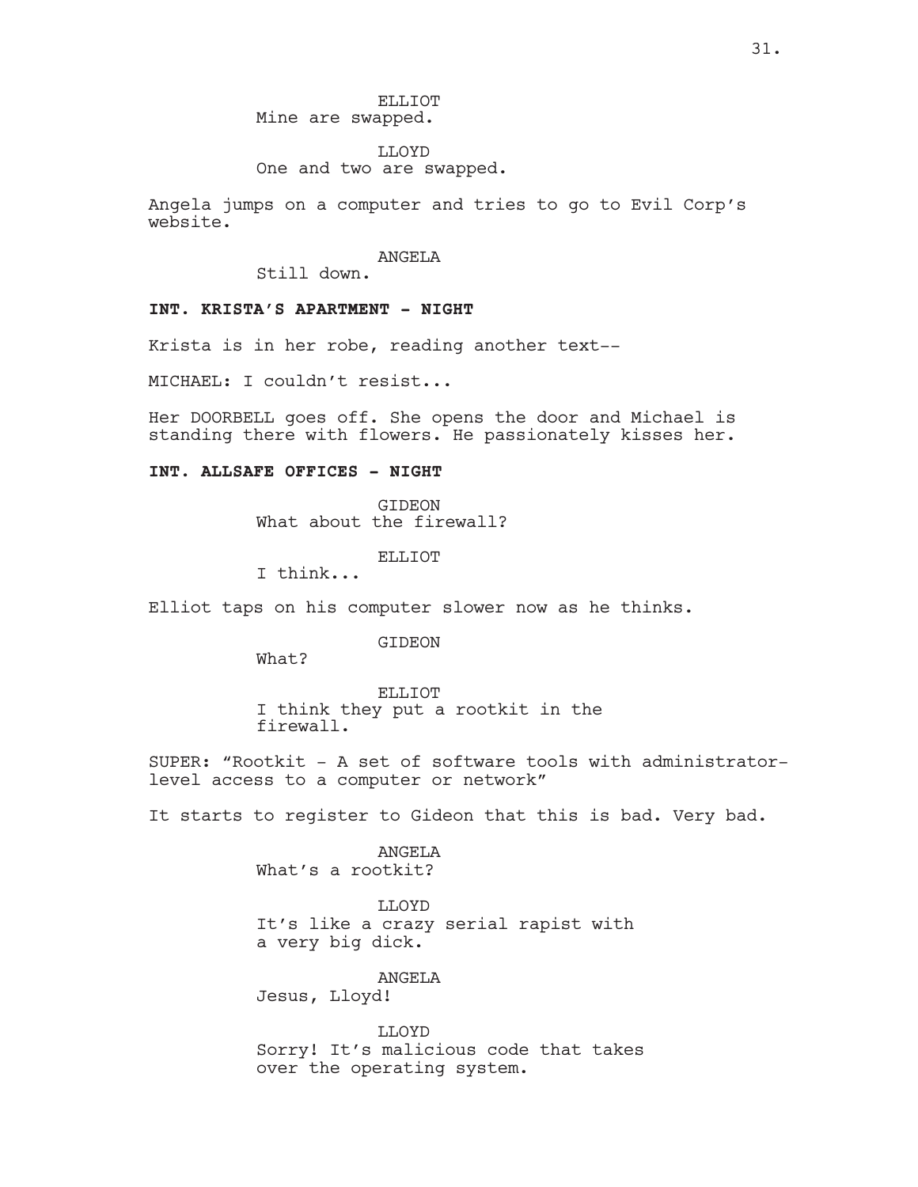ELLIOT
Mine are swapped.

LLOYD
One and two are swapped.

Angela jumps on a computer and tries to go to Evil Corp's website.

ANGELA
Still down.

**INT. KRISTA'S APARTMENT - NIGHT**

Krista is in her robe, reading another text--

MICHAEL: I couldn't resist...

Her DOORBELL goes off. She opens the door and Michael is standing there with flowers. He passionately kisses her.

**INT. ALLSAFE OFFICES - NIGHT**

GIDEON
What about the firewall?

ELLIOT
I think...

Elliot taps on his computer slower now as he thinks.

GIDEON
What?

ELLIOT
I think they put a rootkit in the firewall.

SUPER: "Rootkit - A set of software tools with administrator-level access to a computer or network"

It starts to register to Gideon that this is bad. Very bad.

ANGELA
What's a rootkit?

LLOYD
It's like a crazy serial rapist with a very big dick.

ANGELA
Jesus, Lloyd!

LLOYD
Sorry! It's malicious code that takes over the operating system.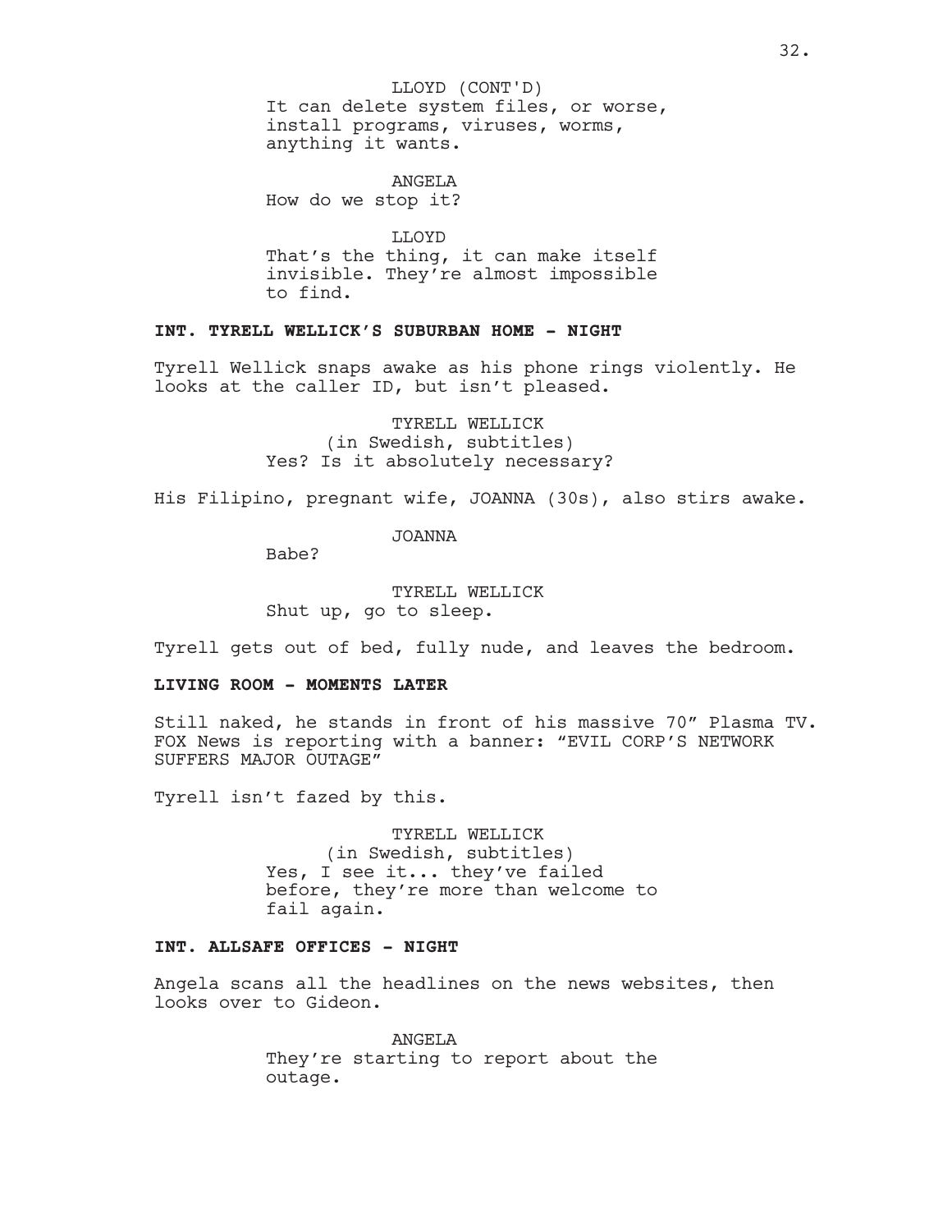LLOYD (CONT'D)
It can delete system files, or worse, install programs, viruses, worms, anything it wants.

ANGELA
How do we stop it?

LLOYD
That's the thing, it can make itself invisible. They're almost impossible to find.

**INT. TYRELL WELLICK'S SUBURBAN HOME - NIGHT**

Tyrell Wellick snaps awake as his phone rings violently. He looks at the caller ID, but isn't pleased.

TYRELL WELLICK
(in Swedish, subtitles)
Yes? Is it absolutely necessary?

His Filipino, pregnant wife, JOANNA (30s), also stirs awake.

JOANNA
Babe?

TYRELL WELLICK
Shut up, go to sleep.

Tyrell gets out of bed, fully nude, and leaves the bedroom.

**LIVING ROOM - MOMENTS LATER**

Still naked, he stands in front of his massive 70" Plasma TV. FOX News is reporting with a banner: "EVIL CORP'S NETWORK SUFFERS MAJOR OUTAGE"

Tyrell isn't fazed by this.

TYRELL WELLICK
(in Swedish, subtitles)
Yes, I see it... they've failed before, they're more than welcome to fail again.

**INT. ALLSAFE OFFICES - NIGHT**

Angela scans all the headlines on the news websites, then looks over to Gideon.

ANGELA
They're starting to report about the outage.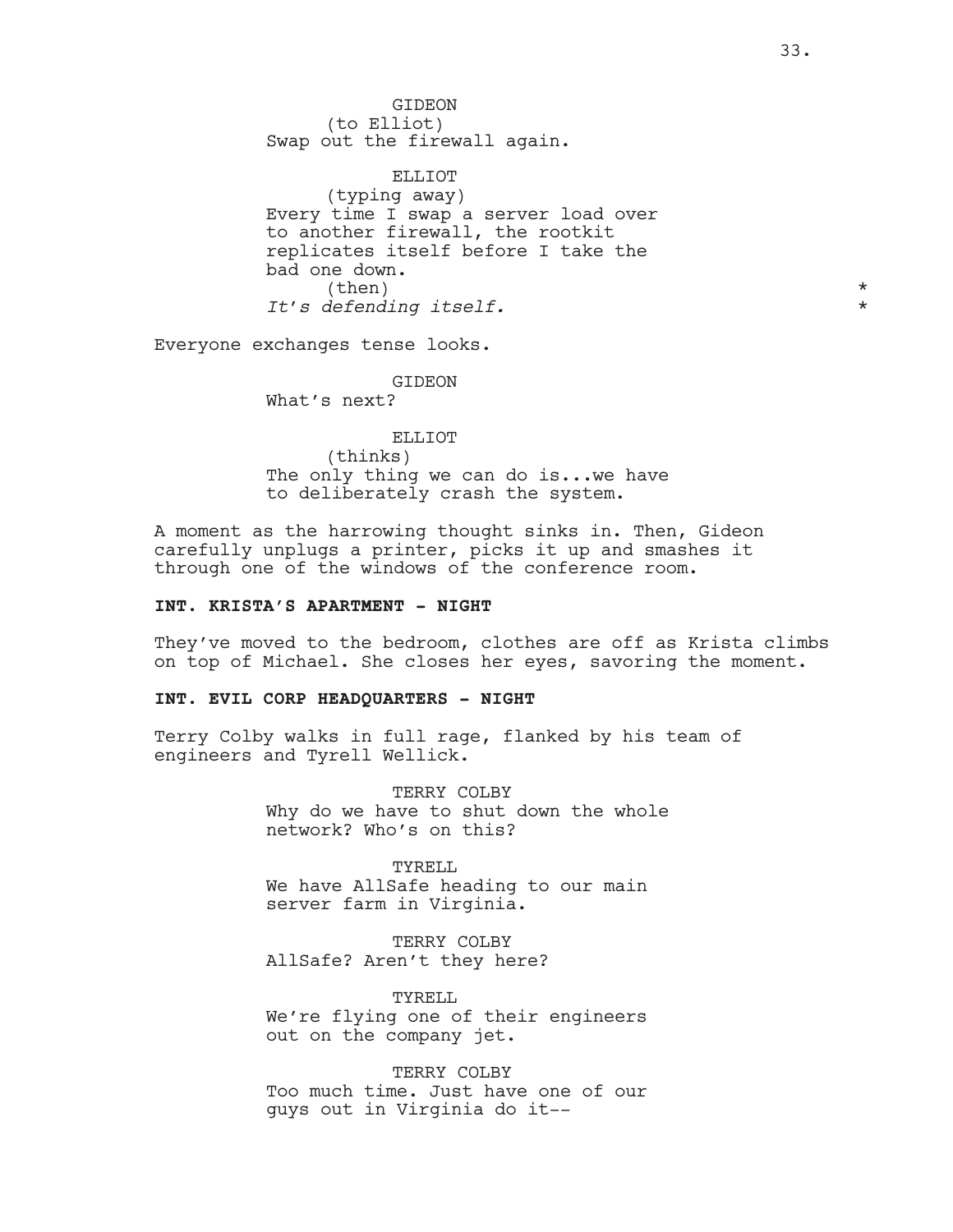GIDEON
(to Elliot)
Swap out the firewall again.

ELLIOT
(typing away)
Every time I swap a server load over to another firewall, the rootkit replicates itself before I take the bad one down.
(then) *
*It's defending itself.* *

Everyone exchanges tense looks.

GIDEON
What's next?

ELLIOT
(thinks)
The only thing we can do is...we have to deliberately crash the system.

A moment as the harrowing thought sinks in. Then, Gideon carefully unplugs a printer, picks it up and smashes it through one of the windows of the conference room.

**INT. KRISTA'S APARTMENT - NIGHT**

They've moved to the bedroom, clothes are off as Krista climbs on top of Michael. She closes her eyes, savoring the moment.

**INT. EVIL CORP HEADQUARTERS - NIGHT**

Terry Colby walks in full rage, flanked by his team of engineers and Tyrell Wellick.

TERRY COLBY
Why do we have to shut down the whole network? Who's on this?

TYRELL
We have AllSafe heading to our main server farm in Virginia.

TERRY COLBY
AllSafe? Aren't they here?

TYRELL
We're flying one of their engineers out on the company jet.

TERRY COLBY
Too much time. Just have one of our guys out in Virginia do it--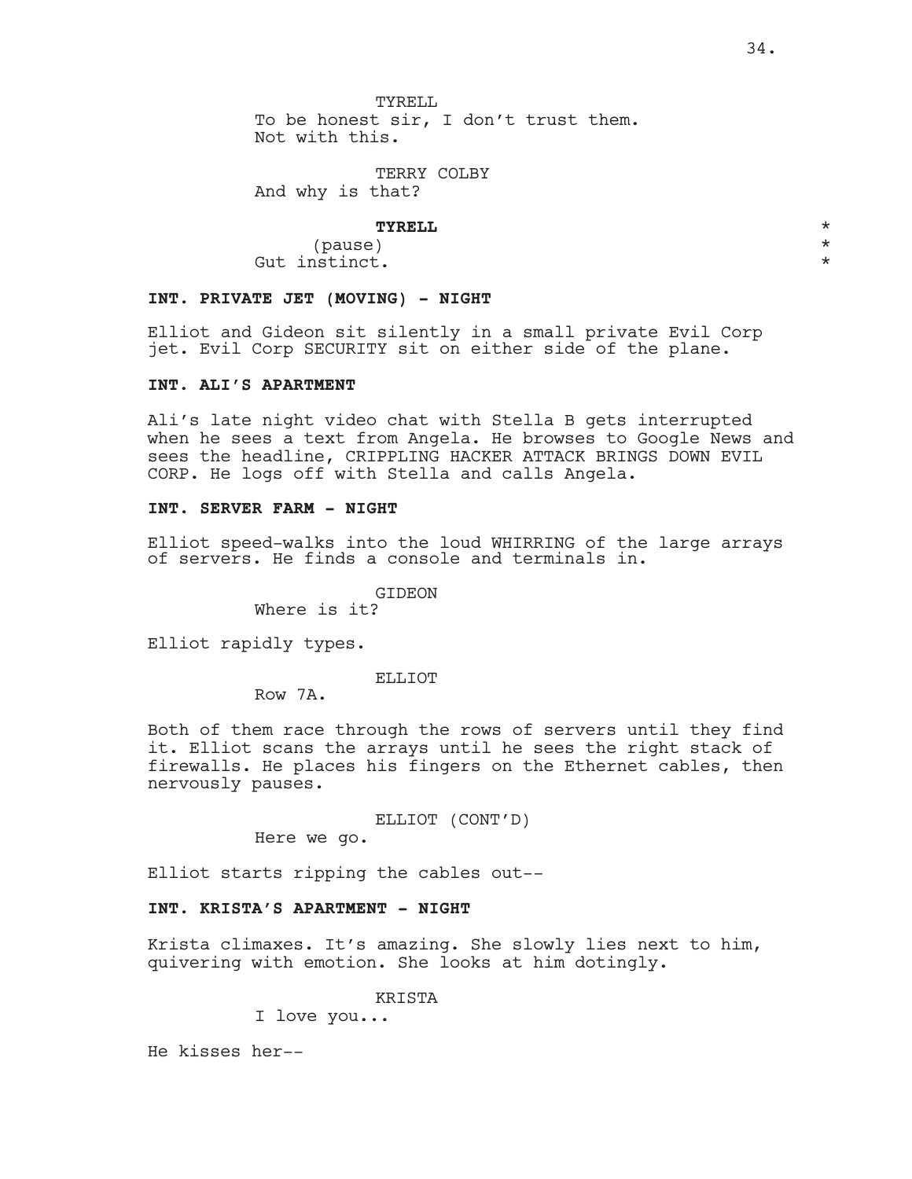TYRELL
To be honest sir, I don't trust them.
Not with this.

TERRY COLBY
And why is that?

**TYRELL** *
(pause) *
Gut instinct. *

**INT. PRIVATE JET (MOVING) - NIGHT**

Elliot and Gideon sit silently in a small private Evil Corp jet. Evil Corp SECURITY sit on either side of the plane.

**INT. ALI'S APARTMENT**

Ali's late night video chat with Stella B gets interrupted when he sees a text from Angela. He browses to Google News and sees the headline, CRIPPLING HACKER ATTACK BRINGS DOWN EVIL CORP. He logs off with Stella and calls Angela.

**INT. SERVER FARM - NIGHT**

Elliot speed-walks into the loud WHIRRING of the large arrays of servers. He finds a console and terminals in.

GIDEON
Where is it?

Elliot rapidly types.

ELLIOT
Row 7A.

Both of them race through the rows of servers until they find it. Elliot scans the arrays until he sees the right stack of firewalls. He places his fingers on the Ethernet cables, then nervously pauses.

ELLIOT (CONT'D)
Here we go.

Elliot starts ripping the cables out--

**INT. KRISTA'S APARTMENT - NIGHT**

Krista climaxes. It's amazing. She slowly lies next to him, quivering with emotion. She looks at him dotingly.

KRISTA
I love you...

He kisses her--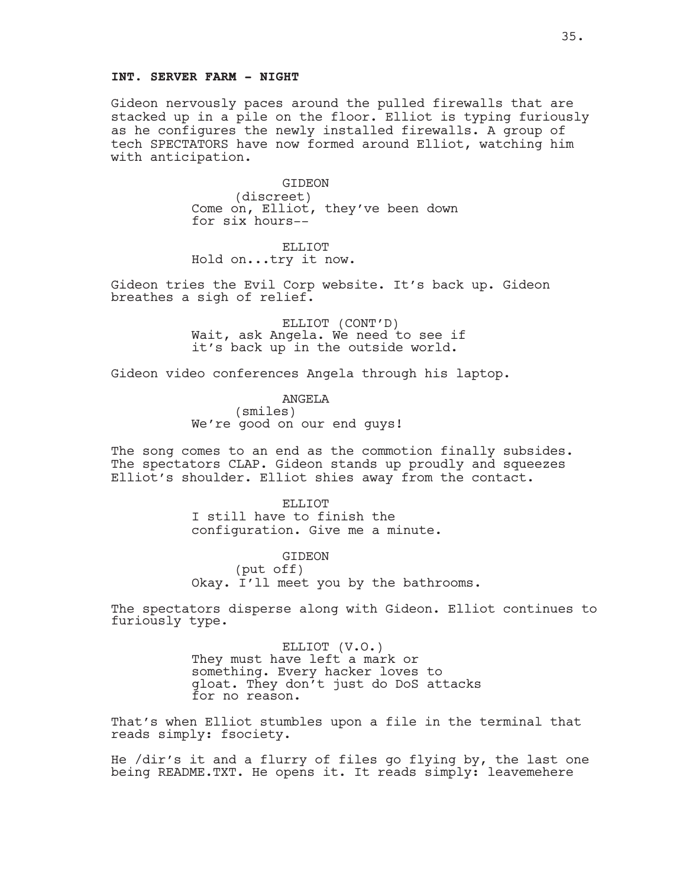**INT. SERVER FARM - NIGHT**

Gideon nervously paces around the pulled firewalls that are stacked up in a pile on the floor. Elliot is typing furiously as he configures the newly installed firewalls. A group of tech SPECTATORS have now formed around Elliot, watching him with anticipation.

GIDEON
(discreet)
Come on, Elliot, they've been down for six hours--

ELLIOT
Hold on...try it now.

Gideon tries the Evil Corp website. It's back up. Gideon breathes a sigh of relief.

ELLIOT (CONT'D)
Wait, ask Angela. We need to see if it's back up in the outside world.

Gideon video conferences Angela through his laptop.

ANGELA
(smiles)
We're good on our end guys!

The song comes to an end as the commotion finally subsides. The spectators CLAP. Gideon stands up proudly and squeezes Elliot's shoulder. Elliot shies away from the contact.

ELLIOT
I still have to finish the configuration. Give me a minute.

GIDEON
(put off)
Okay. I'll meet you by the bathrooms.

The spectators disperse along with Gideon. Elliot continues to furiously type.

ELLIOT (V.O.)
They must have left a mark or something. Every hacker loves to gloat. They don't just do DoS attacks for no reason.

That's when Elliot stumbles upon a file in the terminal that reads simply: fsociety.

He /dir's it and a flurry of files go flying by, the last one being README.TXT. He opens it. It reads simply: leavemehere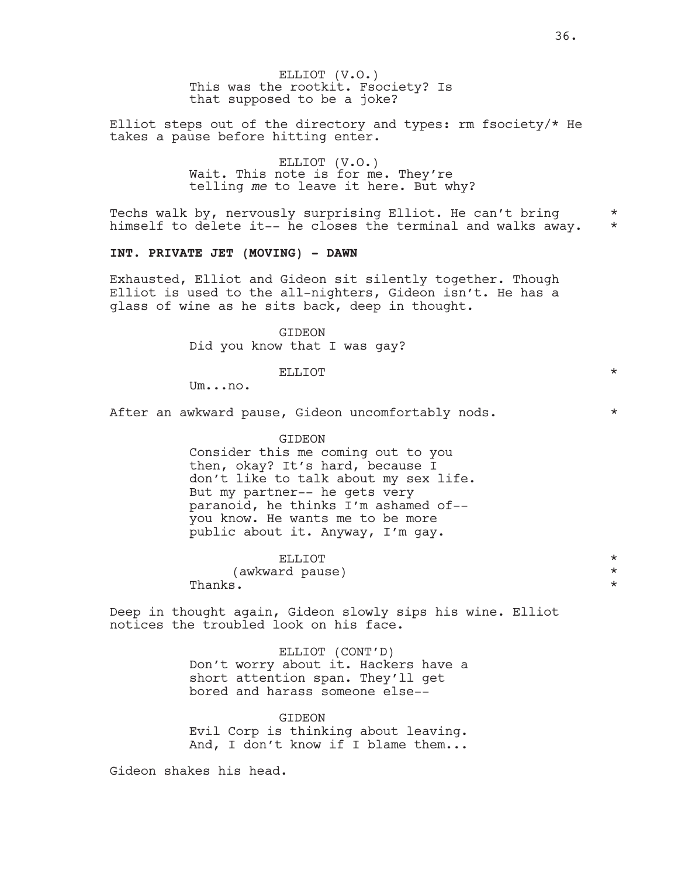ELLIOT (V.O.)
This was the rootkit. Fsociety? Is that supposed to be a joke?

Elliot steps out of the directory and types: rm fsociety/* He takes a pause before hitting enter.

ELLIOT (V.O.)
Wait. This note is for me. They're telling *me* to leave it here. But why?

Techs walk by, nervously surprising Elliot. He can't bring himself to delete it-- he closes the terminal and walks away. *

**INT. PRIVATE JET (MOVING) - DAWN**

Exhausted, Elliot and Gideon sit silently together. Though Elliot is used to the all-nighters, Gideon isn't. He has a glass of wine as he sits back, deep in thought.

GIDEON
Did you know that I was gay?

ELLIOT *
Um...no.

After an awkward pause, Gideon uncomfortably nods. *

GIDEON
Consider this me coming out to you then, okay? It's hard, because I don't like to talk about my sex life. But my partner-- he gets very paranoid, he thinks I'm ashamed of-- you know. He wants me to be more public about it. Anyway, I'm gay.

ELLIOT *
(awkward pause) *
Thanks. *

Deep in thought again, Gideon slowly sips his wine. Elliot notices the troubled look on his face.

ELLIOT (CONT'D)
Don't worry about it. Hackers have a short attention span. They'll get bored and harass someone else--

GIDEON
Evil Corp is thinking about leaving. And, I don't know if I blame them...

Gideon shakes his head.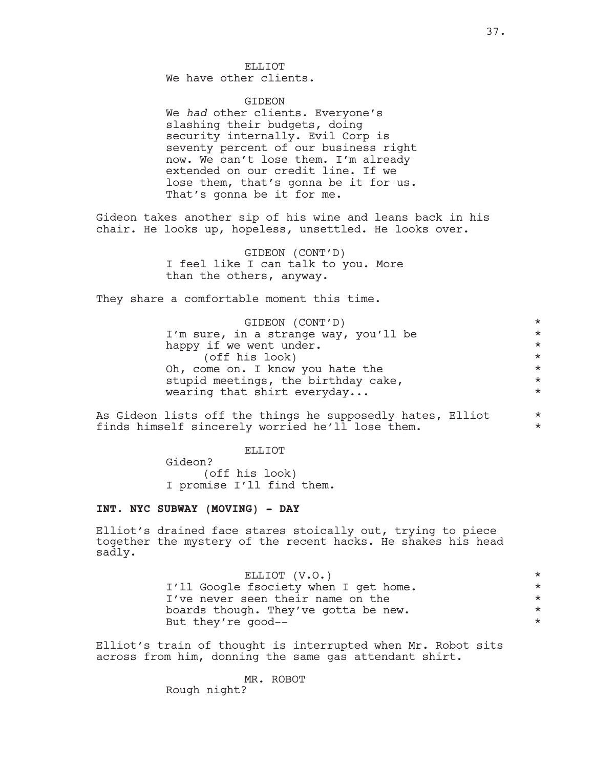ELLIOT
We have other clients.

GIDEON
We *had* other clients. Everyone's slashing their budgets, doing security internally. Evil Corp is seventy percent of our business right now. We can't lose them. I'm already extended on our credit line. If we lose them, that's gonna be it for us. That's gonna be it for me.

Gideon takes another sip of his wine and leans back in his chair. He looks up, hopeless, unsettled. He looks over.

GIDEON (CONT'D)
I feel like I can talk to you. More than the others, anyway.

They share a comfortable moment this time.

GIDEON (CONT'D) *
I'm sure, in a strange way, you'll be *
happy if we went under. *
(off his look) *
Oh, come on. I know you hate the *
stupid meetings, the birthday cake, *
wearing that shirt everyday... *

As Gideon lists off the things he supposedly hates, Elliot *
finds himself sincerely worried he'll lose them. *

ELLIOT
Gideon?
(off his look)
I promise I'll find them.

**INT. NYC SUBWAY (MOVING) - DAY**

Elliot's drained face stares stoically out, trying to piece together the mystery of the recent hacks. He shakes his head sadly.

ELLIOT (V.O.) *
I'll Google fsociety when I get home. *
I've never seen their name on the *
boards though. They've gotta be new. *
But they're good-- *

Elliot's train of thought is interrupted when Mr. Robot sits across from him, donning the same gas attendant shirt.

MR. ROBOT
Rough night?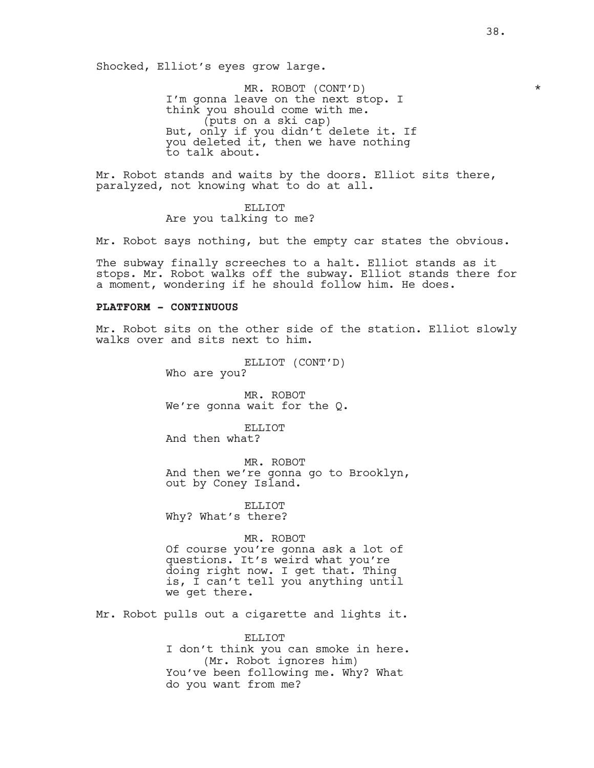Shocked, Elliot's eyes grow large.

MR. ROBOT (CONT'D) *
I'm gonna leave on the next stop. I think you should come with me.
(puts on a ski cap)
But, only if you didn't delete it. If you deleted it, then we have nothing to talk about.

Mr. Robot stands and waits by the doors. Elliot sits there, paralyzed, not knowing what to do at all.

ELLIOT
Are you talking to me?

Mr. Robot says nothing, but the empty car states the obvious.

The subway finally screeches to a halt. Elliot stands as it stops. Mr. Robot walks off the subway. Elliot stands there for a moment, wondering if he should follow him. He does.

**PLATFORM - CONTINUOUS**

Mr. Robot sits on the other side of the station. Elliot slowly walks over and sits next to him.

ELLIOT (CONT'D)
Who are you?

MR. ROBOT
We're gonna wait for the Q.

ELLIOT
And then what?

MR. ROBOT
And then we're gonna go to Brooklyn, out by Coney Island.

ELLIOT
Why? What's there?

MR. ROBOT
Of course you're gonna ask a lot of questions. It's weird what you're doing right now. I get that. Thing is, I can't tell you anything until we get there.

Mr. Robot pulls out a cigarette and lights it.

ELLIOT
I don't think you can smoke in here.
(Mr. Robot ignores him)
You've been following me. Why? What do you want from me?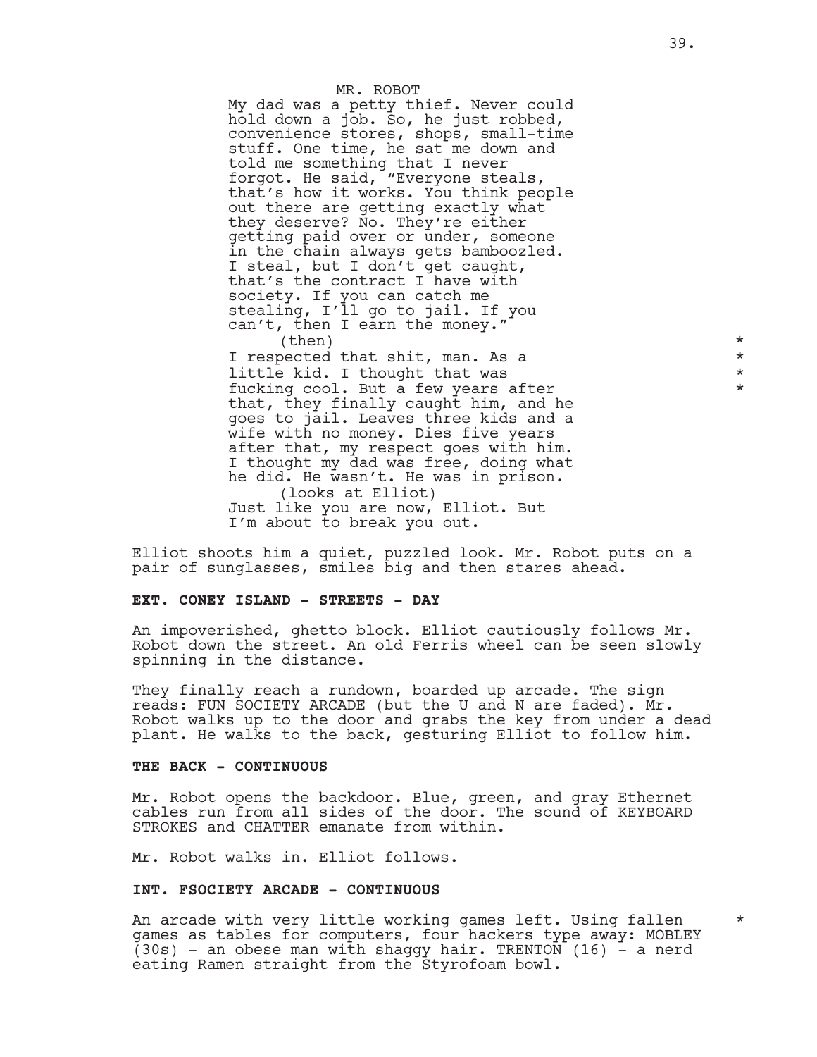MR. ROBOT

My dad was a petty thief. Never could hold down a job. So, he just robbed, convenience stores, shops, small-time stuff. One time, he sat me down and told me something that I never forgot. He said, “Everyone steals, that’s how it works. You think people out there are getting exactly what they deserve? No. They’re either getting paid over or under, someone in the chain always gets bamboozled. I steal, but I don’t get caught, that’s the contract I have with society. If you can catch me stealing, I’ll go to jail. If you can’t, then I earn the money.”

(then) *

I respected that shit, man. As a *
little kid. I thought that was *
fucking cool. But a few years after *
that, they finally caught him, and he goes to jail. Leaves three kids and a wife with no money. Dies five years after that, my respect goes with him. I thought my dad was free, doing what he did. He wasn’t. He was in prison.

(looks at Elliot)

Just like you are now, Elliot. But I’m about to break you out.

Elliot shoots him a quiet, puzzled look. Mr. Robot puts on a pair of sunglasses, smiles big and then stares ahead.

**EXT. CONEY ISLAND - STREETS - DAY**

An impoverished, ghetto block. Elliot cautiously follows Mr. Robot down the street. An old Ferris wheel can be seen slowly spinning in the distance.

They finally reach a rundown, boarded up arcade. The sign reads: FUN SOCIETY ARCADE (but the U and N are faded). Mr. Robot walks up to the door and grabs the key from under a dead plant. He walks to the back, gesturing Elliot to follow him.

**THE BACK - CONTINUOUS**

Mr. Robot opens the backdoor. Blue, green, and gray Ethernet cables run from all sides of the door. The sound of KEYBOARD STROKES and CHATTER emanate from within.

Mr. Robot walks in. Elliot follows.

**INT. FSOCIETY ARCADE - CONTINUOUS**

An arcade with very little working games left. Using fallen *
games as tables for computers, four hackers type away: MOBLEY (30s) - an obese man with shaggy hair. TRENTON (16) - a nerd eating Ramen straight from the Styrofoam bowl.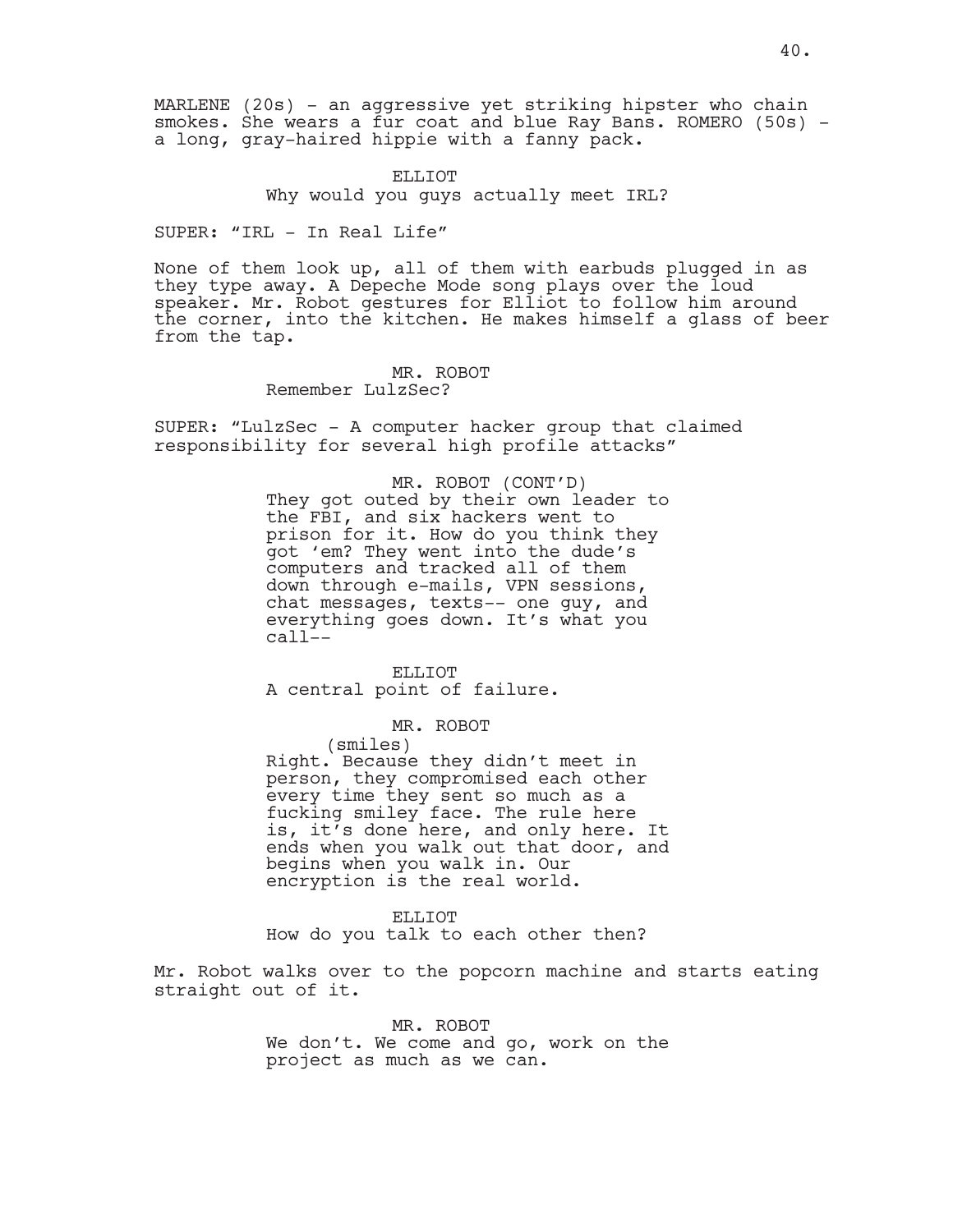MARLENE (20s) - an aggressive yet striking hipster who chain smokes. She wears a fur coat and blue Ray Bans. ROMERO (50s) - a long, gray-haired hippie with a fanny pack.

ELLIOT
Why would you guys actually meet IRL?

SUPER: “IRL - In Real Life”

None of them look up, all of them with earbuds plugged in as they type away. A Depeche Mode song plays over the loud speaker. Mr. Robot gestures for Elliot to follow him around the corner, into the kitchen. He makes himself a glass of beer from the tap.

MR. ROBOT
Remember LulzSec?

SUPER: “LulzSec - A computer hacker group that claimed responsibility for several high profile attacks”

MR. ROBOT (CONT’D)
They got outed by their own leader to the FBI, and six hackers went to prison for it. How do you think they got ‘em? They went into the dude’s computers and tracked all of them down through e-mails, VPN sessions, chat messages, texts-- one guy, and everything goes down. It’s what you call--

ELLIOT
A central point of failure.

MR. ROBOT
(smiles)
Right. Because they didn’t meet in person, they compromised each other every time they sent so much as a fucking smiley face. The rule here is, it’s done here, and only here. It ends when you walk out that door, and begins when you walk in. Our encryption is the real world.

ELLIOT
How do you talk to each other then?

Mr. Robot walks over to the popcorn machine and starts eating straight out of it.

MR. ROBOT
We don’t. We come and go, work on the project as much as we can.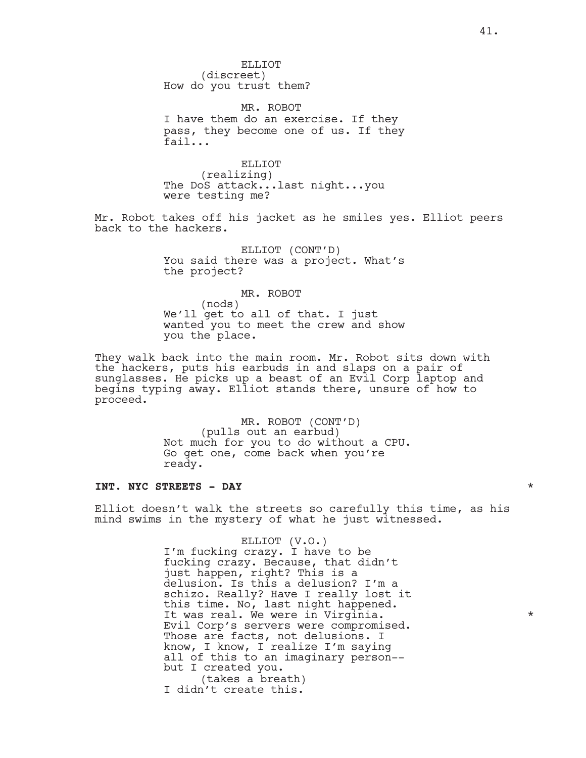ELLIOT
(discreet)
How do you trust them?

MR. ROBOT
I have them do an exercise. If they pass, they become one of us. If they fail...

ELLIOT
(realizing)
The DoS attack...last night...you were testing me?

Mr. Robot takes off his jacket as he smiles yes. Elliot peers back to the hackers.

ELLIOT (CONT'D)
You said there was a project. What's the project?

MR. ROBOT
(nods)
We'll get to all of that. I just wanted you to meet the crew and show you the place.

They walk back into the main room. Mr. Robot sits down with the hackers, puts his earbuds in and slaps on a pair of sunglasses. He picks up a beast of an Evil Corp laptop and begins typing away. Elliot stands there, unsure of how to proceed.

MR. ROBOT (CONT'D)
(pulls out an earbud)
Not much for you to do without a CPU. Go get one, come back when you're ready.

**INT. NYC STREETS - DAY** *

Elliot doesn't walk the streets so carefully this time, as his mind swims in the mystery of what he just witnessed.

ELLIOT (V.O.)
I'm fucking crazy. I have to be fucking crazy. Because, that didn't just happen, right? This is a delusion. Is this a delusion? I'm a schizo. Really? Have I really lost it this time. No, last night happened. It was real. We were in Virginia. *
Evil Corp's servers were compromised. Those are facts, not delusions. I know, I know, I realize I'm saying all of this to an imaginary person-- but I created you.
(takes a breath)
I didn't create this.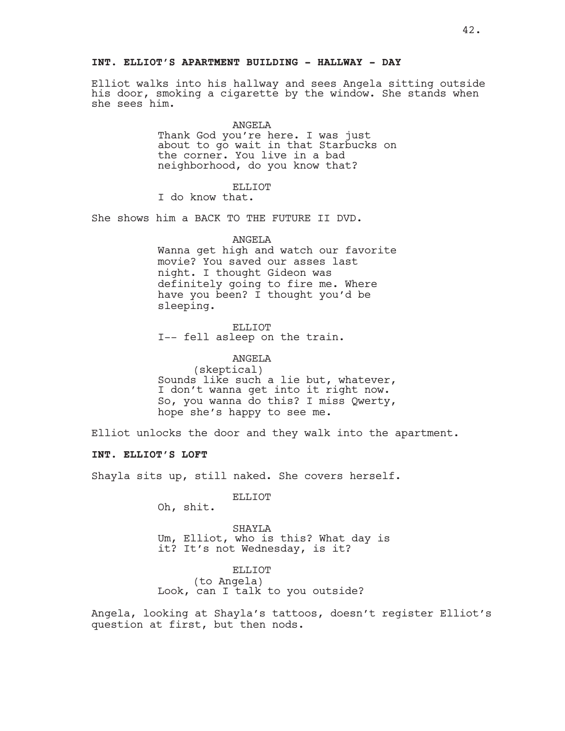**INT. ELLIOT'S APARTMENT BUILDING - HALLWAY - DAY**

Elliot walks into his hallway and sees Angela sitting outside his door, smoking a cigarette by the window. She stands when she sees him.

ANGELA
Thank God you're here. I was just about to go wait in that Starbucks on the corner. You live in a bad neighborhood, do you know that?

ELLIOT
I do know that.

She shows him a BACK TO THE FUTURE II DVD.

ANGELA
Wanna get high and watch our favorite movie? You saved our asses last night. I thought Gideon was definitely going to fire me. Where have you been? I thought you'd be sleeping.

ELLIOT
I-- fell asleep on the train.

ANGELA
(skeptical)
Sounds like such a lie but, whatever, I don't wanna get into it right now. So, you wanna do this? I miss Qwerty, hope she's happy to see me.

Elliot unlocks the door and they walk into the apartment.

**INT. ELLIOT'S LOFT**

Shayla sits up, still naked. She covers herself.

ELLIOT
Oh, shit.

SHAYLA
Um, Elliot, who is this? What day is it? It's not Wednesday, is it?

ELLIOT
(to Angela)
Look, can I talk to you outside?

Angela, looking at Shayla's tattoos, doesn't register Elliot's question at first, but then nods.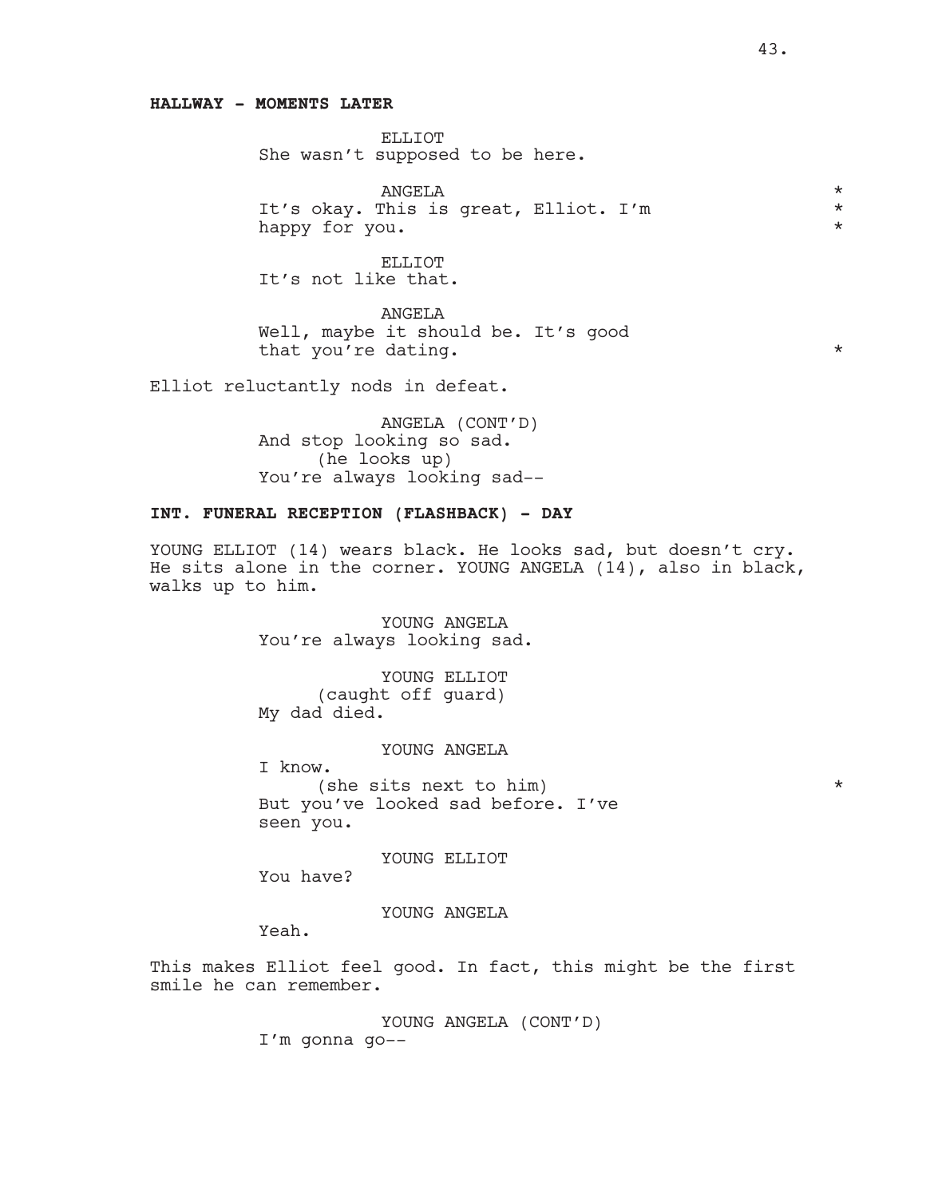**HALLWAY - MOMENTS LATER**

ELLIOT
She wasn't supposed to be here.

ANGELA *
It's okay. This is great, Elliot. I'm *
happy for you. *

ELLIOT
It's not like that.

ANGELA
Well, maybe it should be. It's good
that you're dating. *

Elliot reluctantly nods in defeat.

ANGELA (CONT'D)
And stop looking so sad.
(he looks up)
You're always looking sad--

**INT. FUNERAL RECEPTION (FLASHBACK) - DAY**

YOUNG ELLIOT (14) wears black. He looks sad, but doesn't cry. He sits alone in the corner. YOUNG ANGELA (14), also in black, walks up to him.

YOUNG ANGELA
You're always looking sad.

YOUNG ELLIOT
(caught off guard)
My dad died.

YOUNG ANGELA
I know.
(she sits next to him) *
But you've looked sad before. I've
seen you.

YOUNG ELLIOT
You have?

YOUNG ANGELA
Yeah.

This makes Elliot feel good. In fact, this might be the first smile he can remember.

YOUNG ANGELA (CONT'D)
I'm gonna go--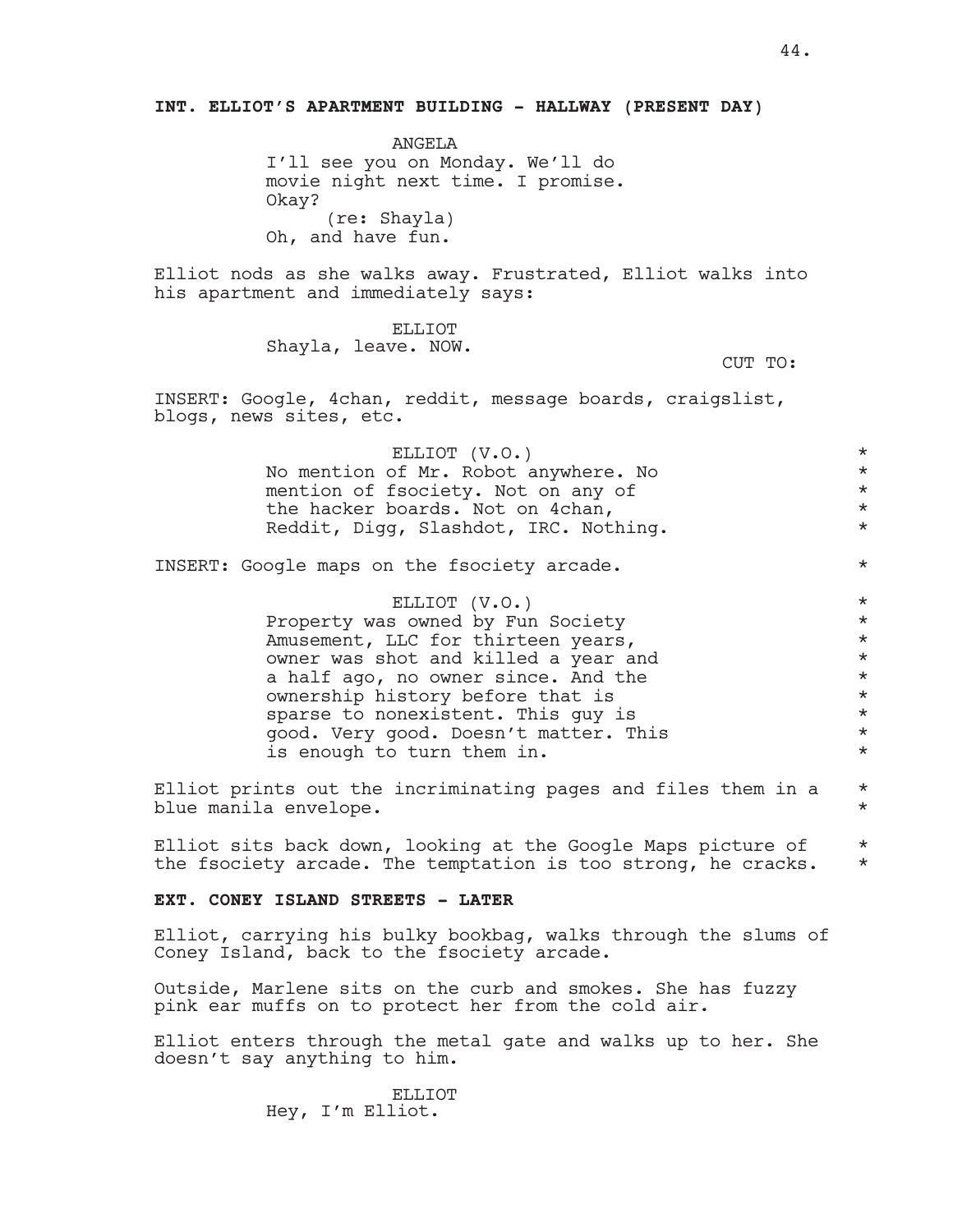**INT. ELLIOT'S APARTMENT BUILDING - HALLWAY (PRESENT DAY)**

ANGELA
I'll see you on Monday. We'll do movie night next time. I promise. Okay?
(re: Shayla)
Oh, and have fun.

Elliot nods as she walks away. Frustrated, Elliot walks into his apartment and immediately says:

ELLIOT
Shayla, leave. NOW.

CUT TO:

INSERT: Google, 4chan, reddit, message boards, craigslist, blogs, news sites, etc.

ELLIOT (V.O.)
No mention of Mr. Robot anywhere. No mention of fsociety. Not on any of the hacker boards. Not on 4chan, Reddit, Digg, Slashdot, IRC. Nothing. *

INSERT: Google maps on the fsociety arcade. *

ELLIOT (V.O.)
Property was owned by Fun Society Amusement, LLC for thirteen years, owner was shot and killed a year and a half ago, no owner since. And the ownership history before that is sparse to nonexistent. This guy is good. Very good. Doesn't matter. This is enough to turn them in. *

Elliot prints out the incriminating pages and files them in a blue manila envelope. *

Elliot sits back down, looking at the Google Maps picture of the fsociety arcade. The temptation is too strong, he cracks. *

**EXT. CONEY ISLAND STREETS - LATER**

Elliot, carrying his bulky bookbag, walks through the slums of Coney Island, back to the fsociety arcade.

Outside, Marlene sits on the curb and smokes. She has fuzzy pink ear muffs on to protect her from the cold air.

Elliot enters through the metal gate and walks up to her. She doesn't say anything to him.

ELLIOT
Hey, I'm Elliot.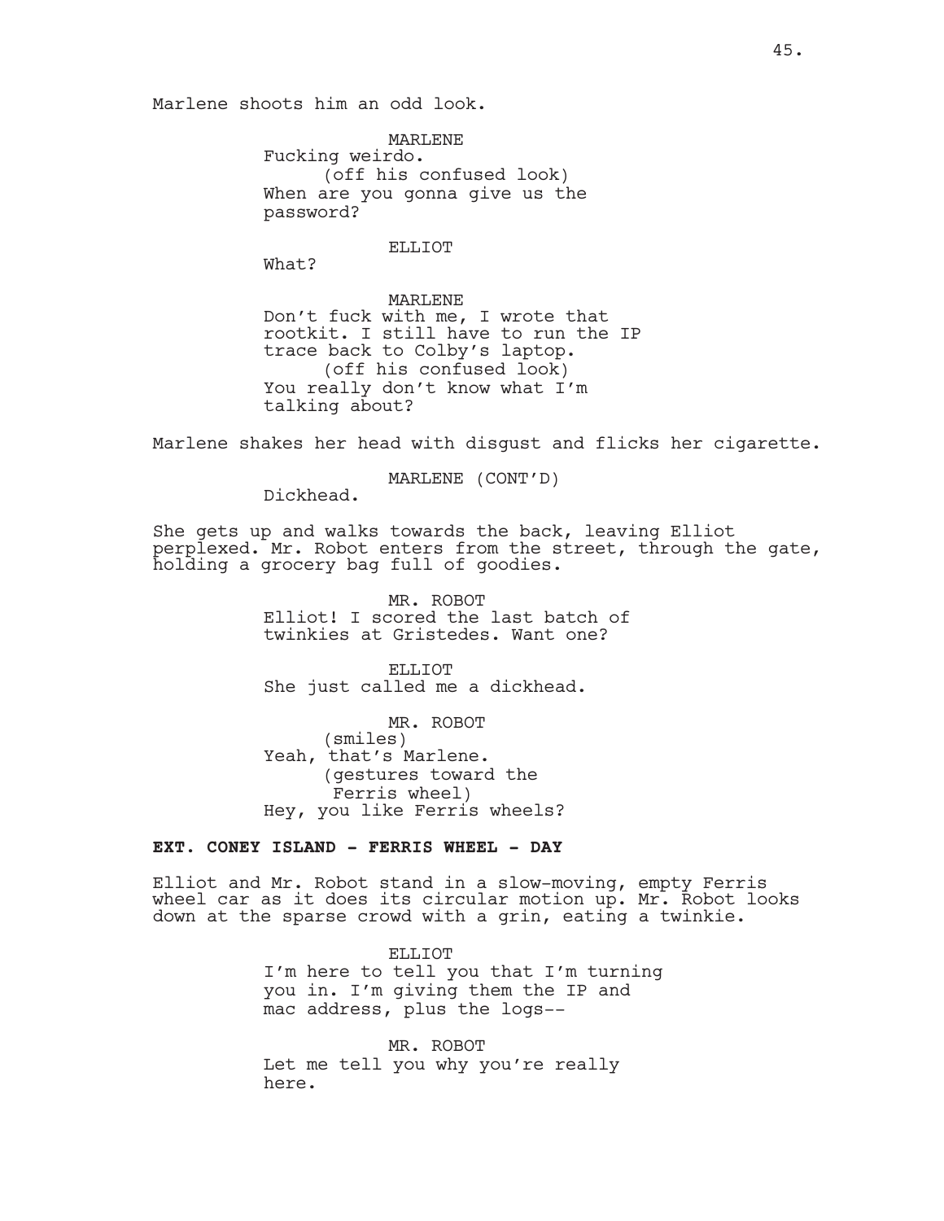Marlene shoots him an odd look.

MARLENE
Fucking weirdo.
(off his confused look)
When are you gonna give us the password?

ELLIOT
What?

MARLENE
Don't fuck with me, I wrote that rootkit. I still have to run the IP trace back to Colby's laptop.
(off his confused look)
You really don't know what I'm talking about?

Marlene shakes her head with disgust and flicks her cigarette.

MARLENE (CONT'D)
Dickhead.

She gets up and walks towards the back, leaving Elliot perplexed. Mr. Robot enters from the street, through the gate, holding a grocery bag full of goodies.

MR. ROBOT
Elliot! I scored the last batch of twinkies at Gristedes. Want one?

ELLIOT
She just called me a dickhead.

MR. ROBOT
(smiles)
Yeah, that's Marlene.
(gestures toward the Ferris wheel)
Hey, you like Ferris wheels?

**EXT. CONEY ISLAND - FERRIS WHEEL - DAY**

Elliot and Mr. Robot stand in a slow-moving, empty Ferris wheel car as it does its circular motion up. Mr. Robot looks down at the sparse crowd with a grin, eating a twinkie.

ELLIOT
I'm here to tell you that I'm turning you in. I'm giving them the IP and mac address, plus the logs--

MR. ROBOT
Let me tell you why you're really here.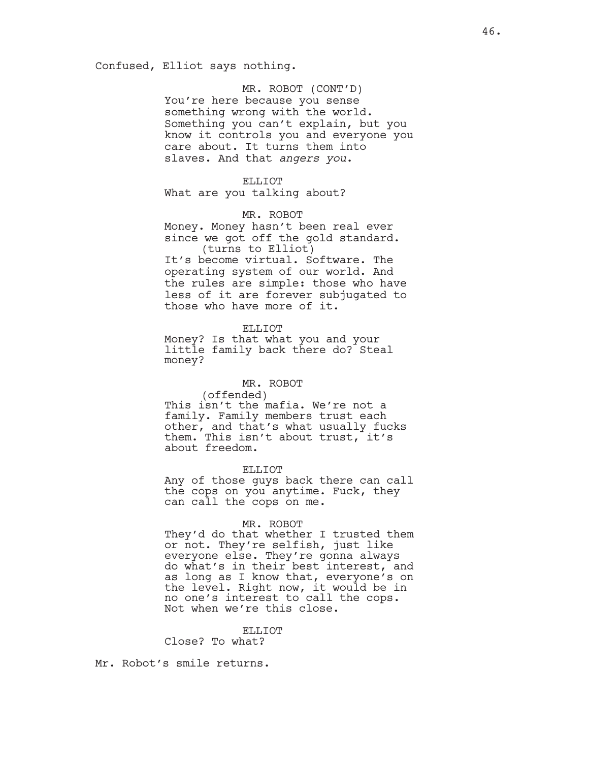Confused, Elliot says nothing.

MR. ROBOT (CONT'D)
You're here because you sense something wrong with the world. Something you can't explain, but you know it controls you and everyone you care about. It turns them into slaves. And that *angers you*.

ELLIOT
What are you talking about?

MR. ROBOT
Money. Money hasn't been real ever since we got off the gold standard.
(turns to Elliot)
It's become virtual. Software. The operating system of our world. And the rules are simple: those who have less of it are forever subjugated to those who have more of it.

ELLIOT
Money? Is that what you and your little family back there do? Steal money?

MR. ROBOT
(offended)
This isn't the mafia. We're not a family. Family members trust each other, and that's what usually fucks them. This isn't about trust, it's about freedom.

ELLIOT
Any of those guys back there can call the cops on you anytime. Fuck, they can call the cops on me.

MR. ROBOT
They'd do that whether I trusted them or not. They're selfish, just like everyone else. They're gonna always do what's in their best interest, and as long as I know that, everyone's on the level. Right now, it would be in no one's interest to call the cops. Not when we're this close.

ELLIOT
Close? To what?

Mr. Robot's smile returns.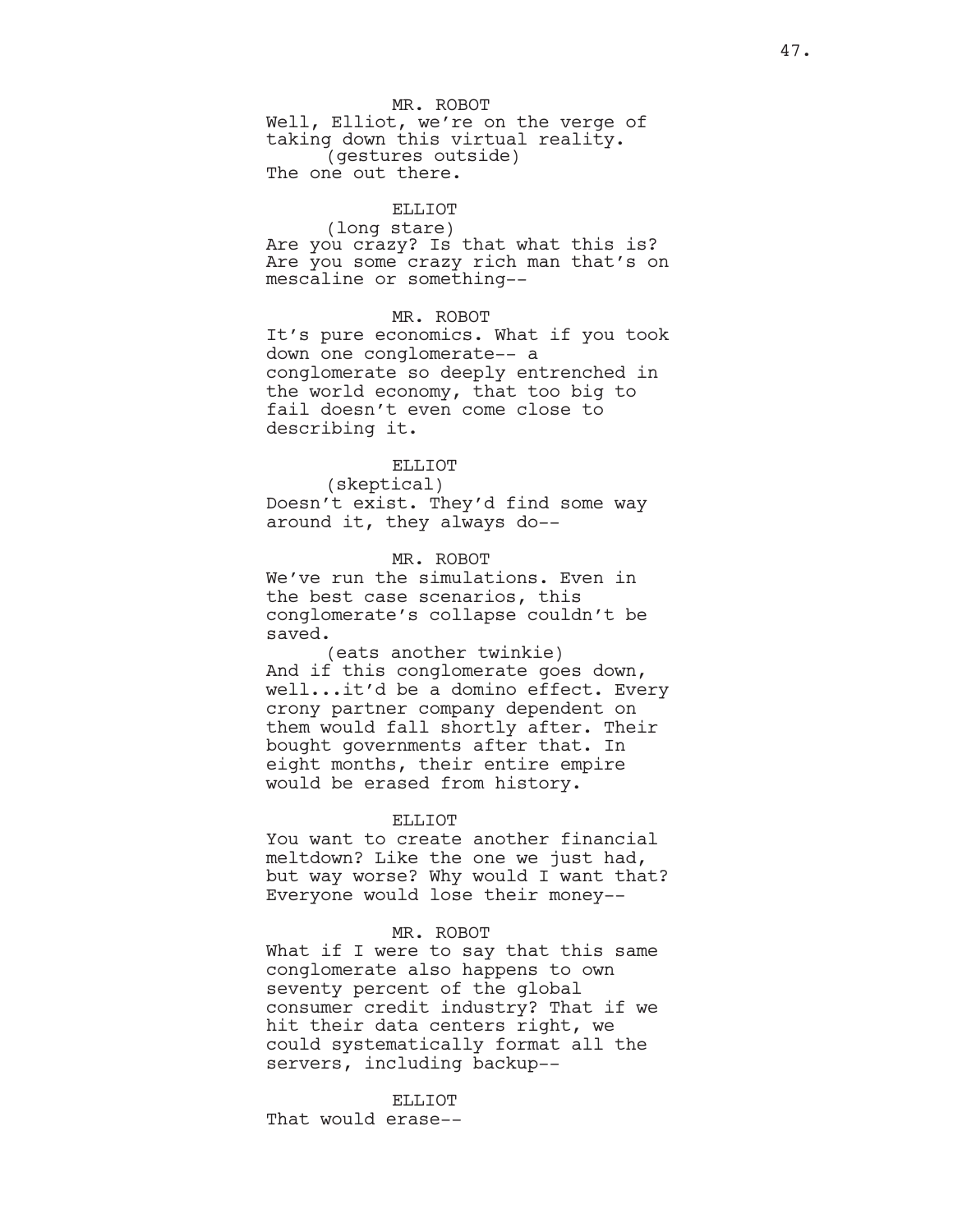MR. ROBOT

Well, Elliot, we're on the verge of taking down this virtual reality.

(gestures outside)

The one out there.

ELLIOT

(long stare)

Are you crazy? Is that what this is? Are you some crazy rich man that's on mescaline or something--

MR. ROBOT

It's pure economics. What if you took down one conglomerate-- a conglomerate so deeply entrenched in the world economy, that too big to fail doesn't even come close to describing it.

ELLIOT

(skeptical)

Doesn't exist. They'd find some way around it, they always do--

MR. ROBOT

We've run the simulations. Even in the best case scenarios, this conglomerate's collapse couldn't be saved.

(eats another twinkie)

And if this conglomerate goes down, well...it'd be a domino effect. Every crony partner company dependent on them would fall shortly after. Their bought governments after that. In eight months, their entire empire would be erased from history.

ELLIOT

You want to create another financial meltdown? Like the one we just had, but way worse? Why would I want that? Everyone would lose their money--

MR. ROBOT

What if I were to say that this same conglomerate also happens to own seventy percent of the global consumer credit industry? That if we hit their data centers right, we could systematically format all the servers, including backup--

ELLIOT

That would erase--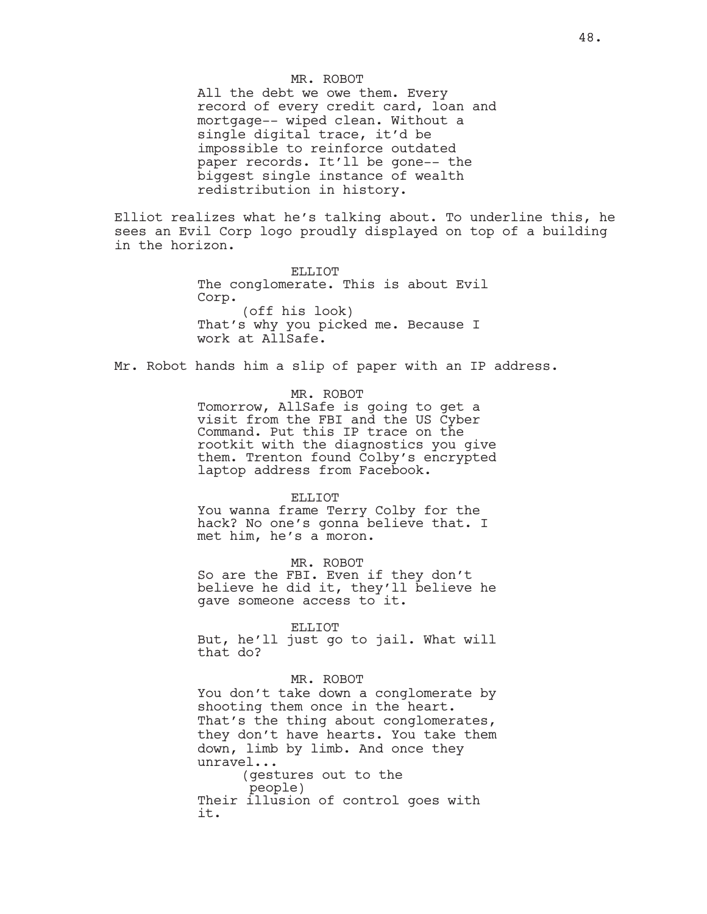MR. ROBOT

All the debt we owe them. Every record of every credit card, loan and mortgage-- wiped clean. Without a single digital trace, it'd be impossible to reinforce outdated paper records. It'll be gone-- the biggest single instance of wealth redistribution in history.

Elliot realizes what he's talking about. To underline this, he sees an Evil Corp logo proudly displayed on top of a building in the horizon.

ELLIOT

The conglomerate. This is about Evil Corp.

(off his look)

That's why you picked me. Because I work at AllSafe.

Mr. Robot hands him a slip of paper with an IP address.

MR. ROBOT

Tomorrow, AllSafe is going to get a visit from the FBI and the US Cyber Command. Put this IP trace on the rootkit with the diagnostics you give them. Trenton found Colby's encrypted laptop address from Facebook.

ELLIOT

You wanna frame Terry Colby for the hack? No one's gonna believe that. I met him, he's a moron.

MR. ROBOT

So are the FBI. Even if they don't believe he did it, they'll believe he gave someone access to it.

ELLIOT

But, he'll just go to jail. What will that do?

MR. ROBOT

You don't take down a conglomerate by shooting them once in the heart. That's the thing about conglomerates, they don't have hearts. You take them down, limb by limb. And once they unravel...

(gestures out to the people)

Their illusion of control goes with it.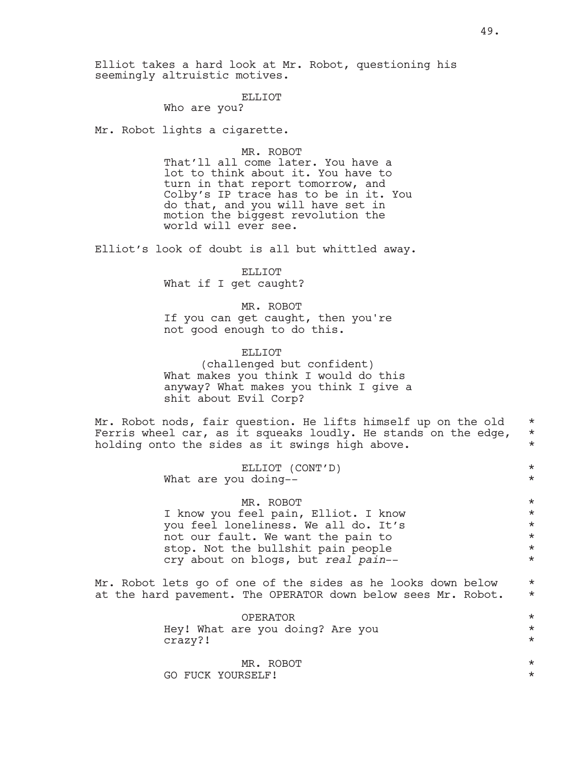Elliot takes a hard look at Mr. Robot, questioning his seemingly altruistic motives.

ELLIOT
Who are you?

Mr. Robot lights a cigarette.

MR. ROBOT
That'll all come later. You have a lot to think about it. You have to turn in that report tomorrow, and Colby's IP trace has to be in it. You do that, and you will have set in motion the biggest revolution the world will ever see.

Elliot's look of doubt is all but whittled away.

ELLIOT
What if I get caught?

MR. ROBOT
If you can get caught, then you're not good enough to do this.

ELLIOT
(challenged but confident)
What makes you think I would do this anyway? What makes you think I give a shit about Evil Corp?

Mr. Robot nods, fair question. He lifts himself up on the old Ferris wheel car, as it squeaks loudly. He stands on the edge, holding onto the sides as it swings high above. *

ELLIOT (CONT'D)
What are you doing-- *

MR. ROBOT
I know you feel pain, Elliot. I know you feel loneliness. We all do. It's not our fault. We want the pain to stop. Not the bullshit pain people cry about on blogs, but *real pain*-- *

Mr. Robot lets go of one of the sides as he looks down below at the hard pavement. The OPERATOR down below sees Mr. Robot. *

OPERATOR
Hey! What are you doing? Are you crazy?! *

MR. ROBOT
GO FUCK YOURSELF! *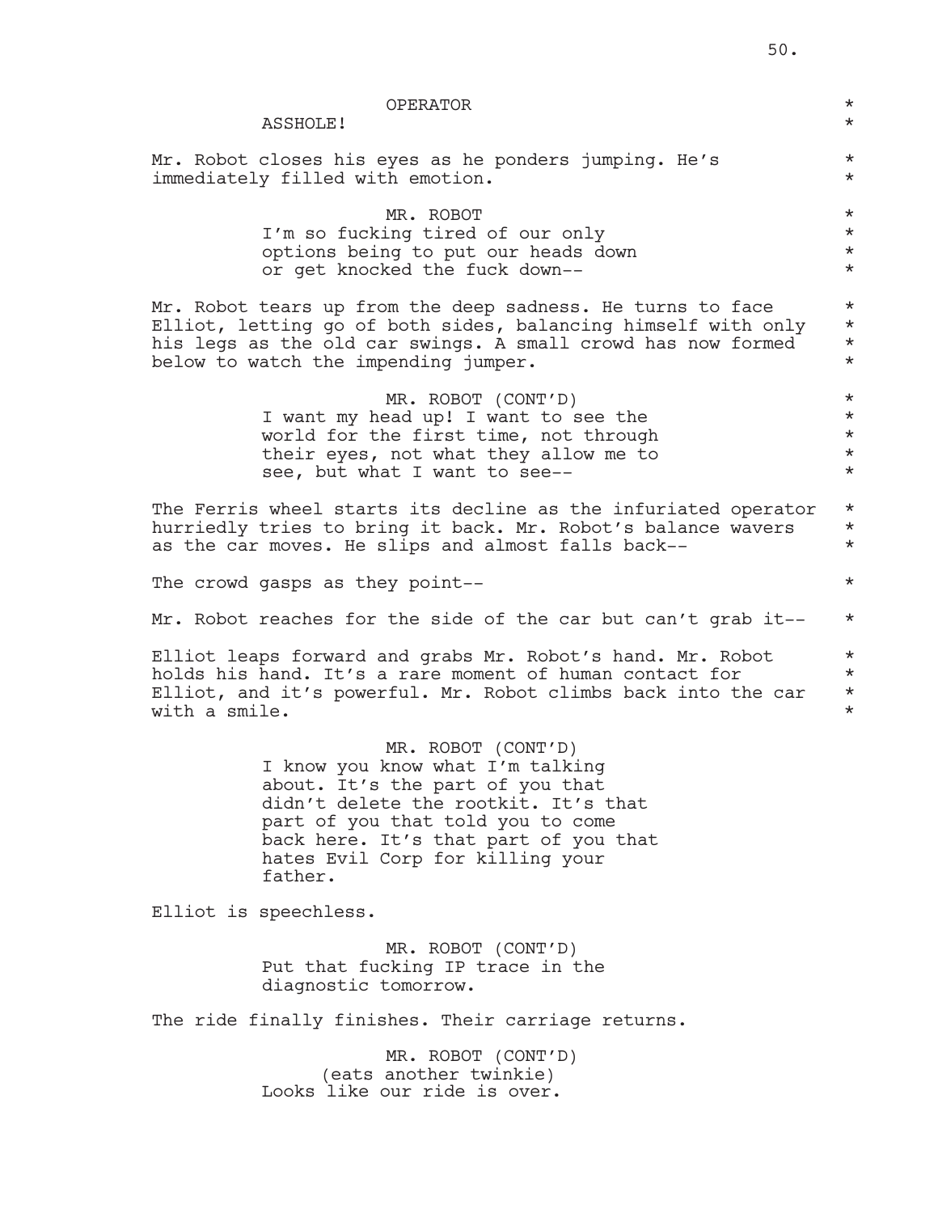OPERATOR

ASSHOLE!

Mr. Robot closes his eyes as he ponders jumping. He's immediately filled with emotion.

MR. ROBOT

I'm so fucking tired of our only options being to put our heads down or get knocked the fuck down--

Mr. Robot tears up from the deep sadness. He turns to face Elliot, letting go of both sides, balancing himself with only his legs as the old car swings. A small crowd has now formed below to watch the impending jumper.

MR. ROBOT (CONT'D)

I want my head up! I want to see the world for the first time, not through their eyes, not what they allow me to see, but what I want to see--

The Ferris wheel starts its decline as the infuriated operator hurriedly tries to bring it back. Mr. Robot's balance wavers as the car moves. He slips and almost falls back--

The crowd gasps as they point--

Mr. Robot reaches for the side of the car but can't grab it--

Elliot leaps forward and grabs Mr. Robot's hand. Mr. Robot holds his hand. It's a rare moment of human contact for Elliot, and it's powerful. Mr. Robot climbs back into the car with a smile.

MR. ROBOT (CONT'D)

I know you know what I'm talking about. It's the part of you that didn't delete the rootkit. It's that part of you that told you to come back here. It's that part of you that hates Evil Corp for killing your father.

Elliot is speechless.

MR. ROBOT (CONT'D)

Put that fucking IP trace in the diagnostic tomorrow.

The ride finally finishes. Their carriage returns.

MR. ROBOT (CONT'D)

(eats another twinkie)

Looks like our ride is over.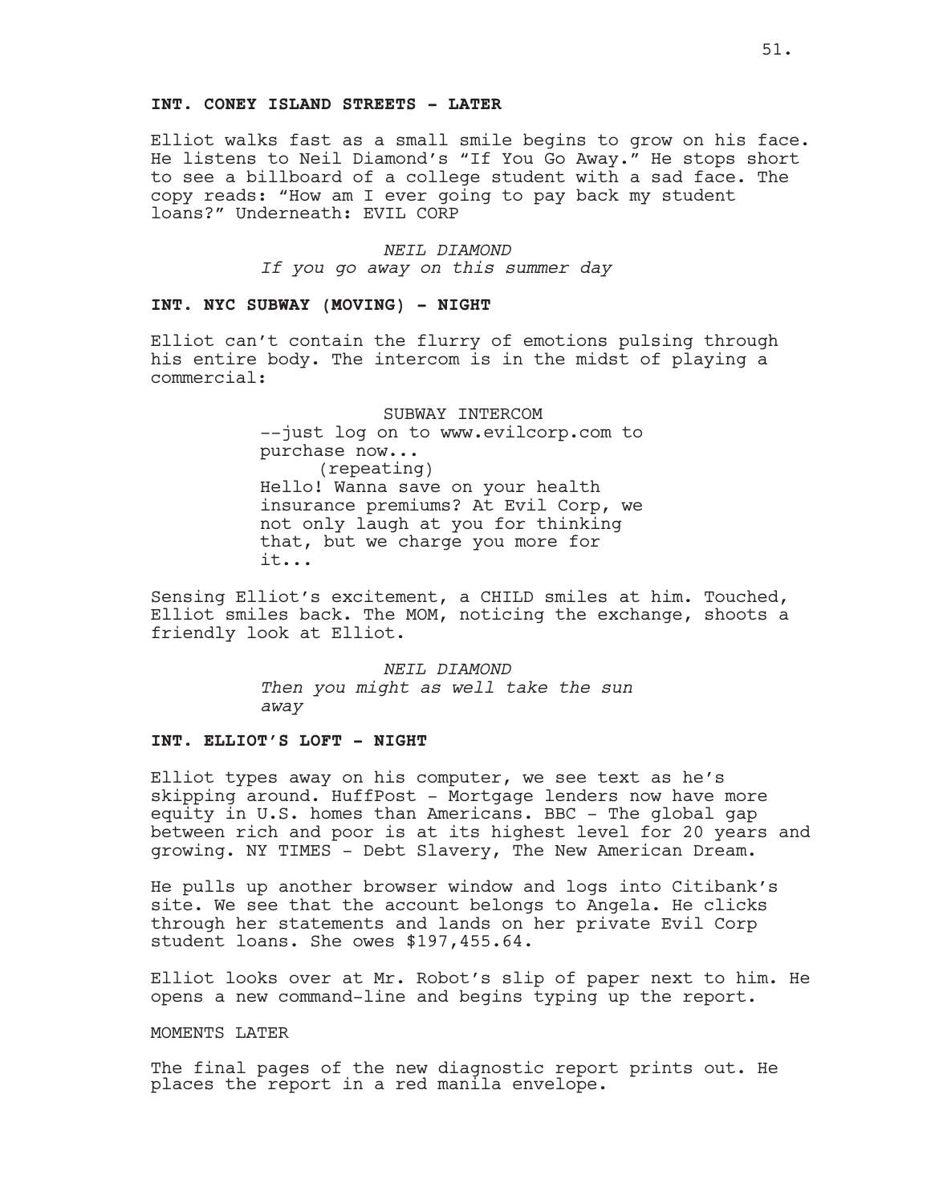**INT. CONEY ISLAND STREETS - LATER**

Elliot walks fast as a small smile begins to grow on his face. He listens to Neil Diamond's "If You Go Away." He stops short to see a billboard of a college student with a sad face. The copy reads: "How am I ever going to pay back my student loans?" Underneath: EVIL CORP

NEIL DIAMOND
*If you go away on this summer day*

**INT. NYC SUBWAY (MOVING) - NIGHT**

Elliot can't contain the flurry of emotions pulsing through his entire body. The intercom is in the midst of playing a commercial:

SUBWAY INTERCOM
--just log on to www.evilcorp.com to purchase now...
(repeating)
Hello! Wanna save on your health insurance premiums? At Evil Corp, we not only laugh at you for thinking that, but we charge you more for it...

Sensing Elliot's excitement, a CHILD smiles at him. Touched, Elliot smiles back. The MOM, noticing the exchange, shoots a friendly look at Elliot.

NEIL DIAMOND
*Then you might as well take the sun away*

**INT. ELLIOT'S LOFT - NIGHT**

Elliot types away on his computer, we see text as he's skipping around. HuffPost - Mortgage lenders now have more equity in U.S. homes than Americans. BBC - The global gap between rich and poor is at its highest level for 20 years and growing. NY TIMES - Debt Slavery, The New American Dream.

He pulls up another browser window and logs into Citibank's site. We see that the account belongs to Angela. He clicks through her statements and lands on her private Evil Corp student loans. She owes $197,455.64.

Elliot looks over at Mr. Robot's slip of paper next to him. He opens a new command-line and begins typing up the report.

MOMENTS LATER

The final pages of the new diagnostic report prints out. He places the report in a red manila envelope.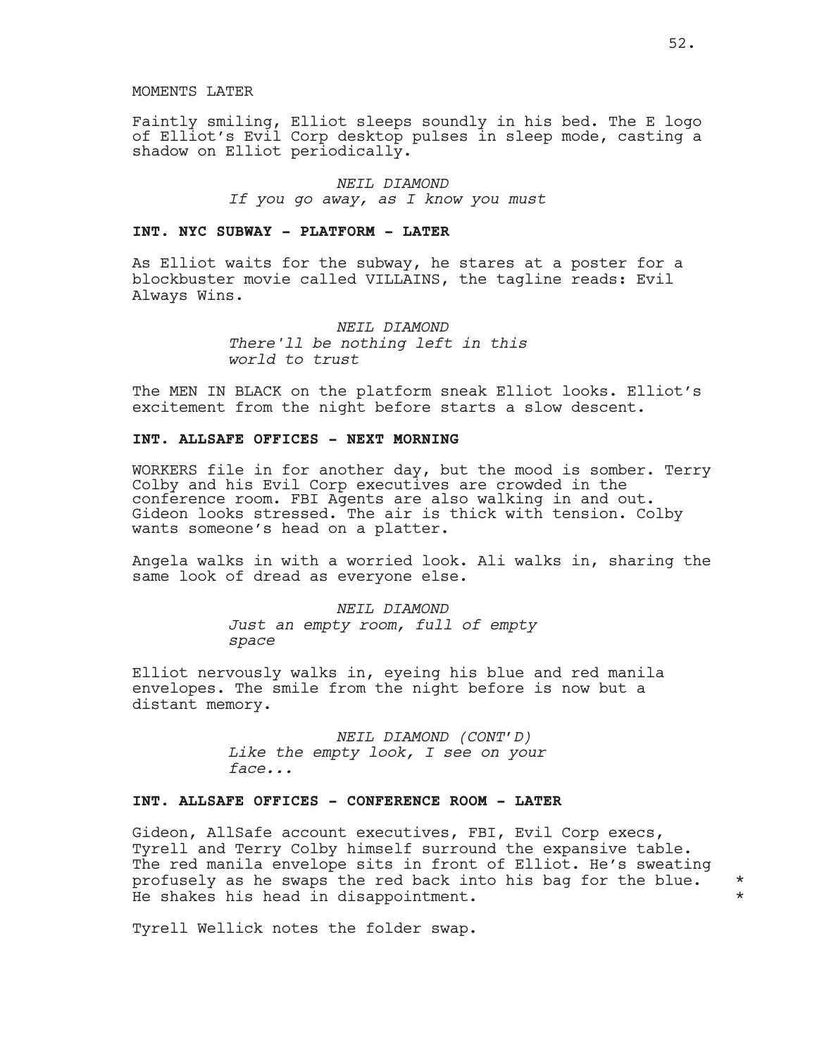MOMENTS LATER

Faintly smiling, Elliot sleeps soundly in his bed. The E logo of Elliot's Evil Corp desktop pulses in sleep mode, casting a shadow on Elliot periodically.

*NEIL DIAMOND*
*If you go away, as I know you must*

**INT. NYC SUBWAY - PLATFORM - LATER**

As Elliot waits for the subway, he stares at a poster for a blockbuster movie called VILLAINS, the tagline reads: Evil Always Wins.

*NEIL DIAMOND*
*There'll be nothing left in this world to trust*

The MEN IN BLACK on the platform sneak Elliot looks. Elliot's excitement from the night before starts a slow descent.

**INT. ALLSAFE OFFICES - NEXT MORNING**

WORKERS file in for another day, but the mood is somber. Terry Colby and his Evil Corp executives are crowded in the conference room. FBI Agents are also walking in and out. Gideon looks stressed. The air is thick with tension. Colby wants someone's head on a platter.

Angela walks in with a worried look. Ali walks in, sharing the same look of dread as everyone else.

*NEIL DIAMOND*
*Just an empty room, full of empty space*

Elliot nervously walks in, eyeing his blue and red manila envelopes. The smile from the night before is now but a distant memory.

*NEIL DIAMOND (CONT'D)*
*Like the empty look, I see on your face...*

**INT. ALLSAFE OFFICES - CONFERENCE ROOM - LATER**

Gideon, AllSafe account executives, FBI, Evil Corp execs, Tyrell and Terry Colby himself surround the expansive table. The red manila envelope sits in front of Elliot. He's sweating profusely as he swaps the red back into his bag for the blue. *
He shakes his head in disappointment. *

Tyrell Wellick notes the folder swap.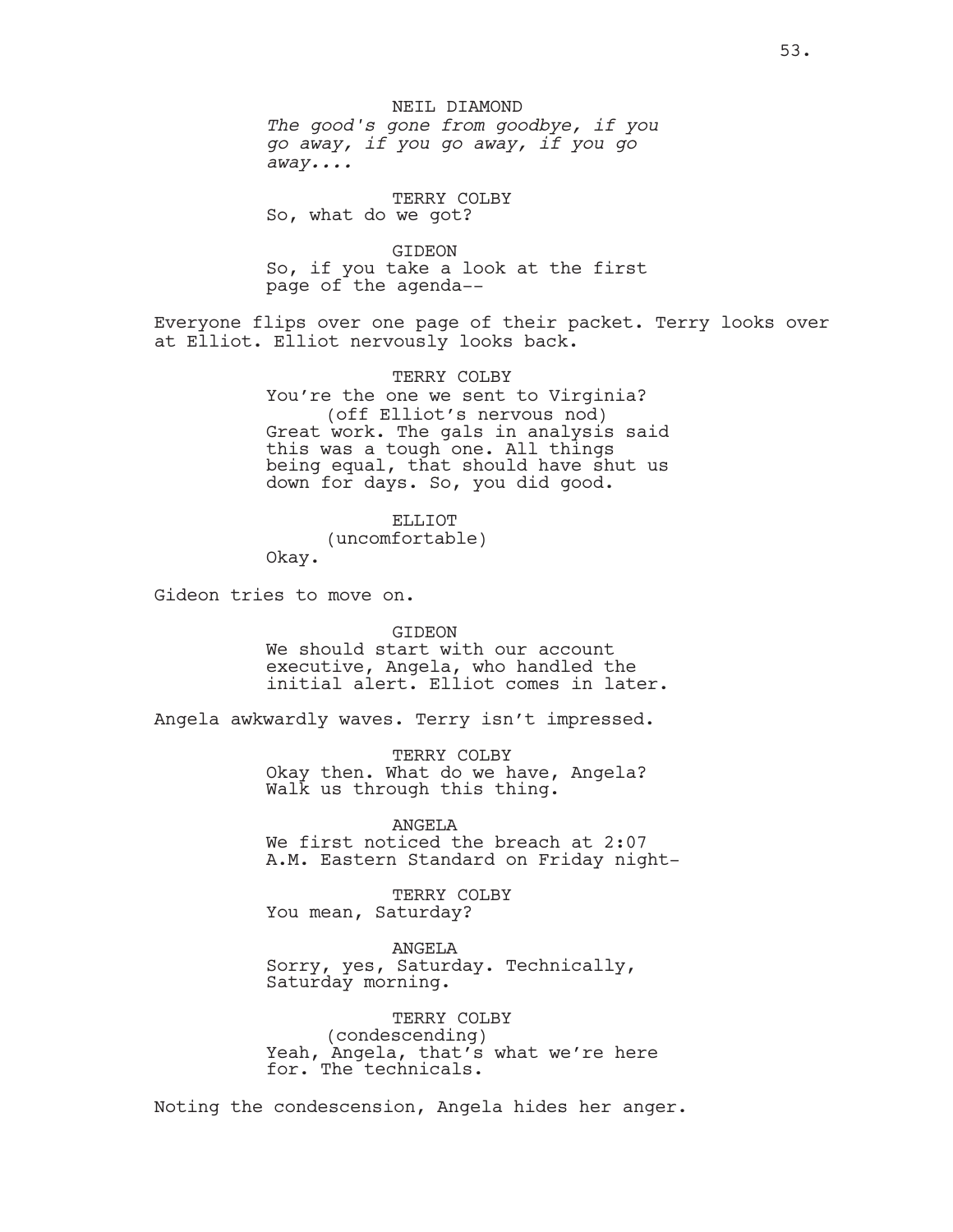NEIL DIAMOND
*The good's gone from goodbye, if you go away, if you go away, if you go away....*

TERRY COLBY
So, what do we got?

GIDEON
So, if you take a look at the first page of the agenda--

Everyone flips over one page of their packet. Terry looks over at Elliot. Elliot nervously looks back.

TERRY COLBY
You're the one we sent to Virginia?
(off Elliot's nervous nod)
Great work. The gals in analysis said this was a tough one. All things being equal, that should have shut us down for days. So, you did good.

ELLIOT
(uncomfortable)
Okay.

Gideon tries to move on.

GIDEON
We should start with our account executive, Angela, who handled the initial alert. Elliot comes in later.

Angela awkwardly waves. Terry isn't impressed.

TERRY COLBY
Okay then. What do we have, Angela? Walk us through this thing.

ANGELA
We first noticed the breach at 2:07 A.M. Eastern Standard on Friday night-

TERRY COLBY
You mean, Saturday?

ANGELA
Sorry, yes, Saturday. Technically, Saturday morning.

TERRY COLBY
(condescending)
Yeah, Angela, that's what we're here for. The technicals.

Noting the condescension, Angela hides her anger.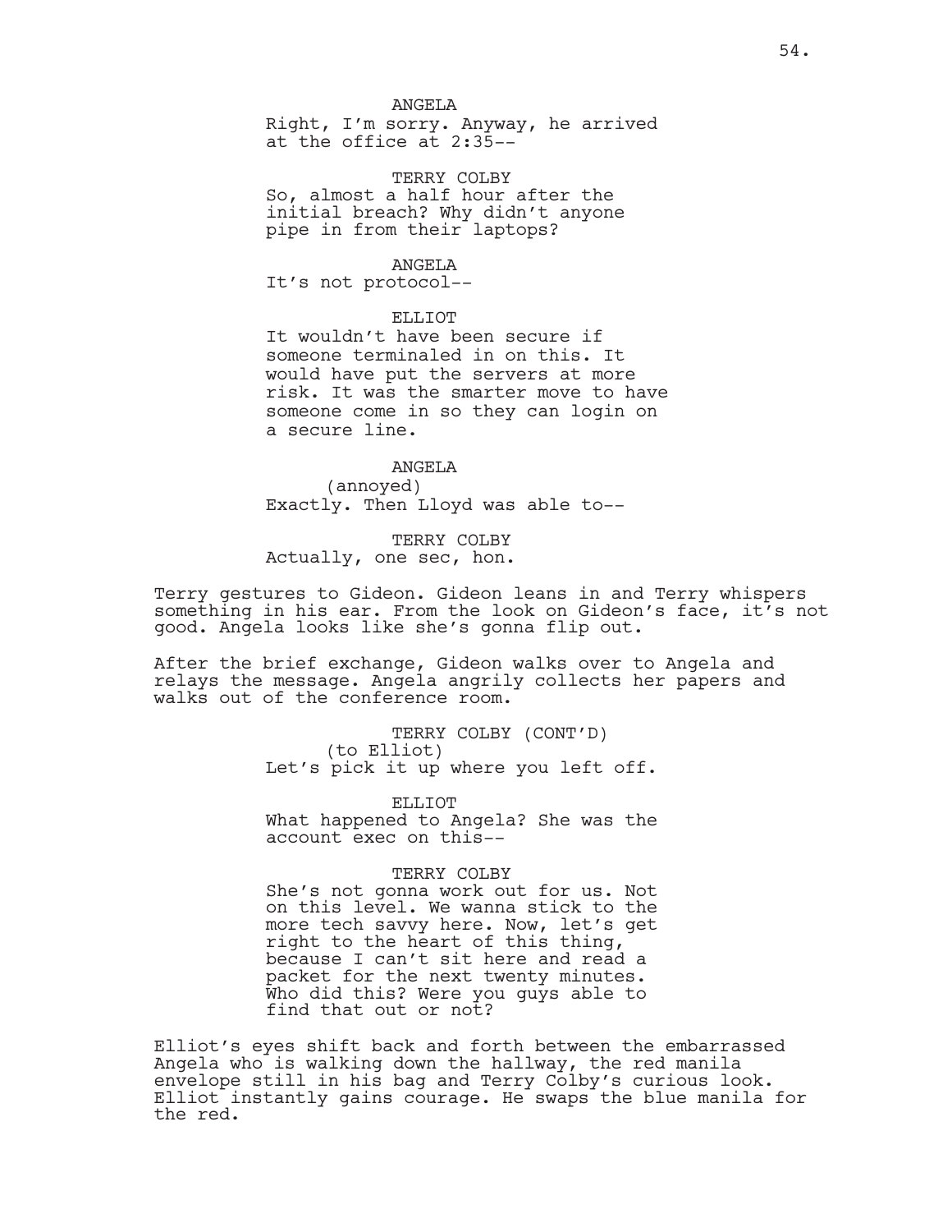ANGELA

Right, I'm sorry. Anyway, he arrived at the office at 2:35--

TERRY COLBY

So, almost a half hour after the initial breach? Why didn't anyone pipe in from their laptops?

ANGELA

It's not protocol--

ELLIOT

It wouldn't have been secure if someone terminaled in on this. It would have put the servers at more risk. It was the smarter move to have someone come in so they can login on a secure line.

ANGELA

(annoyed)

Exactly. Then Lloyd was able to--

TERRY COLBY

Actually, one sec, hon.

Terry gestures to Gideon. Gideon leans in and Terry whispers something in his ear. From the look on Gideon's face, it's not good. Angela looks like she's gonna flip out.

After the brief exchange, Gideon walks over to Angela and relays the message. Angela angrily collects her papers and walks out of the conference room.

TERRY COLBY (CONT'D)

(to Elliot)

Let's pick it up where you left off.

ELLIOT

What happened to Angela? She was the account exec on this--

TERRY COLBY

She's not gonna work out for us. Not on this level. We wanna stick to the more tech savvy here. Now, let's get right to the heart of this thing, because I can't sit here and read a packet for the next twenty minutes. Who did this? Were you guys able to find that out or not?

Elliot's eyes shift back and forth between the embarrassed Angela who is walking down the hallway, the red manila envelope still in his bag and Terry Colby's curious look. Elliot instantly gains courage. He swaps the blue manila for the red.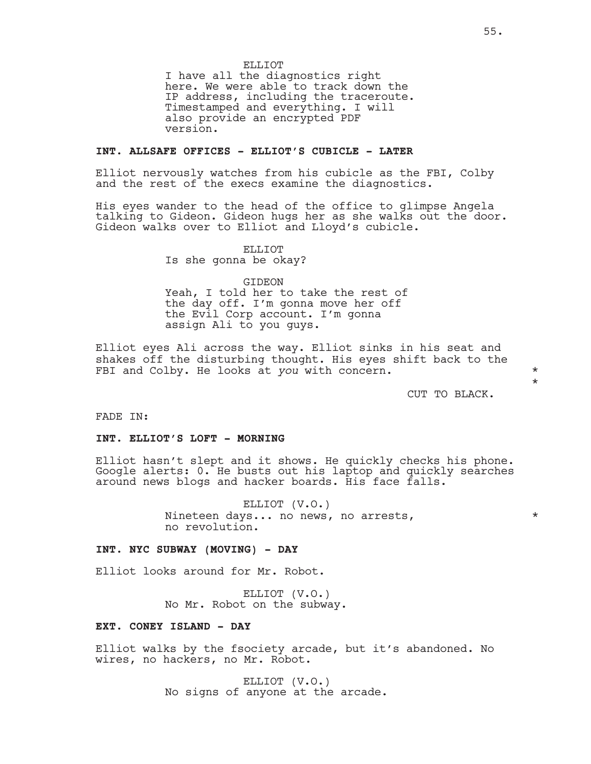ELLIOT
I have all the diagnostics right here. We were able to track down the IP address, including the traceroute. Timestamped and everything. I will also provide an encrypted PDF version.

**INT. ALLSAFE OFFICES - ELLIOT'S CUBICLE - LATER**

Elliot nervously watches from his cubicle as the FBI, Colby and the rest of the execs examine the diagnostics.

His eyes wander to the head of the office to glimpse Angela talking to Gideon. Gideon hugs her as she walks out the door. Gideon walks over to Elliot and Lloyd's cubicle.

ELLIOT
Is she gonna be okay?

GIDEON
Yeah, I told her to take the rest of the day off. I'm gonna move her off the Evil Corp account. I'm gonna assign Ali to you guys.

Elliot eyes Ali across the way. Elliot sinks in his seat and shakes off the disturbing thought. His eyes shift back to the FBI and Colby. He looks at *you* with concern. *
*

CUT TO BLACK.

FADE IN:

**INT. ELLIOT'S LOFT - MORNING**

Elliot hasn't slept and it shows. He quickly checks his phone. Google alerts: 0. He busts out his laptop and quickly searches around news blogs and hacker boards. His face falls.

ELLIOT (V.O.)
Nineteen days... no news, no arrests, no revolution. *

**INT. NYC SUBWAY (MOVING) - DAY**

Elliot looks around for Mr. Robot.

ELLIOT (V.O.)
No Mr. Robot on the subway.

**EXT. CONEY ISLAND - DAY**

Elliot walks by the fsociety arcade, but it's abandoned. No wires, no hackers, no Mr. Robot.

ELLIOT (V.O.)
No signs of anyone at the arcade.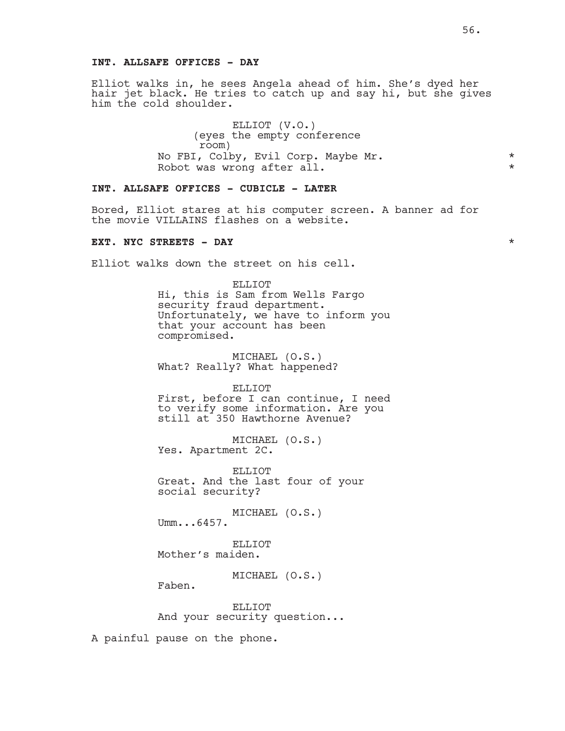**INT. ALLSAFE OFFICES - DAY**

Elliot walks in, he sees Angela ahead of him. She's dyed her hair jet black. He tries to catch up and say hi, but she gives him the cold shoulder.

ELLIOT (V.O.)
(eyes the empty conference room)
No FBI, Colby, Evil Corp. Maybe Mr. Robot was wrong after all. *

**INT. ALLSAFE OFFICES - CUBICLE - LATER**

Bored, Elliot stares at his computer screen. A banner ad for the movie VILLAINS flashes on a website.

**EXT. NYC STREETS - DAY** *

Elliot walks down the street on his cell.

ELLIOT
Hi, this is Sam from Wells Fargo security fraud department. Unfortunately, we have to inform you that your account has been compromised.

MICHAEL (O.S.)
What? Really? What happened?

ELLIOT
First, before I can continue, I need to verify some information. Are you still at 350 Hawthorne Avenue?

MICHAEL (O.S.)
Yes. Apartment 2C.

ELLIOT
Great. And the last four of your social security?

MICHAEL (O.S.)
Umm...6457.

ELLIOT
Mother's maiden.

MICHAEL (O.S.)
Faben.

ELLIOT
And your security question...

A painful pause on the phone.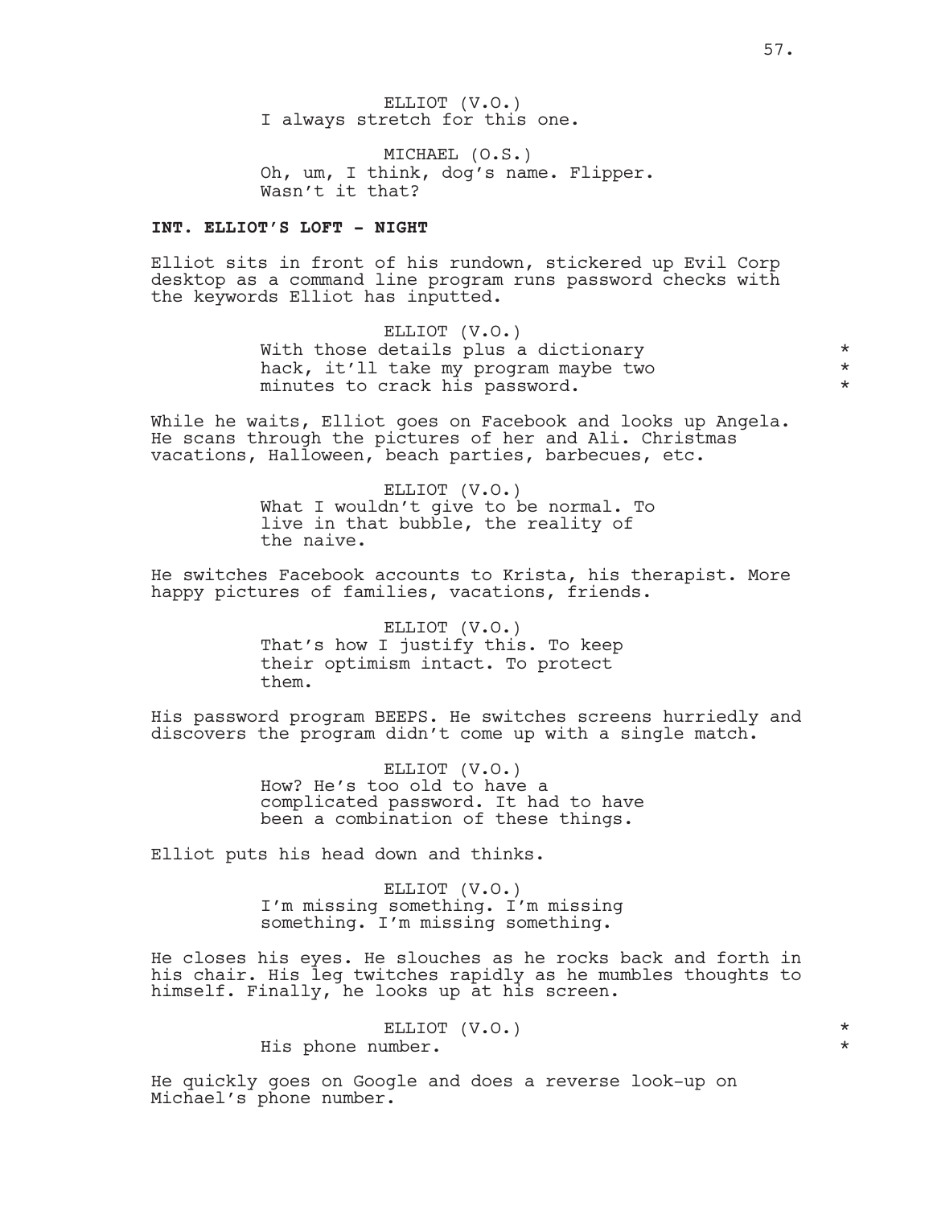ELLIOT (V.O.)
I always stretch for this one.

MICHAEL (O.S.)
Oh, um, I think, dog's name. Flipper.
Wasn't it that?

**INT. ELLIOT'S LOFT - NIGHT**

Elliot sits in front of his rundown, stickered up Evil Corp desktop as a command line program runs password checks with the keywords Elliot has inputted.

ELLIOT (V.O.)
With those details plus a dictionary *
hack, it'll take my program maybe two *
minutes to crack his password. *

While he waits, Elliot goes on Facebook and looks up Angela. He scans through the pictures of her and Ali. Christmas vacations, Halloween, beach parties, barbecues, etc.

ELLIOT (V.O.)
What I wouldn't give to be normal. To live in that bubble, the reality of the naive.

He switches Facebook accounts to Krista, his therapist. More happy pictures of families, vacations, friends.

ELLIOT (V.O.)
That's how I justify this. To keep their optimism intact. To protect them.

His password program BEEPS. He switches screens hurriedly and discovers the program didn't come up with a single match.

ELLIOT (V.O.)
How? He's too old to have a complicated password. It had to have been a combination of these things.

Elliot puts his head down and thinks.

ELLIOT (V.O.)
I'm missing something. I'm missing something. I'm missing something.

He closes his eyes. He slouches as he rocks back and forth in his chair. His leg twitches rapidly as he mumbles thoughts to himself. Finally, he looks up at his screen.

ELLIOT (V.O.) *
His phone number. *

He quickly goes on Google and does a reverse look-up on Michael's phone number.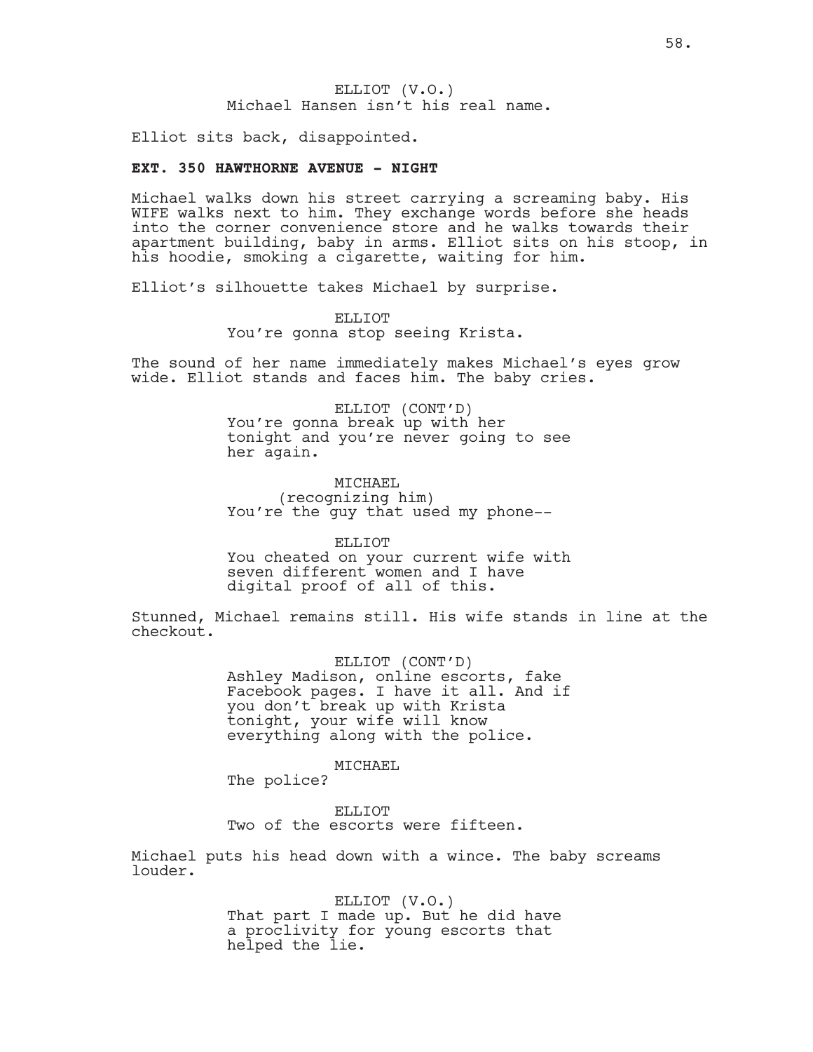ELLIOT (V.O.)
Michael Hansen isn't his real name.

Elliot sits back, disappointed.

**EXT. 350 HAWTHORNE AVENUE - NIGHT**

Michael walks down his street carrying a screaming baby. His WIFE walks next to him. They exchange words before she heads into the corner convenience store and he walks towards their apartment building, baby in arms. Elliot sits on his stoop, in his hoodie, smoking a cigarette, waiting for him.

Elliot's silhouette takes Michael by surprise.

ELLIOT
You're gonna stop seeing Krista.

The sound of her name immediately makes Michael's eyes grow wide. Elliot stands and faces him. The baby cries.

ELLIOT (CONT'D)
You're gonna break up with her tonight and you're never going to see her again.

MICHAEL
(recognizing him)
You're the guy that used my phone--

ELLIOT
You cheated on your current wife with seven different women and I have digital proof of all of this.

Stunned, Michael remains still. His wife stands in line at the checkout.

ELLIOT (CONT'D)
Ashley Madison, online escorts, fake Facebook pages. I have it all. And if you don't break up with Krista tonight, your wife will know everything along with the police.

MICHAEL
The police?

ELLIOT
Two of the escorts were fifteen.

Michael puts his head down with a wince. The baby screams louder.

ELLIOT (V.O.)
That part I made up. But he did have a proclivity for young escorts that helped the lie.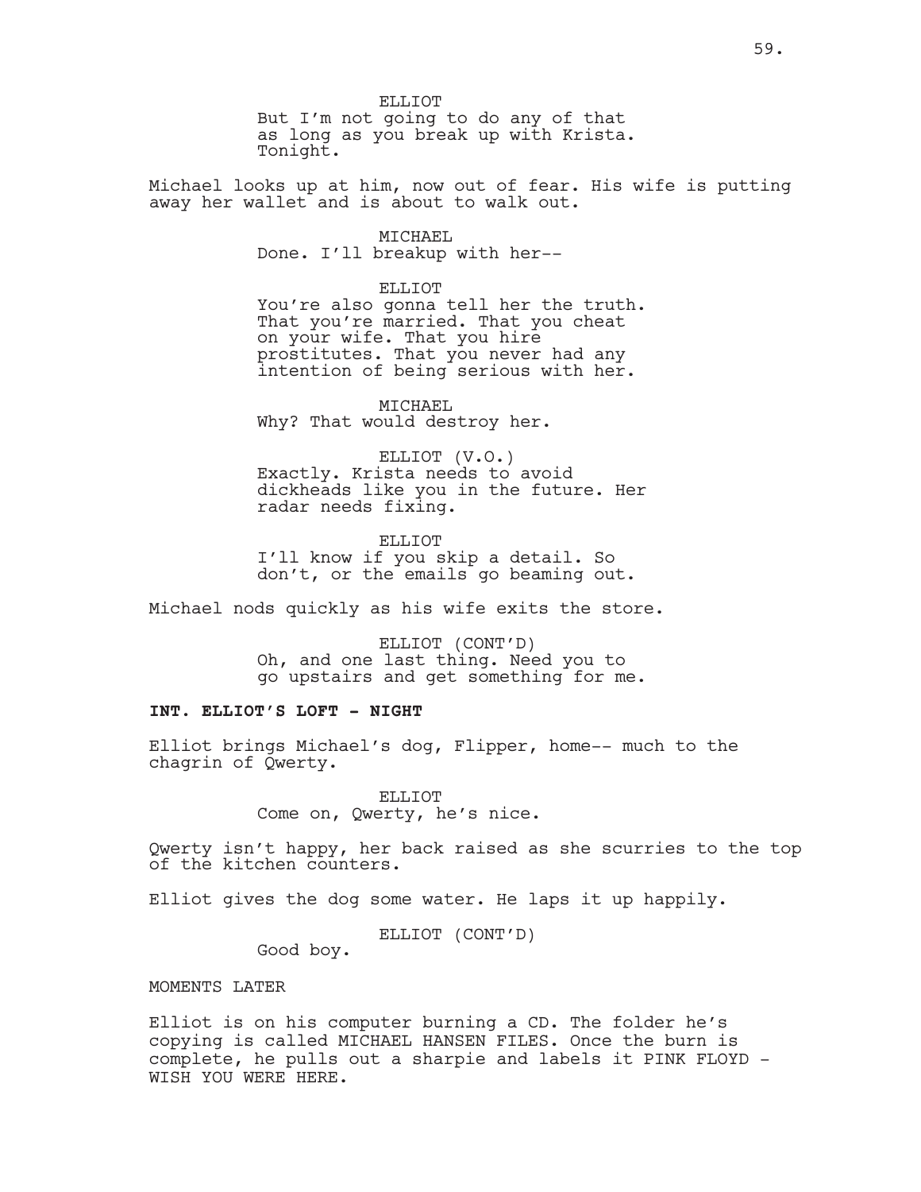ELLIOT
But I'm not going to do any of that as long as you break up with Krista. Tonight.

Michael looks up at him, now out of fear. His wife is putting away her wallet and is about to walk out.

MICHAEL
Done. I'll breakup with her--

ELLIOT
You're also gonna tell her the truth. That you're married. That you cheat on your wife. That you hire prostitutes. That you never had any intention of being serious with her.

MICHAEL
Why? That would destroy her.

ELLIOT (V.O.)
Exactly. Krista needs to avoid dickheads like you in the future. Her radar needs fixing.

ELLIOT
I'll know if you skip a detail. So don't, or the emails go beaming out.

Michael nods quickly as his wife exits the store.

ELLIOT (CONT'D)
Oh, and one last thing. Need you to go upstairs and get something for me.

**INT. ELLIOT'S LOFT - NIGHT**

Elliot brings Michael's dog, Flipper, home-- much to the chagrin of Qwerty.

ELLIOT
Come on, Qwerty, he's nice.

Qwerty isn't happy, her back raised as she scurries to the top of the kitchen counters.

Elliot gives the dog some water. He laps it up happily.

ELLIOT (CONT'D)
Good boy.

MOMENTS LATER

Elliot is on his computer burning a CD. The folder he's copying is called MICHAEL HANSEN FILES. Once the burn is complete, he pulls out a sharpie and labels it PINK FLOYD - WISH YOU WERE HERE.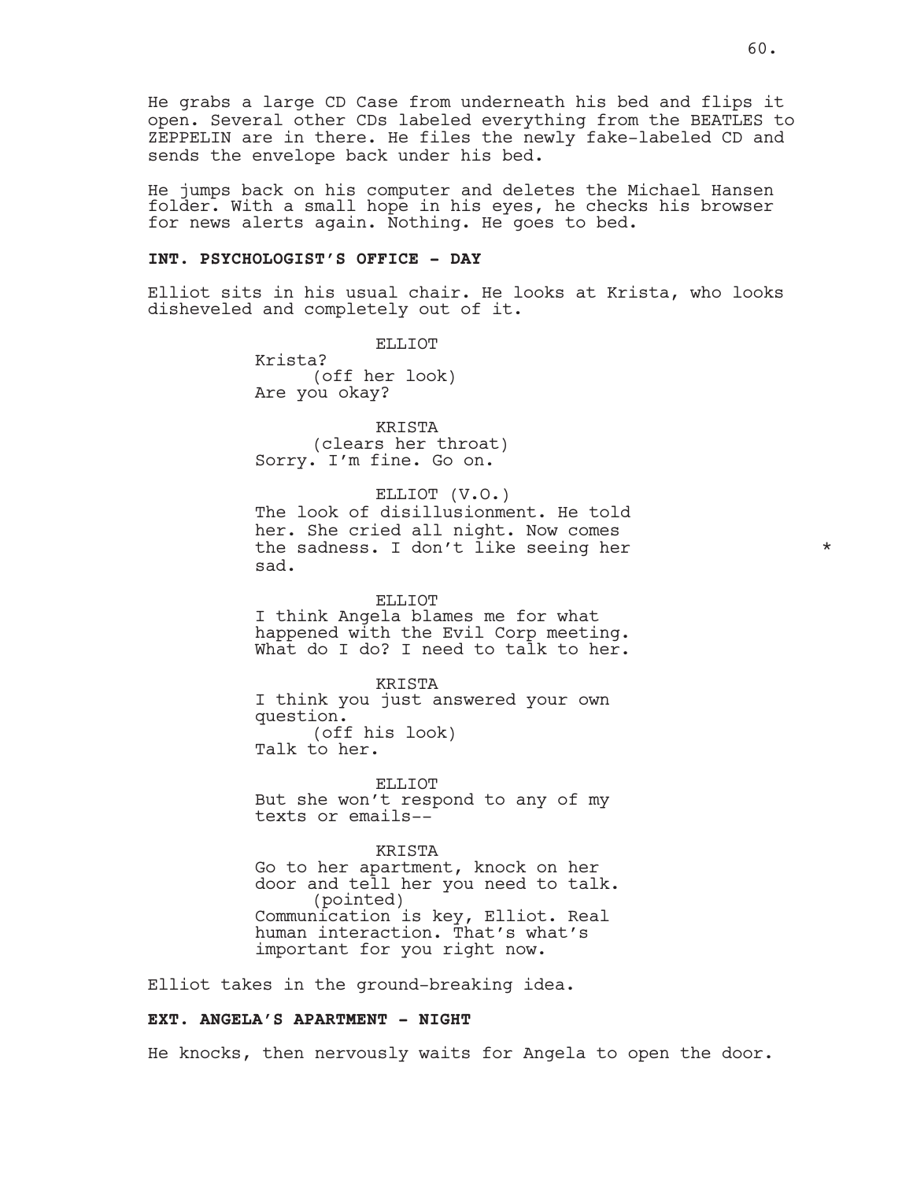He grabs a large CD Case from underneath his bed and flips it open. Several other CDs labeled everything from the BEATLES to ZEPPELIN are in there. He files the newly fake-labeled CD and sends the envelope back under his bed.

He jumps back on his computer and deletes the Michael Hansen folder. With a small hope in his eyes, he checks his browser for news alerts again. Nothing. He goes to bed.

**INT. PSYCHOLOGIST'S OFFICE - DAY**

Elliot sits in his usual chair. He looks at Krista, who looks disheveled and completely out of it.

ELLIOT
Krista?
(off her look)
Are you okay?

KRISTA
(clears her throat)
Sorry. I'm fine. Go on.

ELLIOT (V.O.)
The look of disillusionment. He told her. She cried all night. Now comes the sadness. I don't like seeing her sad. *

ELLIOT
I think Angela blames me for what happened with the Evil Corp meeting. What do I do? I need to talk to her.

KRISTA
I think you just answered your own question.
(off his look)
Talk to her.

ELLIOT
But she won't respond to any of my texts or emails--

KRISTA
Go to her apartment, knock on her door and tell her you need to talk.
(pointed)
Communication is key, Elliot. Real human interaction. That's what's important for you right now.

Elliot takes in the ground-breaking idea.

**EXT. ANGELA'S APARTMENT - NIGHT**

He knocks, then nervously waits for Angela to open the door.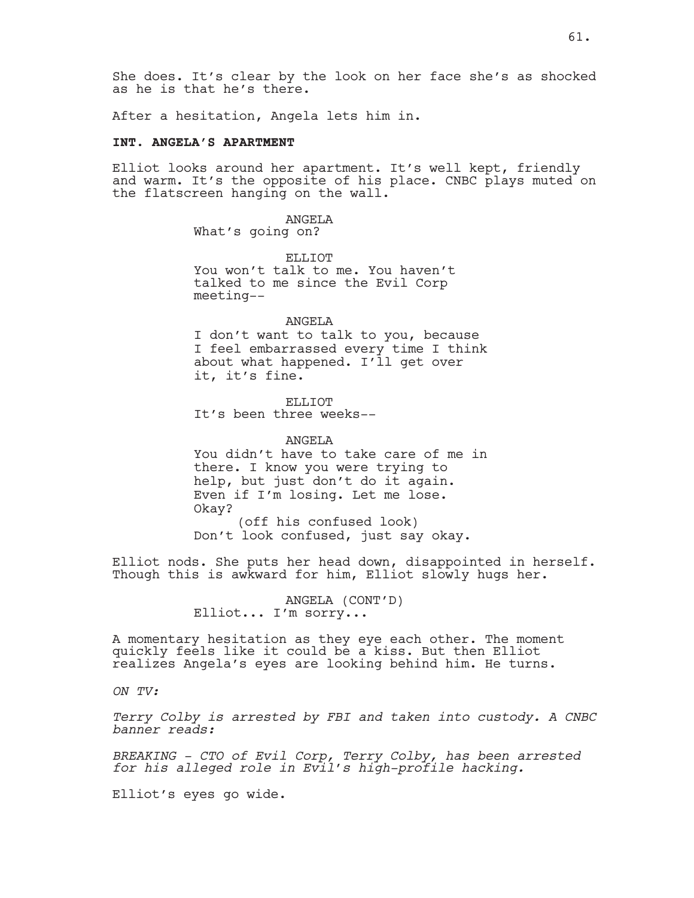She does. It's clear by the look on her face she's as shocked as he is that he's there.

After a hesitation, Angela lets him in.

**INT. ANGELA'S APARTMENT**

Elliot looks around her apartment. It's well kept, friendly and warm. It's the opposite of his place. CNBC plays muted on the flatscreen hanging on the wall.

ANGELA
What's going on?

ELLIOT
You won't talk to me. You haven't talked to me since the Evil Corp meeting--

ANGELA
I don't want to talk to you, because I feel embarrassed every time I think about what happened. I'll get over it, it's fine.

ELLIOT
It's been three weeks--

ANGELA
You didn't have to take care of me in there. I know you were trying to help, but just don't do it again. Even if I'm losing. Let me lose. Okay?
(off his confused look)
Don't look confused, just say okay.

Elliot nods. She puts her head down, disappointed in herself. Though this is awkward for him, Elliot slowly hugs her.

ANGELA (CONT'D)
Elliot... I'm sorry...

A momentary hesitation as they eye each other. The moment quickly feels like it could be a kiss. But then Elliot realizes Angela's eyes are looking behind him. He turns.

*ON TV:*

*Terry Colby is arrested by FBI and taken into custody. A CNBC banner reads:*

*BREAKING - CTO of Evil Corp, Terry Colby, has been arrested for his alleged role in Evil's high-profile hacking.*

Elliot's eyes go wide.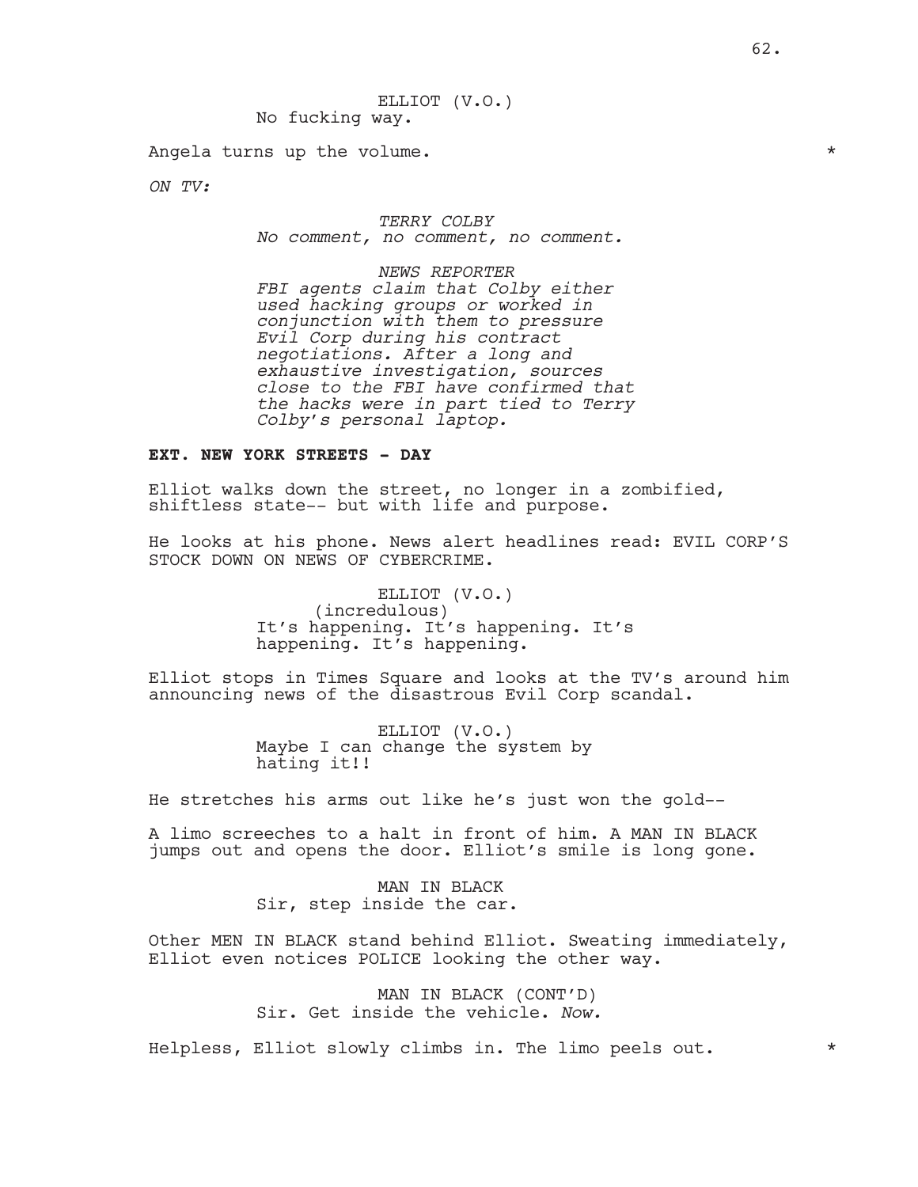ELLIOT (V.O.)
No fucking way.

Angela turns up the volume. *

*ON TV:*

*TERRY COLBY*
*No comment, no comment, no comment.*

*NEWS REPORTER*
*FBI agents claim that Colby either used hacking groups or worked in conjunction with them to pressure Evil Corp during his contract negotiations. After a long and exhaustive investigation, sources close to the FBI have confirmed that the hacks were in part tied to Terry Colby's personal laptop.*

**EXT. NEW YORK STREETS - DAY**

Elliot walks down the street, no longer in a zombified, shiftless state-- but with life and purpose.

He looks at his phone. News alert headlines read: EVIL CORP'S STOCK DOWN ON NEWS OF CYBERCRIME.

ELLIOT (V.O.)
(incredulous)
It's happening. It's happening. It's happening. It's happening.

Elliot stops in Times Square and looks at the TV's around him announcing news of the disastrous Evil Corp scandal.

ELLIOT (V.O.)
Maybe I can change the system by hating it!!

He stretches his arms out like he's just won the gold--

A limo screeches to a halt in front of him. A MAN IN BLACK jumps out and opens the door. Elliot's smile is long gone.

MAN IN BLACK
Sir, step inside the car.

Other MEN IN BLACK stand behind Elliot. Sweating immediately, Elliot even notices POLICE looking the other way.

MAN IN BLACK (CONT'D)
Sir. Get inside the vehicle. *Now.*

Helpless, Elliot slowly climbs in. The limo peels out. *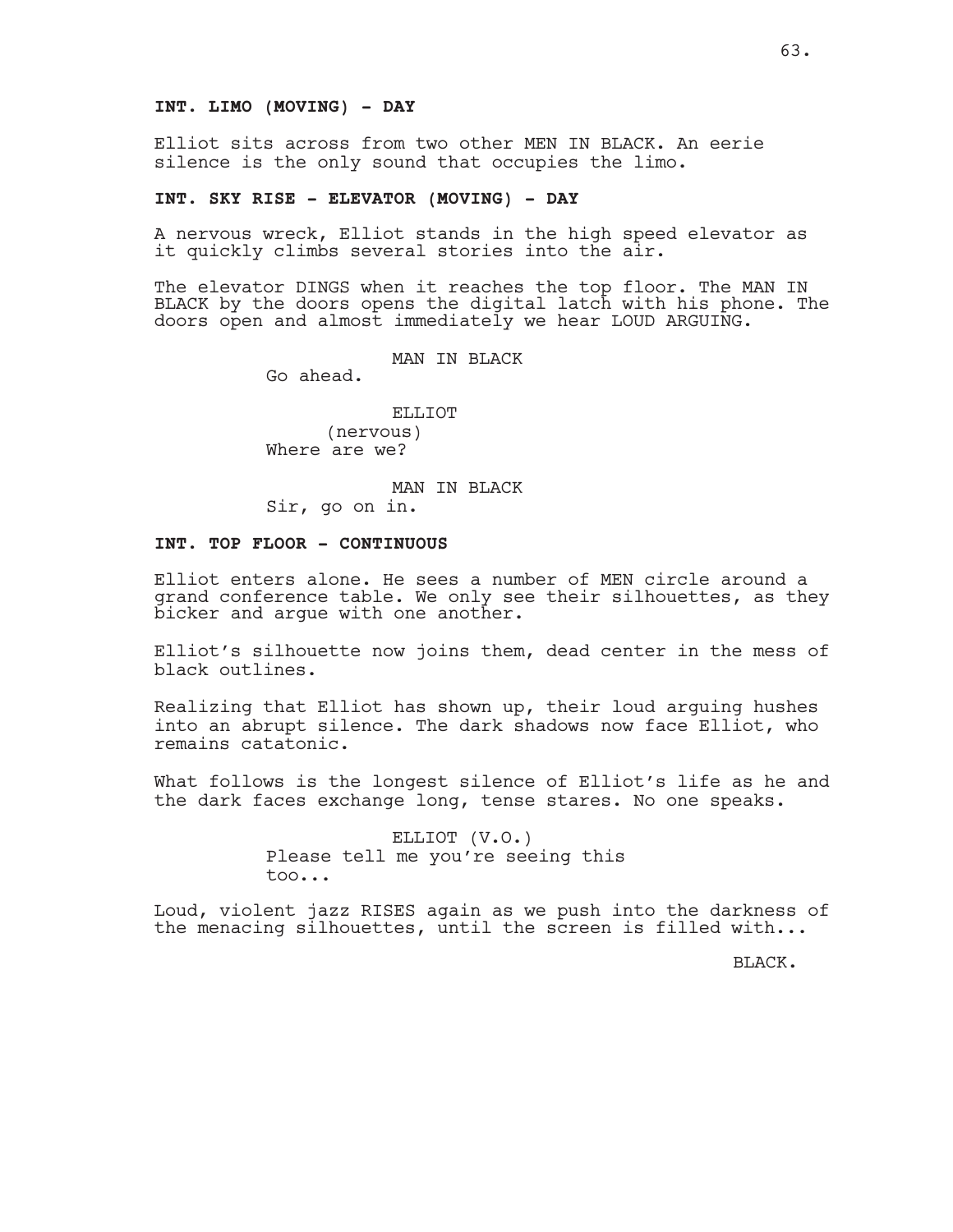**INT. LIMO (MOVING) - DAY**

Elliot sits across from two other MEN IN BLACK. An eerie silence is the only sound that occupies the limo.

**INT. SKY RISE - ELEVATOR (MOVING) - DAY**

A nervous wreck, Elliot stands in the high speed elevator as it quickly climbs several stories into the air.

The elevator DINGS when it reaches the top floor. The MAN IN BLACK by the doors opens the digital latch with his phone. The doors open and almost immediately we hear LOUD ARGUING.

MAN IN BLACK
Go ahead.

ELLIOT
(nervous)
Where are we?

MAN IN BLACK
Sir, go on in.

**INT. TOP FLOOR - CONTINUOUS**

Elliot enters alone. He sees a number of MEN circle around a grand conference table. We only see their silhouettes, as they bicker and argue with one another.

Elliot's silhouette now joins them, dead center in the mess of black outlines.

Realizing that Elliot has shown up, their loud arguing hushes into an abrupt silence. The dark shadows now face Elliot, who remains catatonic.

What follows is the longest silence of Elliot's life as he and the dark faces exchange long, tense stares. No one speaks.

ELLIOT (V.O.)
Please tell me you're seeing this too...

Loud, violent jazz RISES again as we push into the darkness of the menacing silhouettes, until the screen is filled with...

BLACK.